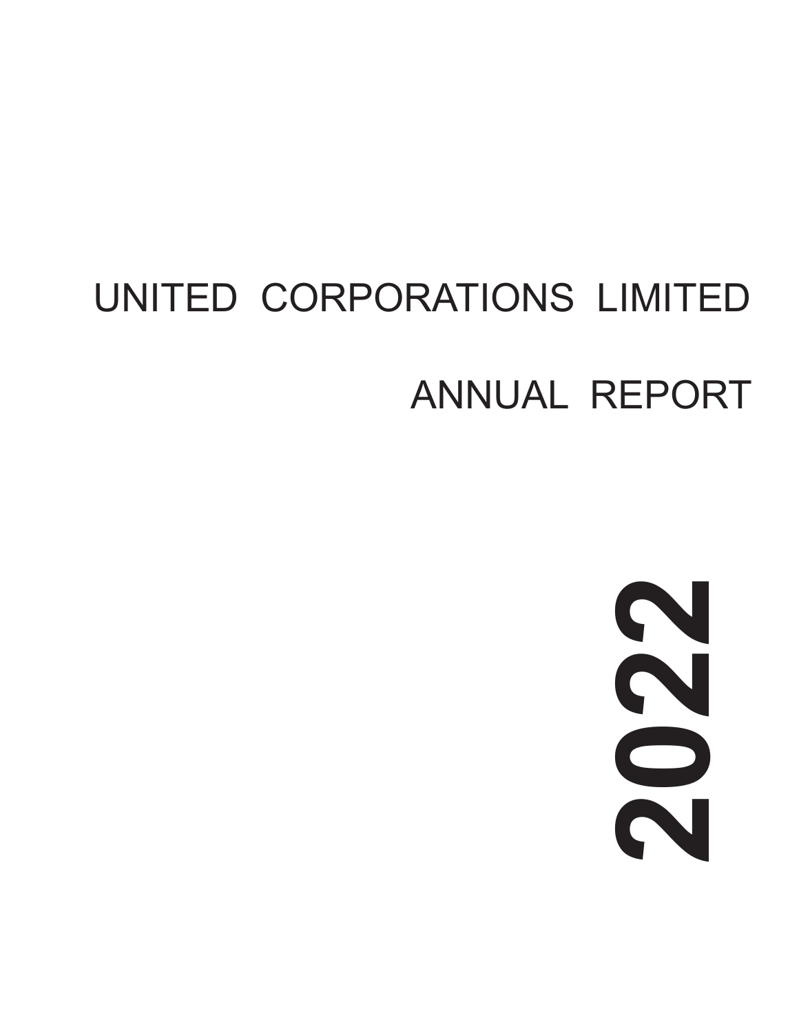# UNITED CORPORATIONS LIMITED

## ANNUAL REPORT

# 2022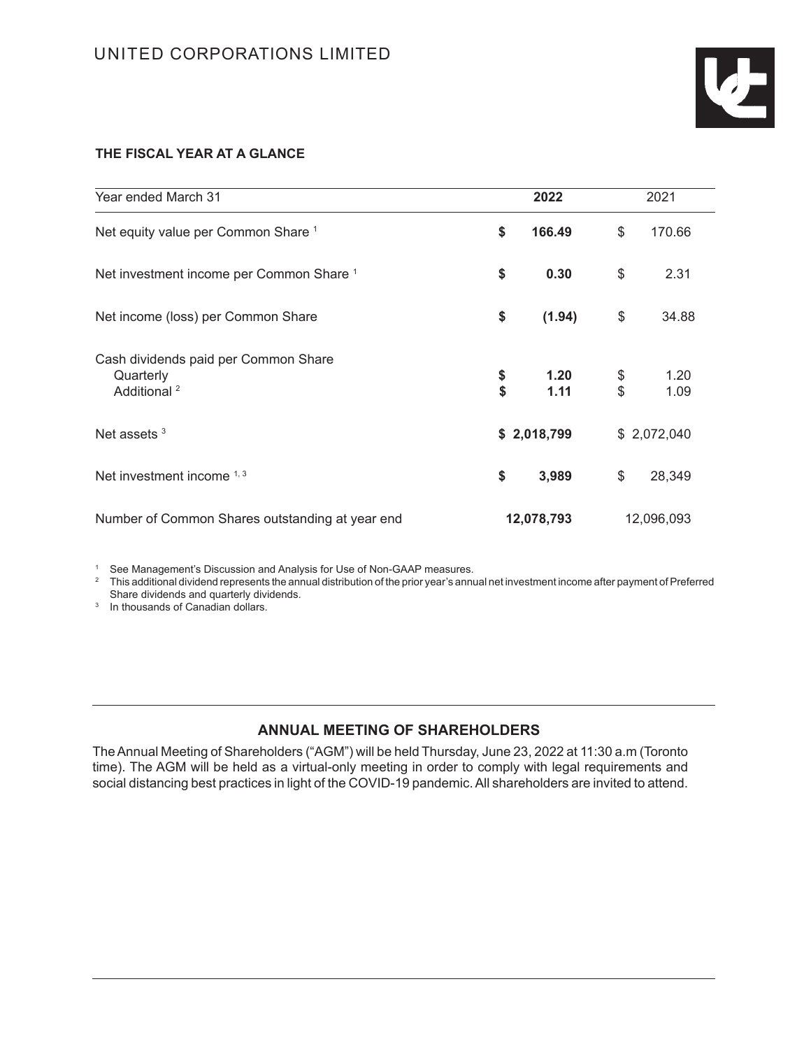# UNITED CORPORATIONS LIMITED

### THE FISCAL YEAR AT A GLANCE

| Year ended March 31 | 2022 | 2021 |
|---|---|---|
| Net equity value per Common Share [1] | **$ 166.49** | $ 170.66 |
| Net investment income per Common Share [1] | **$ 0.30** | $ 2.31 |
| Net income (loss) per Common Share | **$ (1.94)** | $ 34.88 |
| Cash dividends paid per Common Share | | |
| Quarterly | **$ 1.20** | $ 1.20 |
| Additional [2] | **$ 1.11** | $ 1.09 |
| Net assets [3] | **$ 2,018,799** | $ 2,072,040 |
| Net investment income [1, 3] | **$ 3,989** | $ 28,349 |
| Number of Common Shares outstanding at year end | **12,078,793** | 12,096,093 |

[1] See Management's Discussion and Analysis for Use of Non-GAAP measures.

[2] This additional dividend represents the annual distribution of the prior year's annual net investment income after payment of Preferred Share dividends and quarterly dividends.

[3] In thousands of Canadian dollars.

## ANNUAL MEETING OF SHAREHOLDERS

The Annual Meeting of Shareholders ("AGM") will be held Thursday, June 23, 2022 at 11:30 a.m (Toronto time). The AGM will be held as a virtual-only meeting in order to comply with legal requirements and social distancing best practices in light of the COVID-19 pandemic. All shareholders are invited to attend.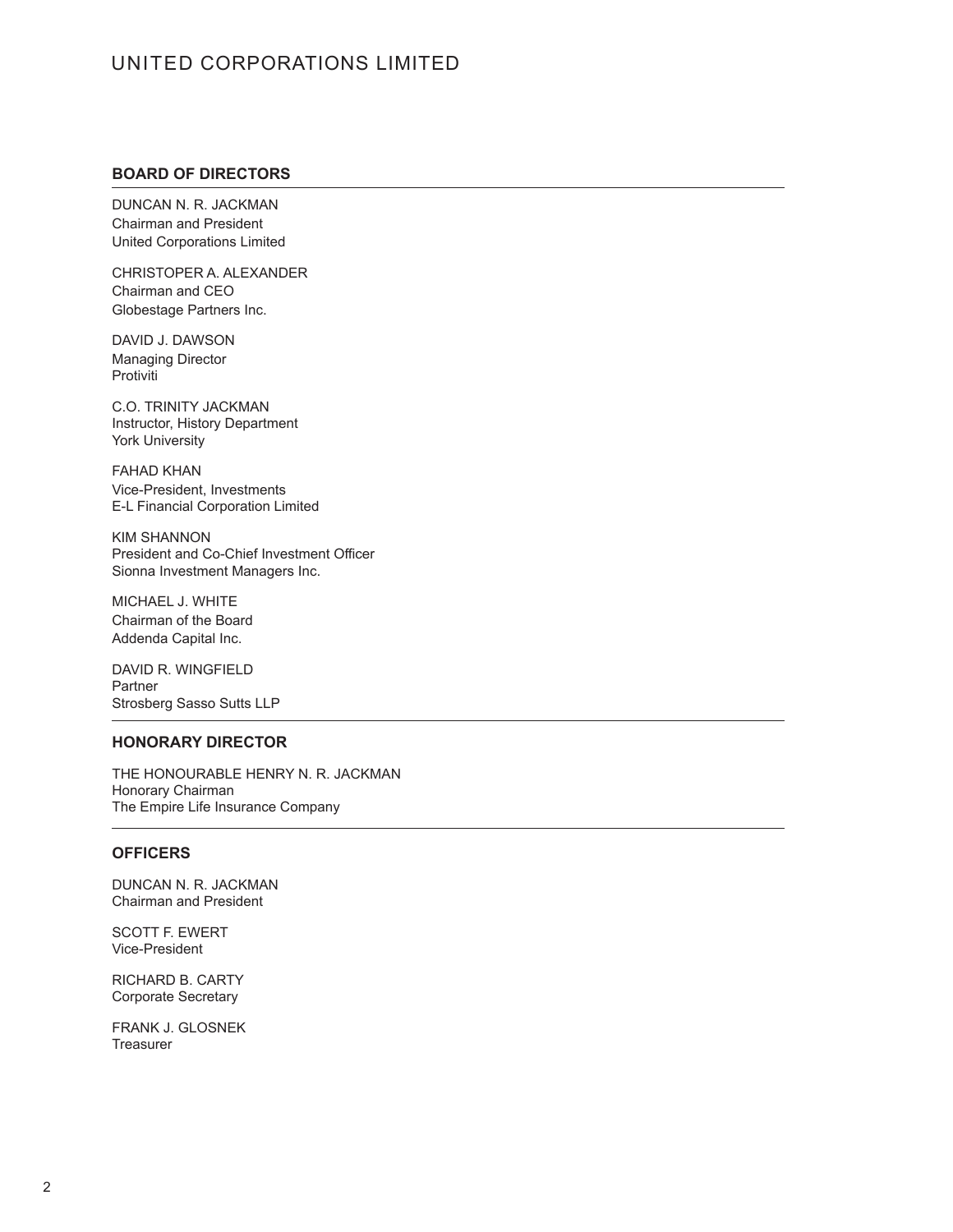# UNITED CORPORATIONS LIMITED

## BOARD OF DIRECTORS

DUNCAN N. R. JACKMAN
Chairman and President
United Corporations Limited

CHRISTOPER A. ALEXANDER
Chairman and CEO
Globestage Partners Inc.

DAVID J. DAWSON
Managing Director
Protiviti

C.O. TRINITY JACKMAN
Instructor, History Department
York University

FAHAD KHAN
Vice-President, Investments
E-L Financial Corporation Limited

KIM SHANNON
President and Co-Chief Investment Officer
Sionna Investment Managers Inc.

MICHAEL J. WHITE
Chairman of the Board
Addenda Capital Inc.

DAVID R. WINGFIELD
Partner
Strosberg Sasso Sutts LLP

## HONORARY DIRECTOR

THE HONOURABLE HENRY N. R. JACKMAN
Honorary Chairman
The Empire Life Insurance Company

## OFFICERS

DUNCAN N. R. JACKMAN
Chairman and President

SCOTT F. EWERT
Vice-President

RICHARD B. CARTY
Corporate Secretary

FRANK J. GLOSNEK
Treasurer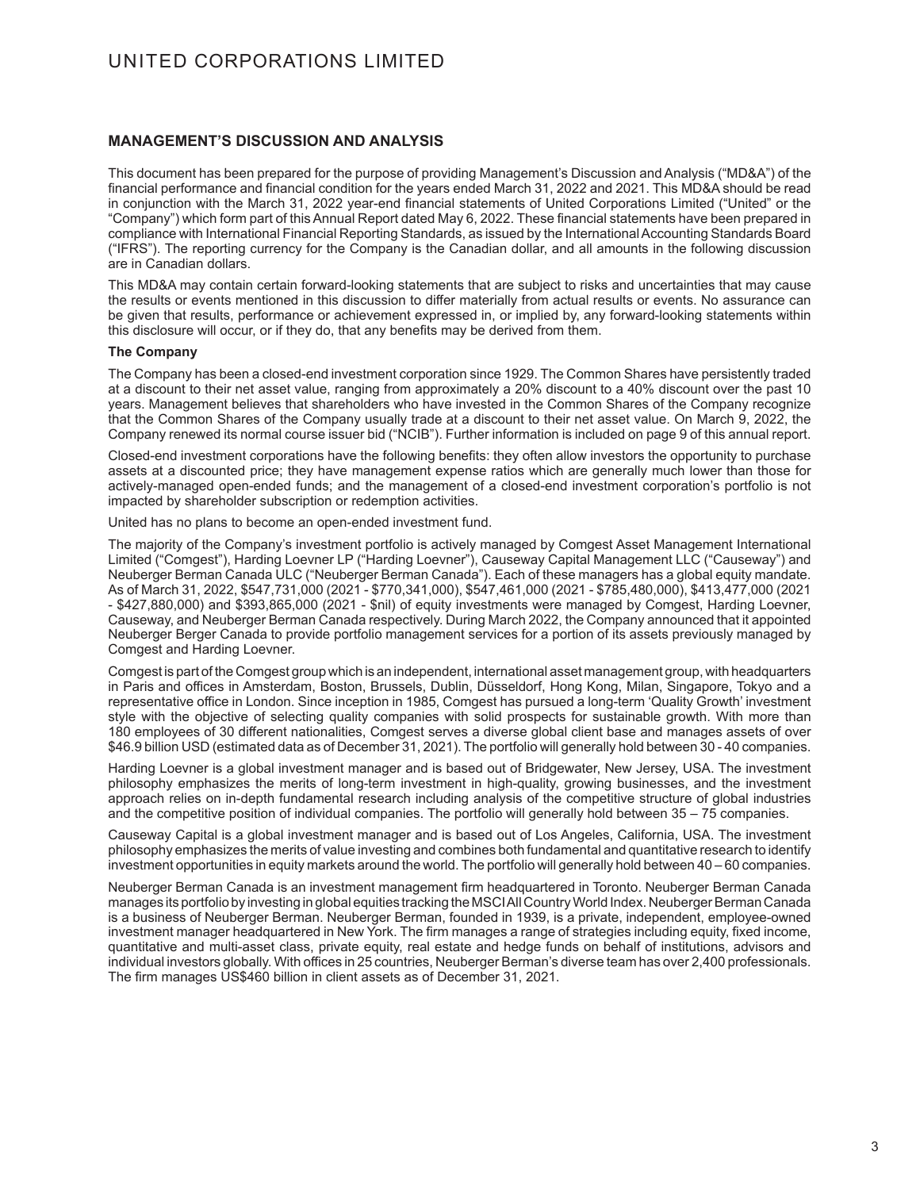## MANAGEMENT'S DISCUSSION AND ANALYSIS

This document has been prepared for the purpose of providing Management's Discussion and Analysis ("MD&A") of the financial performance and financial condition for the years ended March 31, 2022 and 2021. This MD&A should be read in conjunction with the March 31, 2022 year-end financial statements of United Corporations Limited ("United" or the "Company") which form part of this Annual Report dated May 6, 2022. These financial statements have been prepared in compliance with International Financial Reporting Standards, as issued by the International Accounting Standards Board ("IFRS"). The reporting currency for the Company is the Canadian dollar, and all amounts in the following discussion are in Canadian dollars.

This MD&A may contain certain forward-looking statements that are subject to risks and uncertainties that may cause the results or events mentioned in this discussion to differ materially from actual results or events. No assurance can be given that results, performance or achievement expressed in, or implied by, any forward-looking statements within this disclosure will occur, or if they do, that any benefits may be derived from them.

**The Company**

The Company has been a closed-end investment corporation since 1929. The Common Shares have persistently traded at a discount to their net asset value, ranging from approximately a 20% discount to a 40% discount over the past 10 years. Management believes that shareholders who have invested in the Common Shares of the Company recognize that the Common Shares of the Company usually trade at a discount to their net asset value. On March 9, 2022, the Company renewed its normal course issuer bid ("NCIB"). Further information is included on page 9 of this annual report.

Closed-end investment corporations have the following benefits: they often allow investors the opportunity to purchase assets at a discounted price; they have management expense ratios which are generally much lower than those for actively-managed open-ended funds; and the management of a closed-end investment corporation's portfolio is not impacted by shareholder subscription or redemption activities.

United has no plans to become an open-ended investment fund.

The majority of the Company's investment portfolio is actively managed by Comgest Asset Management International Limited ("Comgest"), Harding Loevner LP ("Harding Loevner"), Causeway Capital Management LLC ("Causeway") and Neuberger Berman Canada ULC ("Neuberger Berman Canada"). Each of these managers has a global equity mandate. As of March 31, 2022, $547,731,000 (2021 - $770,341,000), $547,461,000 (2021 - $785,480,000), $413,477,000 (2021 - $427,880,000) and $393,865,000 (2021 - $nil) of equity investments were managed by Comgest, Harding Loevner, Causeway, and Neuberger Berman Canada respectively. During March 2022, the Company announced that it appointed Neuberger Berger Canada to provide portfolio management services for a portion of its assets previously managed by Comgest and Harding Loevner.

Comgest is part of the Comgest group which is an independent, international asset management group, with headquarters in Paris and offices in Amsterdam, Boston, Brussels, Dublin, Düsseldorf, Hong Kong, Milan, Singapore, Tokyo and a representative office in London. Since inception in 1985, Comgest has pursued a long-term 'Quality Growth' investment style with the objective of selecting quality companies with solid prospects for sustainable growth. With more than 180 employees of 30 different nationalities, Comgest serves a diverse global client base and manages assets of over $46.9 billion USD (estimated data as of December 31, 2021). The portfolio will generally hold between 30 - 40 companies.

Harding Loevner is a global investment manager and is based out of Bridgewater, New Jersey, USA. The investment philosophy emphasizes the merits of long-term investment in high-quality, growing businesses, and the investment approach relies on in-depth fundamental research including analysis of the competitive structure of global industries and the competitive position of individual companies. The portfolio will generally hold between 35 – 75 companies.

Causeway Capital is a global investment manager and is based out of Los Angeles, California, USA. The investment philosophy emphasizes the merits of value investing and combines both fundamental and quantitative research to identify investment opportunities in equity markets around the world. The portfolio will generally hold between 40 – 60 companies.

Neuberger Berman Canada is an investment management firm headquartered in Toronto. Neuberger Berman Canada manages its portfolio by investing in global equities tracking the MSCI All Country World Index. Neuberger Berman Canada is a business of Neuberger Berman. Neuberger Berman, founded in 1939, is a private, independent, employee-owned investment manager headquartered in New York. The firm manages a range of strategies including equity, fixed income, quantitative and multi-asset class, private equity, real estate and hedge funds on behalf of institutions, advisors and individual investors globally. With offices in 25 countries, Neuberger Berman's diverse team has over 2,400 professionals. The firm manages US$460 billion in client assets as of December 31, 2021.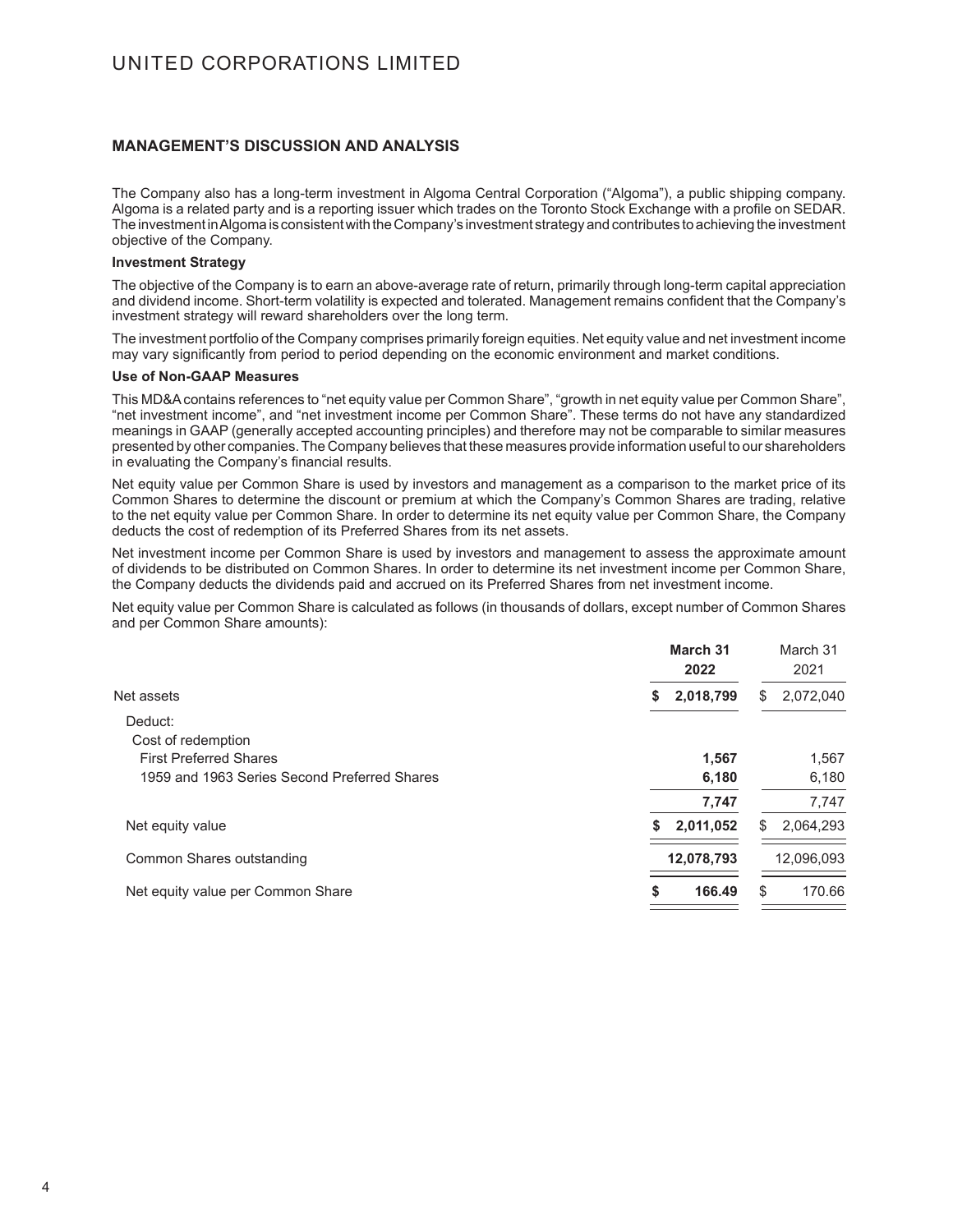## MANAGEMENT'S DISCUSSION AND ANALYSIS

The Company also has a long-term investment in Algoma Central Corporation ("Algoma"), a public shipping company. Algoma is a related party and is a reporting issuer which trades on the Toronto Stock Exchange with a profile on SEDAR. The investment in Algoma is consistent with the Company's investment strategy and contributes to achieving the investment objective of the Company.

**Investment Strategy**

The objective of the Company is to earn an above-average rate of return, primarily through long-term capital appreciation and dividend income. Short-term volatility is expected and tolerated. Management remains confident that the Company's investment strategy will reward shareholders over the long term.

The investment portfolio of the Company comprises primarily foreign equities. Net equity value and net investment income may vary significantly from period to period depending on the economic environment and market conditions.

**Use of Non-GAAP Measures**

This MD&A contains references to "net equity value per Common Share", "growth in net equity value per Common Share", "net investment income", and "net investment income per Common Share". These terms do not have any standardized meanings in GAAP (generally accepted accounting principles) and therefore may not be comparable to similar measures presented by other companies. The Company believes that these measures provide information useful to our shareholders in evaluating the Company's financial results.

Net equity value per Common Share is used by investors and management as a comparison to the market price of its Common Shares to determine the discount or premium at which the Company's Common Shares are trading, relative to the net equity value per Common Share. In order to determine its net equity value per Common Share, the Company deducts the cost of redemption of its Preferred Shares from its net assets.

Net investment income per Common Share is used by investors and management to assess the approximate amount of dividends to be distributed on Common Shares. In order to determine its net investment income per Common Share, the Company deducts the dividends paid and accrued on its Preferred Shares from net investment income.

Net equity value per Common Share is calculated as follows (in thousands of dollars, except number of Common Shares and per Common Share amounts):

| | **March 31 2022** | March 31 2021 |
|---|---|---|
| Net assets | **$ 2,018,799** | $ 2,072,040 |
| Deduct: | | |
| Cost of redemption | | |
| First Preferred Shares | **1,567** | 1,567 |
| 1959 and 1963 Series Second Preferred Shares | **6,180** | 6,180 |
| | **7,747** | 7,747 |
| Net equity value | **$ 2,011,052** | $ 2,064,293 |
| Common Shares outstanding | **12,078,793** | 12,096,093 |
| Net equity value per Common Share | **$ 166.49** | $ 170.66 |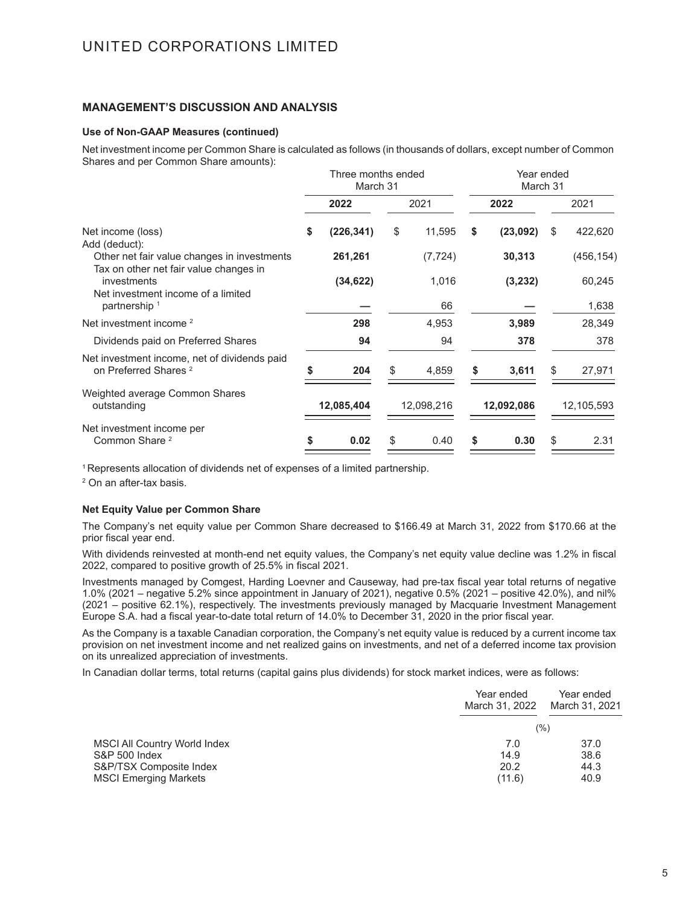## MANAGEMENT'S DISCUSSION AND ANALYSIS

### Use of Non-GAAP Measures (continued)

Net investment income per Common Share is calculated as follows (in thousands of dollars, except number of Common Shares and per Common Share amounts):

| | Three months ended March 31 | | Year ended March 31 | |
|---|---|---|---|---|
| | **2022** | 2021 | **2022** | 2021 |
| Net income (loss) | **$ (226,341)** | $ 11,595 | **$ (23,092)** | $ 422,620 |
| Add (deduct): | | | | |
| Other net fair value changes in investments | **261,261** | (7,724) | **30,313** | (456,154) |
| Tax on other net fair value changes in investments | **(34,622)** | 1,016 | **(3,232)** | 60,245 |
| Net investment income of a limited partnership [1] | **—** | 66 | **—** | 1,638 |
| Net investment income [2] | **298** | 4,953 | **3,989** | 28,349 |
| Dividends paid on Preferred Shares | **94** | 94 | **378** | 378 |
| Net investment income, net of dividends paid on Preferred Shares [2] | **$ 204** | $ 4,859 | **$ 3,611** | $ 27,971 |
| Weighted average Common Shares outstanding | **12,085,404** | 12,098,216 | **12,092,086** | 12,105,593 |
| Net investment income per Common Share [2] | **$ 0.02** | $ 0.40 | **$ 0.30** | $ 2.31 |

[1] Represents allocation of dividends net of expenses of a limited partnership.

[2] On an after-tax basis.

### Net Equity Value per Common Share

The Company's net equity value per Common Share decreased to $166.49 at March 31, 2022 from $170.66 at the prior fiscal year end.

With dividends reinvested at month-end net equity values, the Company's net equity value decline was 1.2% in fiscal 2022, compared to positive growth of 25.5% in fiscal 2021.

Investments managed by Comgest, Harding Loevner and Causeway, had pre-tax fiscal year total returns of negative 1.0% (2021 – negative 5.2% since appointment in January of 2021), negative 0.5% (2021 – positive 42.0%), and nil% (2021 – positive 62.1%), respectively. The investments previously managed by Macquarie Investment Management Europe S.A. had a fiscal year-to-date total return of 14.0% to December 31, 2020 in the prior fiscal year.

As the Company is a taxable Canadian corporation, the Company's net equity value is reduced by a current income tax provision on net investment income and net realized gains on investments, and net of a deferred income tax provision on its unrealized appreciation of investments.

In Canadian dollar terms, total returns (capital gains plus dividends) for stock market indices, were as follows:

| | Year ended March 31, 2022 | Year ended March 31, 2021 |
|---|---|---|
| | (%) | |
| MSCI All Country World Index | 7.0 | 37.0 |
| S&P 500 Index | 14.9 | 38.6 |
| S&P/TSX Composite Index | 20.2 | 44.3 |
| MSCI Emerging Markets | (11.6) | 40.9 |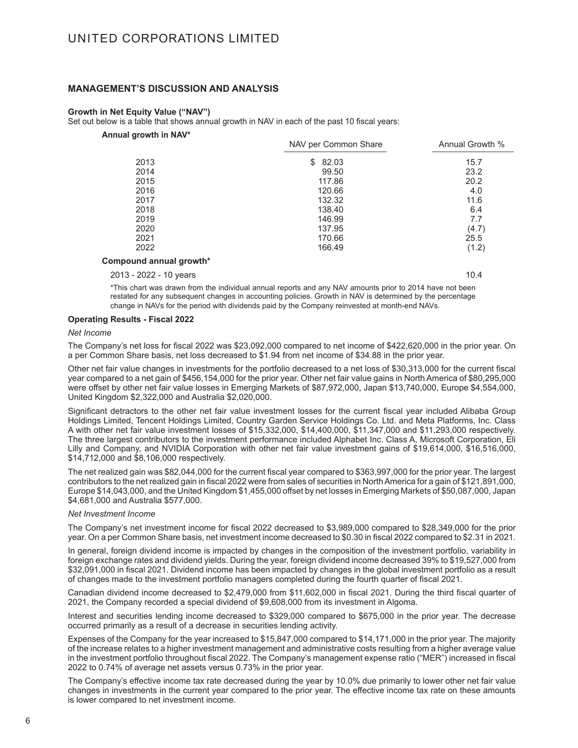## MANAGEMENT'S DISCUSSION AND ANALYSIS

**Growth in Net Equity Value ("NAV")**

Set out below is a table that shows annual growth in NAV in each of the past 10 fiscal years:

**Annual growth in NAV***

| | NAV per Common Share | Annual Growth % |
|---|---|---|
| 2013 | $ 82.03 | 15.7 |
| 2014 | 99.50 | 23.2 |
| 2015 | 117.86 | 20.2 |
| 2016 | 120.66 | 4.0 |
| 2017 | 132.32 | 11.6 |
| 2018 | 138.40 | 6.4 |
| 2019 | 146.99 | 7.7 |
| 2020 | 137.95 | (4.7) |
| 2021 | 170.66 | 25.5 |
| 2022 | 166.49 | (1.2) |
| **Compound annual growth*** | | |
| 2013 - 2022 - 10 years | | 10.4 |

*This chart was drawn from the individual annual reports and any NAV amounts prior to 2014 have not been restated for any subsequent changes in accounting policies. Growth in NAV is determined by the percentage change in NAVs for the period with dividends paid by the Company reinvested at month-end NAVs.

**Operating Results - Fiscal 2022**

*Net Income*

The Company's net loss for fiscal 2022 was $23,092,000 compared to net income of $422,620,000 in the prior year. On a per Common Share basis, net loss decreased to $1.94 from net income of $34.88 in the prior year.

Other net fair value changes in investments for the portfolio decreased to a net loss of $30,313,000 for the current fiscal year compared to a net gain of $456,154,000 for the prior year. Other net fair value gains in North America of $80,295,000 were offset by other net fair value losses in Emerging Markets of $87,972,000, Japan $13,740,000, Europe $4,554,000, United Kingdom $2,322,000 and Australia $2,020,000.

Significant detractors to the other net fair value investment losses for the current fiscal year included Alibaba Group Holdings Limited, Tencent Holdings Limited, Country Garden Service Holdings Co. Ltd. and Meta Platforms, Inc. Class A with other net fair value investment losses of $15,332,000, $14,400,000, $11,347,000 and $11,293,000 respectively. The three largest contributors to the investment performance included Alphabet Inc. Class A, Microsoft Corporation, Eli Lilly and Company, and NVIDIA Corporation with other net fair value investment gains of $19,614,000, $16,516,000, $14,712,000 and $8,106,000 respectively.

The net realized gain was $82,044,000 for the current fiscal year compared to $363,997,000 for the prior year. The largest contributors to the net realized gain in fiscal 2022 were from sales of securities in North America for a gain of $121,891,000, Europe $14,043,000, and the United Kingdom $1,455,000 offset by net losses in Emerging Markets of $50,087,000, Japan $4,681,000 and Australia $577,000.

*Net Investment Income*

The Company's net investment income for fiscal 2022 decreased to $3,989,000 compared to $28,349,000 for the prior year. On a per Common Share basis, net investment income decreased to $0.30 in fiscal 2022 compared to $2.31 in 2021.

In general, foreign dividend income is impacted by changes in the composition of the investment portfolio, variability in foreign exchange rates and dividend yields. During the year, foreign dividend income decreased 39% to $19,527,000 from $32,091,000 in fiscal 2021. Dividend income has been impacted by changes in the global investment portfolio as a result of changes made to the investment portfolio managers completed during the fourth quarter of fiscal 2021.

Canadian dividend income decreased to $2,479,000 from $11,602,000 in fiscal 2021. During the third fiscal quarter of 2021, the Company recorded a special dividend of $9,608,000 from its investment in Algoma.

Interest and securities lending income decreased to $329,000 compared to $675,000 in the prior year. The decrease occurred primarily as a result of a decrease in securities lending activity.

Expenses of the Company for the year increased to $15,847,000 compared to $14,171,000 in the prior year. The majority of the increase relates to a higher investment management and administrative costs resulting from a higher average value in the investment portfolio throughout fiscal 2022. The Company's management expense ratio ("MER") increased in fiscal 2022 to 0.74% of average net assets versus 0.73% in the prior year.

The Company's effective income tax rate decreased during the year by 10.0% due primarily to lower other net fair value changes in investments in the current year compared to the prior year. The effective income tax rate on these amounts is lower compared to net investment income.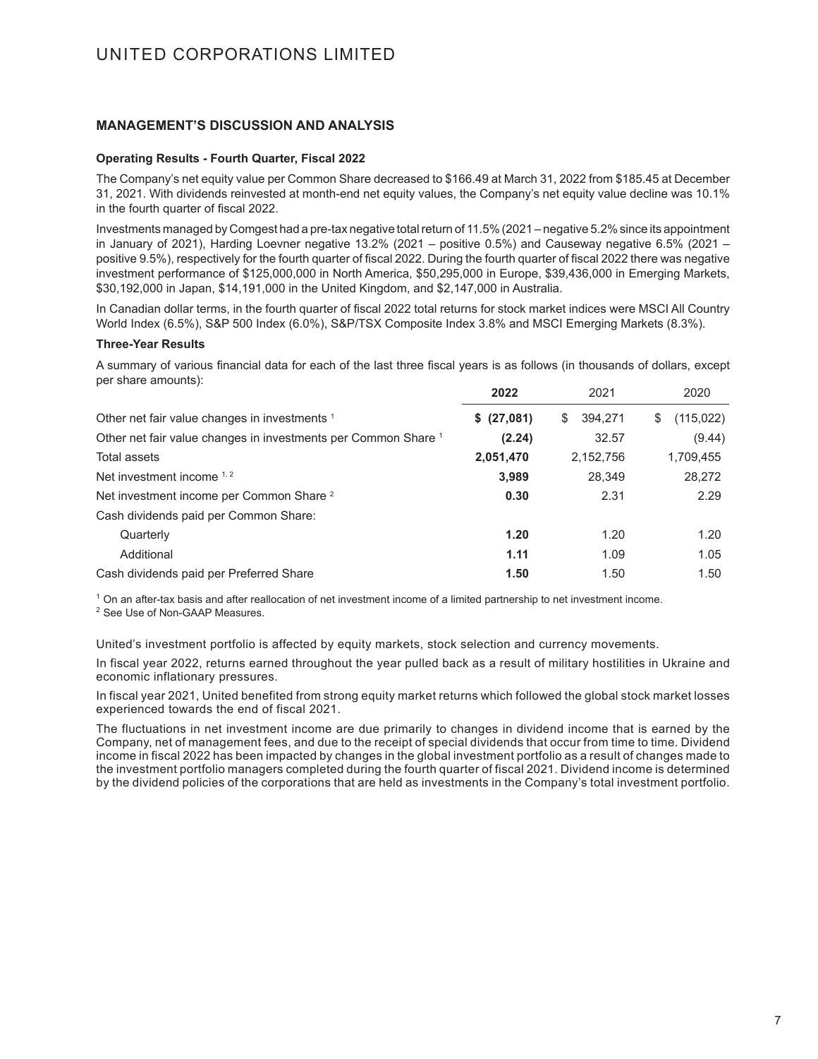## MANAGEMENT'S DISCUSSION AND ANALYSIS

**Operating Results - Fourth Quarter, Fiscal 2022**

The Company's net equity value per Common Share decreased to $166.49 at March 31, 2022 from $185.45 at December 31, 2021. With dividends reinvested at month-end net equity values, the Company's net equity value decline was 10.1% in the fourth quarter of fiscal 2022.

Investments managed by Comgest had a pre-tax negative total return of 11.5% (2021 – negative 5.2% since its appointment in January of 2021), Harding Loevner negative 13.2% (2021 – positive 0.5%) and Causeway negative 6.5% (2021 – positive 9.5%), respectively for the fourth quarter of fiscal 2022. During the fourth quarter of fiscal 2022 there was negative investment performance of $125,000,000 in North America, $50,295,000 in Europe, $39,436,000 in Emerging Markets, $30,192,000 in Japan, $14,191,000 in the United Kingdom, and $2,147,000 in Australia.

In Canadian dollar terms, in the fourth quarter of fiscal 2022 total returns for stock market indices were MSCI All Country World Index (6.5%), S&P 500 Index (6.0%), S&P/TSX Composite Index 3.8% and MSCI Emerging Markets (8.3%).

**Three-Year Results**

A summary of various financial data for each of the last three fiscal years is as follows (in thousands of dollars, except per share amounts):

| | **2022** | 2021 | 2020 |
|---|---|---|---|
| Other net fair value changes in investments [1] | **$ (27,081)** | $ 394,271 | $ (115,022) |
| Other net fair value changes in investments per Common Share [1] | **(2.24)** | 32.57 | (9.44) |
| Total assets | **2,051,470** | 2,152,756 | 1,709,455 |
| Net investment income [1, 2] | **3,989** | 28,349 | 28,272 |
| Net investment income per Common Share [2] | **0.30** | 2.31 | 2.29 |
| Cash dividends paid per Common Share: | | | |
| Quarterly | **1.20** | 1.20 | 1.20 |
| Additional | **1.11** | 1.09 | 1.05 |
| Cash dividends paid per Preferred Share | **1.50** | 1.50 | 1.50 |

[1] On an after-tax basis and after reallocation of net investment income of a limited partnership to net investment income.
[2] See Use of Non-GAAP Measures.

United's investment portfolio is affected by equity markets, stock selection and currency movements.

In fiscal year 2022, returns earned throughout the year pulled back as a result of military hostilities in Ukraine and economic inflationary pressures.

In fiscal year 2021, United benefited from strong equity market returns which followed the global stock market losses experienced towards the end of fiscal 2021.

The fluctuations in net investment income are due primarily to changes in dividend income that is earned by the Company, net of management fees, and due to the receipt of special dividends that occur from time to time. Dividend income in fiscal 2022 has been impacted by changes in the global investment portfolio as a result of changes made to the investment portfolio managers completed during the fourth quarter of fiscal 2021. Dividend income is determined by the dividend policies of the corporations that are held as investments in the Company's total investment portfolio.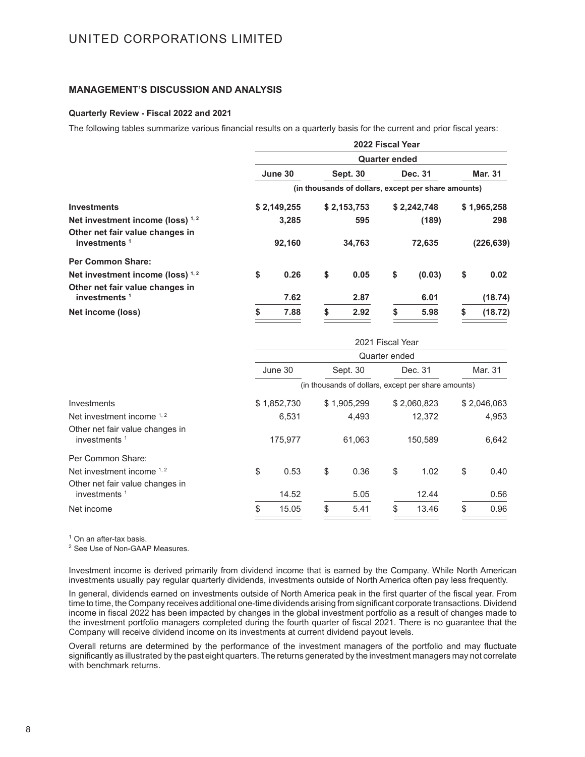## MANAGEMENT'S DISCUSSION AND ANALYSIS

**Quarterly Review - Fiscal 2022 and 2021**

The following tables summarize various financial results on a quarterly basis for the current and prior fiscal years:

| | **2022 Fiscal Year** | | | |
|---|---|---|---|---|
| | **Quarter ended** | | | |
| | **June 30** | **Sept. 30** | **Dec. 31** | **Mar. 31** |
| | **(in thousands of dollars, except per share amounts)** | | | |
| **Investments** | **$ 2,149,255** | **$ 2,153,753** | **$ 2,242,748** | **$ 1,965,258** |
| **Net investment income (loss) [1, 2]** | **3,285** | **595** | **(189)** | **298** |
| **Other net fair value changes in investments [1]** | **92,160** | **34,763** | **72,635** | **(226,639)** |
| **Per Common Share:** | | | | |
| **Net investment income (loss) [1, 2]** | **$ 0.26** | **$ 0.05** | **$ (0.03)** | **$ 0.02** |
| **Other net fair value changes in investments [1]** | **7.62** | **2.87** | **6.01** | **(18.74)** |
| **Net income (loss)** | **$ 7.88** | **$ 2.92** | **$ 5.98** | **$ (18.72)** |

| | 2021 Fiscal Year | | | |
|---|---|---|---|---|
| | Quarter ended | | | |
| | June 30 | Sept. 30 | Dec. 31 | Mar. 31 |
| | (in thousands of dollars, except per share amounts) | | | |
| Investments | $ 1,852,730 | $ 1,905,299 | $ 2,060,823 | $ 2,046,063 |
| Net investment income [1, 2] | 6,531 | 4,493 | 12,372 | 4,953 |
| Other net fair value changes in investments [1] | 175,977 | 61,063 | 150,589 | 6,642 |
| Per Common Share: | | | | |
| Net investment income [1, 2] | $ 0.53 | $ 0.36 | $ 1.02 | $ 0.40 |
| Other net fair value changes in investments [1] | 14.52 | 5.05 | 12.44 | 0.56 |
| Net income | $ 15.05 | $ 5.41 | $ 13.46 | $ 0.96 |

[1] On an after-tax basis.
[2] See Use of Non-GAAP Measures.

Investment income is derived primarily from dividend income that is earned by the Company. While North American investments usually pay regular quarterly dividends, investments outside of North America often pay less frequently.

In general, dividends earned on investments outside of North America peak in the first quarter of the fiscal year. From time to time, the Company receives additional one-time dividends arising from significant corporate transactions. Dividend income in fiscal 2022 has been impacted by changes in the global investment portfolio as a result of changes made to the investment portfolio managers completed during the fourth quarter of fiscal 2021. There is no guarantee that the Company will receive dividend income on its investments at current dividend payout levels.

Overall returns are determined by the performance of the investment managers of the portfolio and may fluctuate significantly as illustrated by the past eight quarters. The returns generated by the investment managers may not correlate with benchmark returns.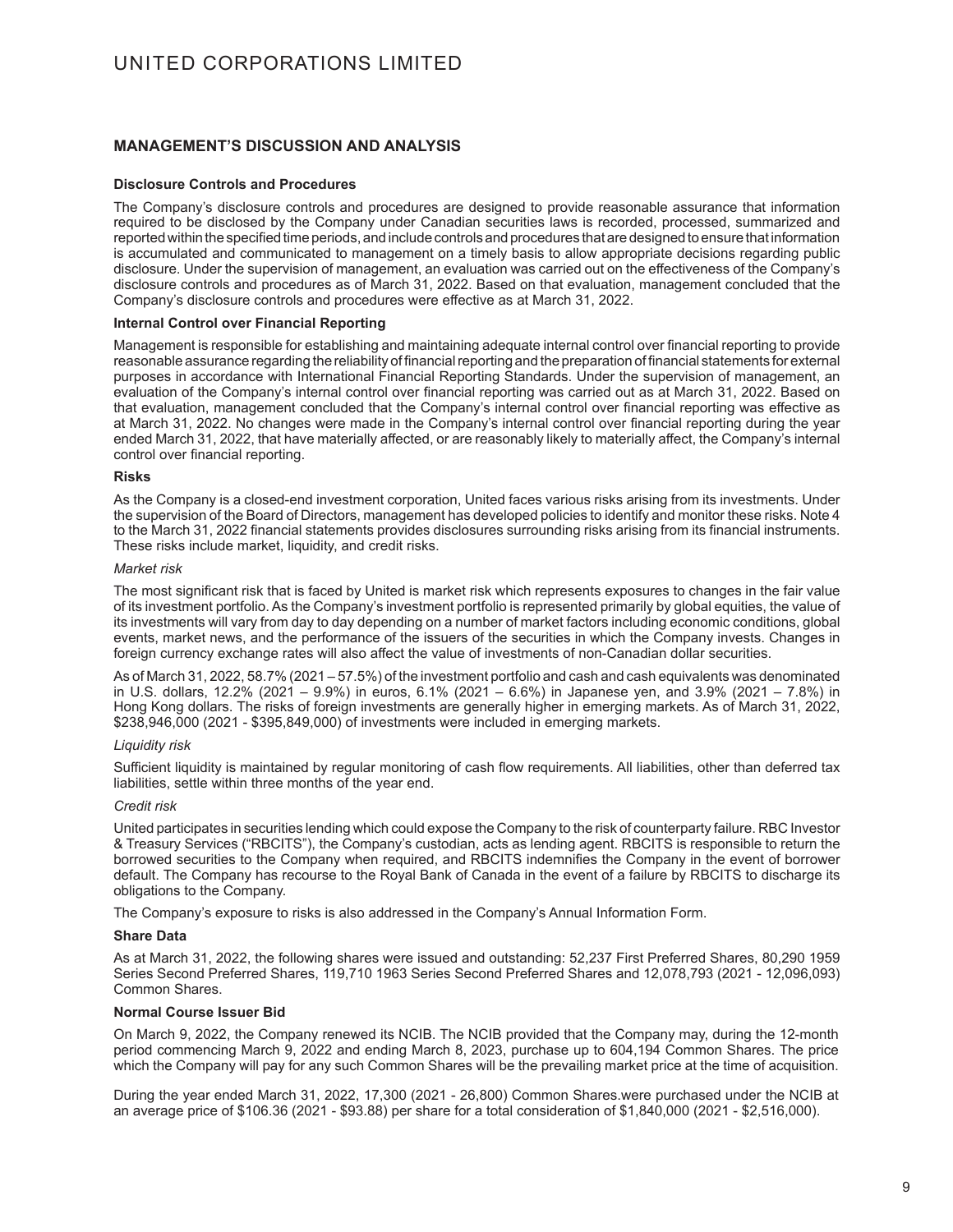## MANAGEMENT'S DISCUSSION AND ANALYSIS

**Disclosure Controls and Procedures**

The Company's disclosure controls and procedures are designed to provide reasonable assurance that information required to be disclosed by the Company under Canadian securities laws is recorded, processed, summarized and reported within the specified time periods, and include controls and procedures that are designed to ensure that information is accumulated and communicated to management on a timely basis to allow appropriate decisions regarding public disclosure. Under the supervision of management, an evaluation was carried out on the effectiveness of the Company's disclosure controls and procedures as of March 31, 2022. Based on that evaluation, management concluded that the Company's disclosure controls and procedures were effective as at March 31, 2022.

**Internal Control over Financial Reporting**

Management is responsible for establishing and maintaining adequate internal control over financial reporting to provide reasonable assurance regarding the reliability of financial reporting and the preparation of financial statements for external purposes in accordance with International Financial Reporting Standards. Under the supervision of management, an evaluation of the Company's internal control over financial reporting was carried out as at March 31, 2022. Based on that evaluation, management concluded that the Company's internal control over financial reporting was effective as at March 31, 2022. No changes were made in the Company's internal control over financial reporting during the year ended March 31, 2022, that have materially affected, or are reasonably likely to materially affect, the Company's internal control over financial reporting.

**Risks**

As the Company is a closed-end investment corporation, United faces various risks arising from its investments. Under the supervision of the Board of Directors, management has developed policies to identify and monitor these risks. Note 4 to the March 31, 2022 financial statements provides disclosures surrounding risks arising from its financial instruments. These risks include market, liquidity, and credit risks.

*Market risk*

The most significant risk that is faced by United is market risk which represents exposures to changes in the fair value of its investment portfolio. As the Company's investment portfolio is represented primarily by global equities, the value of its investments will vary from day to day depending on a number of market factors including economic conditions, global events, market news, and the performance of the issuers of the securities in which the Company invests. Changes in foreign currency exchange rates will also affect the value of investments of non-Canadian dollar securities.

As of March 31, 2022, 58.7% (2021 – 57.5%) of the investment portfolio and cash and cash equivalents was denominated in U.S. dollars, 12.2% (2021 – 9.9%) in euros, 6.1% (2021 – 6.6%) in Japanese yen, and 3.9% (2021 – 7.8%) in Hong Kong dollars. The risks of foreign investments are generally higher in emerging markets. As of March 31, 2022, $238,946,000 (2021 - $395,849,000) of investments were included in emerging markets.

*Liquidity risk*

Sufficient liquidity is maintained by regular monitoring of cash flow requirements. All liabilities, other than deferred tax liabilities, settle within three months of the year end.

*Credit risk*

United participates in securities lending which could expose the Company to the risk of counterparty failure. RBC Investor & Treasury Services ("RBCITS"), the Company's custodian, acts as lending agent. RBCITS is responsible to return the borrowed securities to the Company when required, and RBCITS indemnifies the Company in the event of borrower default. The Company has recourse to the Royal Bank of Canada in the event of a failure by RBCITS to discharge its obligations to the Company.

The Company's exposure to risks is also addressed in the Company's Annual Information Form.

**Share Data**

As at March 31, 2022, the following shares were issued and outstanding: 52,237 First Preferred Shares, 80,290 1959 Series Second Preferred Shares, 119,710 1963 Series Second Preferred Shares and 12,078,793 (2021 - 12,096,093) Common Shares.

**Normal Course Issuer Bid**

On March 9, 2022, the Company renewed its NCIB. The NCIB provided that the Company may, during the 12-month period commencing March 9, 2022 and ending March 8, 2023, purchase up to 604,194 Common Shares. The price which the Company will pay for any such Common Shares will be the prevailing market price at the time of acquisition.

During the year ended March 31, 2022, 17,300 (2021 - 26,800) Common Shares.were purchased under the NCIB at an average price of $106.36 (2021 - $93.88) per share for a total consideration of $1,840,000 (2021 - $2,516,000).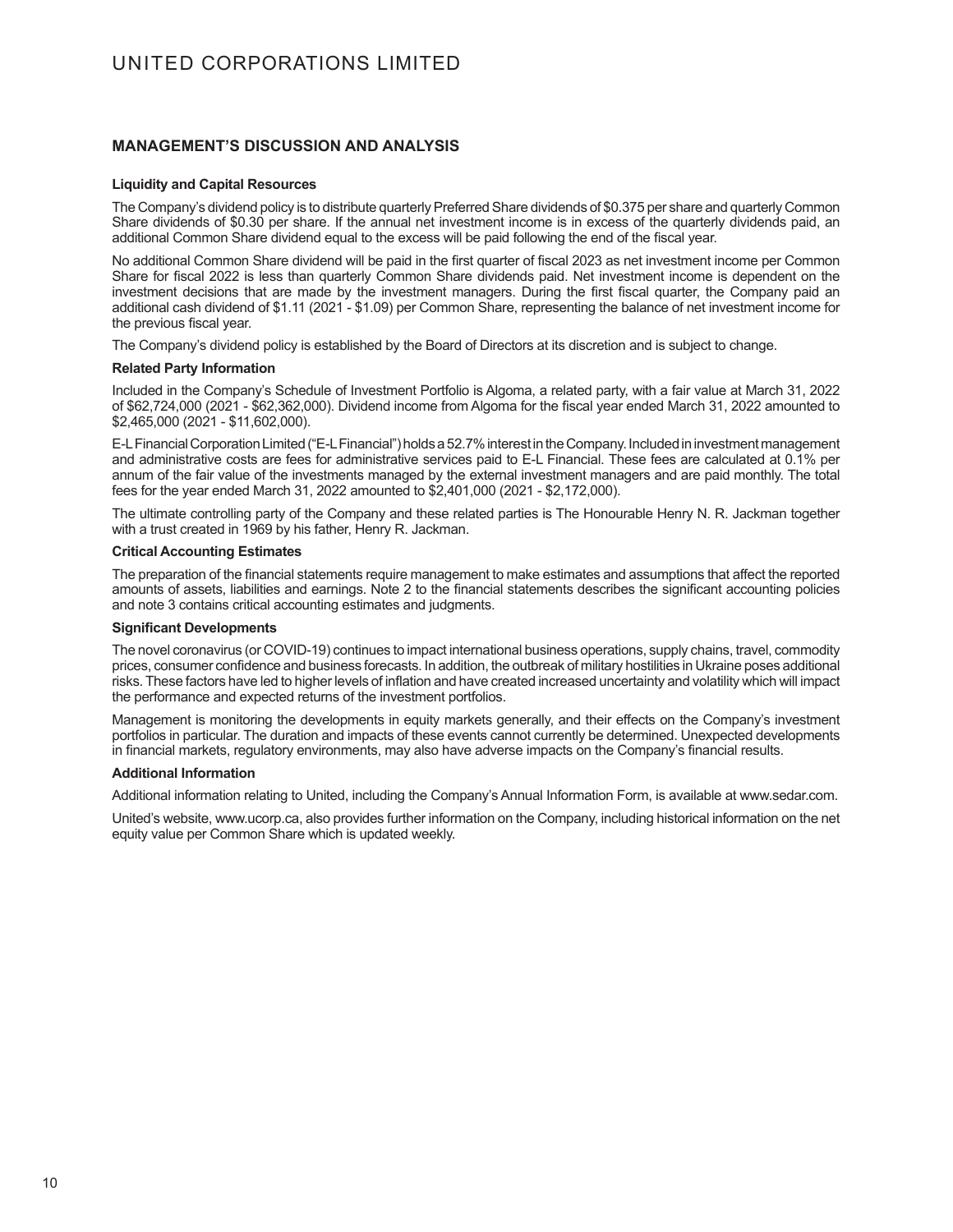## MANAGEMENT'S DISCUSSION AND ANALYSIS

### Liquidity and Capital Resources

The Company's dividend policy is to distribute quarterly Preferred Share dividends of $0.375 per share and quarterly Common Share dividends of $0.30 per share. If the annual net investment income is in excess of the quarterly dividends paid, an additional Common Share dividend equal to the excess will be paid following the end of the fiscal year.

No additional Common Share dividend will be paid in the first quarter of fiscal 2023 as net investment income per Common Share for fiscal 2022 is less than quarterly Common Share dividends paid. Net investment income is dependent on the investment decisions that are made by the investment managers. During the first fiscal quarter, the Company paid an additional cash dividend of $1.11 (2021 - $1.09) per Common Share, representing the balance of net investment income for the previous fiscal year.

The Company's dividend policy is established by the Board of Directors at its discretion and is subject to change.

### Related Party Information

Included in the Company's Schedule of Investment Portfolio is Algoma, a related party, with a fair value at March 31, 2022 of $62,724,000 (2021 - $62,362,000). Dividend income from Algoma for the fiscal year ended March 31, 2022 amounted to $2,465,000 (2021 - $11,602,000).

E-L Financial Corporation Limited ("E-L Financial") holds a 52.7% interest in the Company. Included in investment management and administrative costs are fees for administrative services paid to E-L Financial. These fees are calculated at 0.1% per annum of the fair value of the investments managed by the external investment managers and are paid monthly. The total fees for the year ended March 31, 2022 amounted to $2,401,000 (2021 - $2,172,000).

The ultimate controlling party of the Company and these related parties is The Honourable Henry N. R. Jackman together with a trust created in 1969 by his father, Henry R. Jackman.

### Critical Accounting Estimates

The preparation of the financial statements require management to make estimates and assumptions that affect the reported amounts of assets, liabilities and earnings. Note 2 to the financial statements describes the significant accounting policies and note 3 contains critical accounting estimates and judgments.

### Significant Developments

The novel coronavirus (or COVID-19) continues to impact international business operations, supply chains, travel, commodity prices, consumer confidence and business forecasts. In addition, the outbreak of military hostilities in Ukraine poses additional risks. These factors have led to higher levels of inflation and have created increased uncertainty and volatility which will impact the performance and expected returns of the investment portfolios.

Management is monitoring the developments in equity markets generally, and their effects on the Company's investment portfolios in particular. The duration and impacts of these events cannot currently be determined. Unexpected developments in financial markets, regulatory environments, may also have adverse impacts on the Company's financial results.

### Additional Information

Additional information relating to United, including the Company's Annual Information Form, is available at www.sedar.com.

United's website, www.ucorp.ca, also provides further information on the Company, including historical information on the net equity value per Common Share which is updated weekly.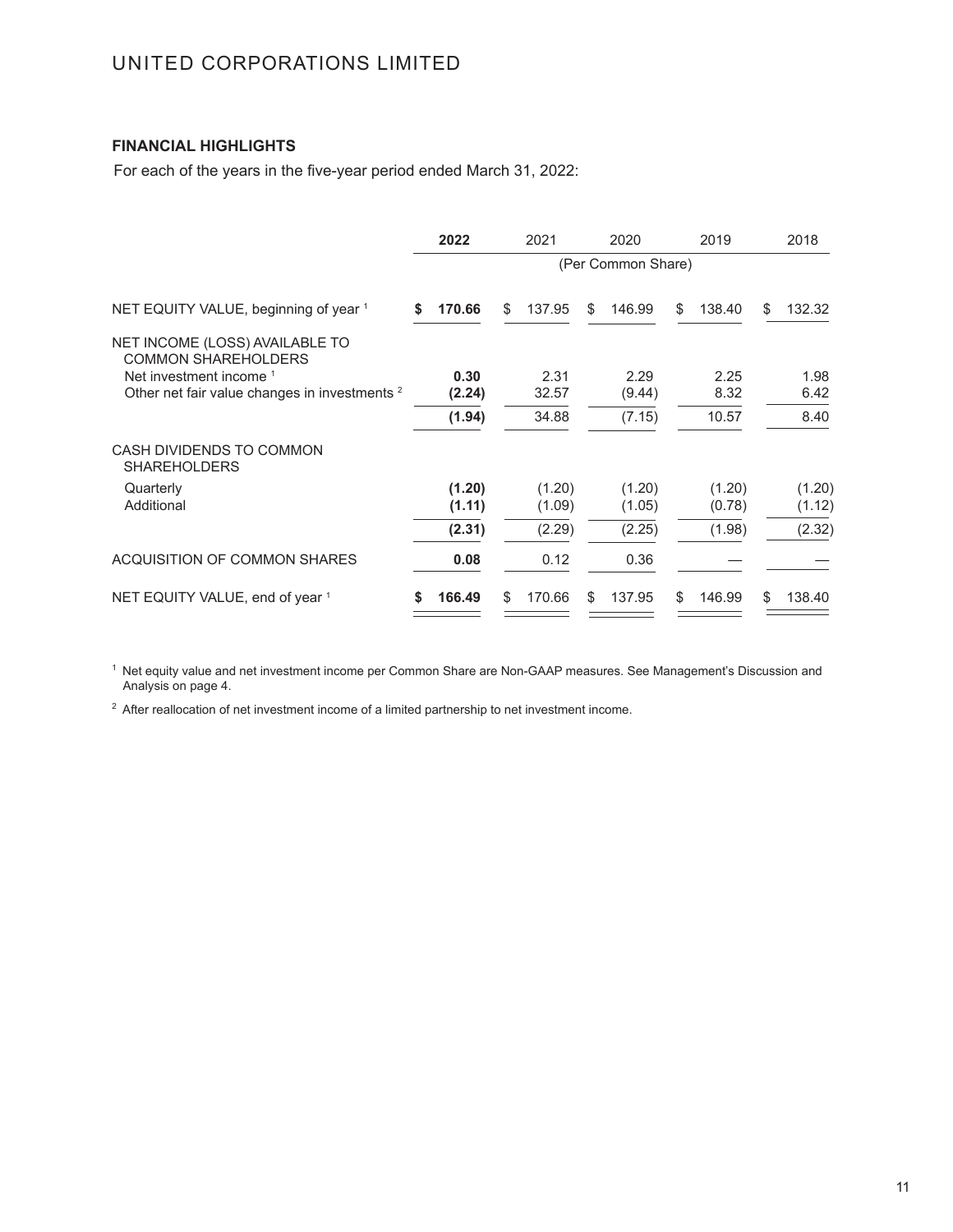UNITED CORPORATIONS LIMITED

### FINANCIAL HIGHLIGHTS

For each of the years in the five-year period ended March 31, 2022:

| | **2022** | 2021 | 2020 | 2019 | 2018 |
|---|---|---|---|---|---|
| | (Per Common Share) | | | | |
| NET EQUITY VALUE, beginning of year [1] | **$ 170.66** | $ 137.95 | $ 146.99 | $ 138.40 | $ 132.32 |
| NET INCOME (LOSS) AVAILABLE TO COMMON SHAREHOLDERS | | | | | |
| Net investment income [1] | **0.30** | 2.31 | 2.29 | 2.25 | 1.98 |
| Other net fair value changes in investments [2] | **(2.24)** | 32.57 | (9.44) | 8.32 | 6.42 |
| | **(1.94)** | 34.88 | (7.15) | 10.57 | 8.40 |
| CASH DIVIDENDS TO COMMON SHAREHOLDERS | | | | | |
| Quarterly | **(1.20)** | (1.20) | (1.20) | (1.20) | (1.20) |
| Additional | **(1.11)** | (1.09) | (1.05) | (0.78) | (1.12) |
| | **(2.31)** | (2.29) | (2.25) | (1.98) | (2.32) |
| ACQUISITION OF COMMON SHARES | **0.08** | 0.12 | 0.36 | — | — |
| NET EQUITY VALUE, end of year [1] | **$ 166.49** | $ 170.66 | $ 137.95 | $ 146.99 | $ 138.40 |

[1] Net equity value and net investment income per Common Share are Non-GAAP measures. See Management's Discussion and Analysis on page 4.

[2] After reallocation of net investment income of a limited partnership to net investment income.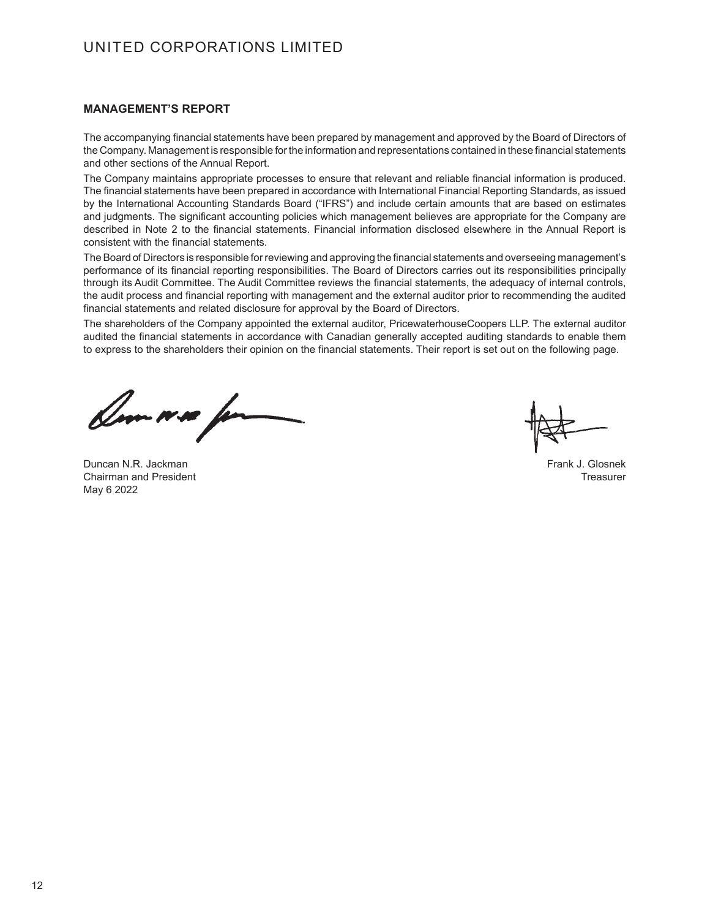## MANAGEMENT'S REPORT

The accompanying financial statements have been prepared by management and approved by the Board of Directors of the Company. Management is responsible for the information and representations contained in these financial statements and other sections of the Annual Report.

The Company maintains appropriate processes to ensure that relevant and reliable financial information is produced. The financial statements have been prepared in accordance with International Financial Reporting Standards, as issued by the International Accounting Standards Board ("IFRS") and include certain amounts that are based on estimates and judgments. The significant accounting policies which management believes are appropriate for the Company are described in Note 2 to the financial statements. Financial information disclosed elsewhere in the Annual Report is consistent with the financial statements.

The Board of Directors is responsible for reviewing and approving the financial statements and overseeing management's performance of its financial reporting responsibilities. The Board of Directors carries out its responsibilities principally through its Audit Committee. The Audit Committee reviews the financial statements, the adequacy of internal controls, the audit process and financial reporting with management and the external auditor prior to recommending the audited financial statements and related disclosure for approval by the Board of Directors.

The shareholders of the Company appointed the external auditor, PricewaterhouseCoopers LLP. The external auditor audited the financial statements in accordance with Canadian generally accepted auditing standards to enable them to express to the shareholders their opinion on the financial statements. Their report is set out on the following page.

Duncan N.R. Jackman
Chairman and President
May 6 2022

Frank J. Glosnek
Treasurer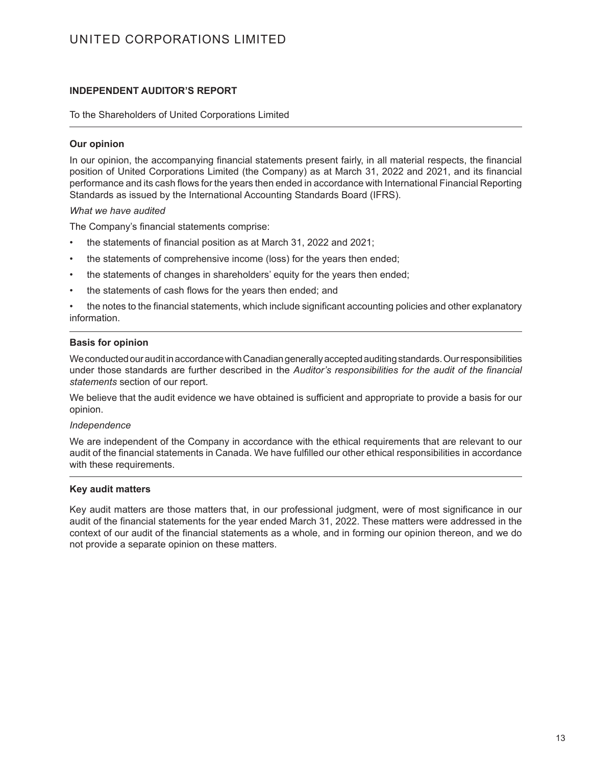## INDEPENDENT AUDITOR'S REPORT

To the Shareholders of United Corporations Limited

### Our opinion

In our opinion, the accompanying financial statements present fairly, in all material respects, the financial position of United Corporations Limited (the Company) as at March 31, 2022 and 2021, and its financial performance and its cash flows for the years then ended in accordance with International Financial Reporting Standards as issued by the International Accounting Standards Board (IFRS).

*What we have audited*

The Company's financial statements comprise:

- the statements of financial position as at March 31, 2022 and 2021;
- the statements of comprehensive income (loss) for the years then ended;
- the statements of changes in shareholders' equity for the years then ended;
- the statements of cash flows for the years then ended; and
- the notes to the financial statements, which include significant accounting policies and other explanatory information.

### Basis for opinion

We conducted our audit in accordance with Canadian generally accepted auditing standards. Our responsibilities under those standards are further described in the *Auditor's responsibilities for the audit of the financial statements* section of our report.

We believe that the audit evidence we have obtained is sufficient and appropriate to provide a basis for our opinion.

*Independence*

We are independent of the Company in accordance with the ethical requirements that are relevant to our audit of the financial statements in Canada. We have fulfilled our other ethical responsibilities in accordance with these requirements.

### Key audit matters

Key audit matters are those matters that, in our professional judgment, were of most significance in our audit of the financial statements for the year ended March 31, 2022. These matters were addressed in the context of our audit of the financial statements as a whole, and in forming our opinion thereon, and we do not provide a separate opinion on these matters.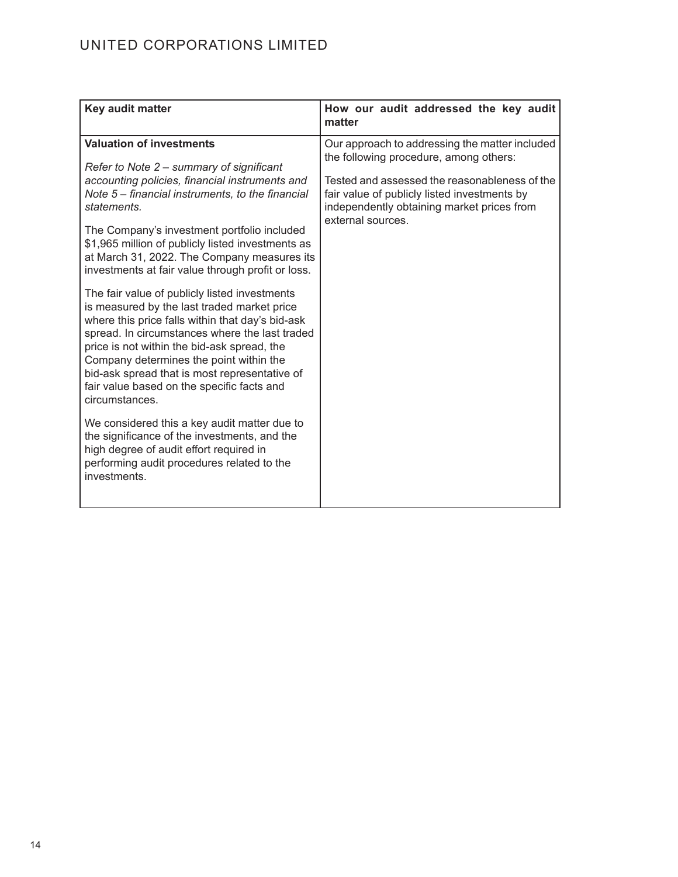| Key audit matter | How our audit addressed the key audit matter |
| --- | --- |
| **Valuation of investments**<br><br>*Refer to Note 2 – summary of significant accounting policies, financial instruments and Note 5 – financial instruments, to the financial statements.*<br><br>The Company's investment portfolio included $1,965 million of publicly listed investments as at March 31, 2022. The Company measures its investments at fair value through profit or loss.<br><br>The fair value of publicly listed investments is measured by the last traded market price where this price falls within that day's bid-ask spread. In circumstances where the last traded price is not within the bid-ask spread, the Company determines the point within the bid-ask spread that is most representative of fair value based on the specific facts and circumstances.<br><br>We considered this a key audit matter due to the significance of the investments, and the high degree of audit effort required in performing audit procedures related to the investments. | Our approach to addressing the matter included the following procedure, among others:<br><br>Tested and assessed the reasonableness of the fair value of publicly listed investments by independently obtaining market prices from external sources. |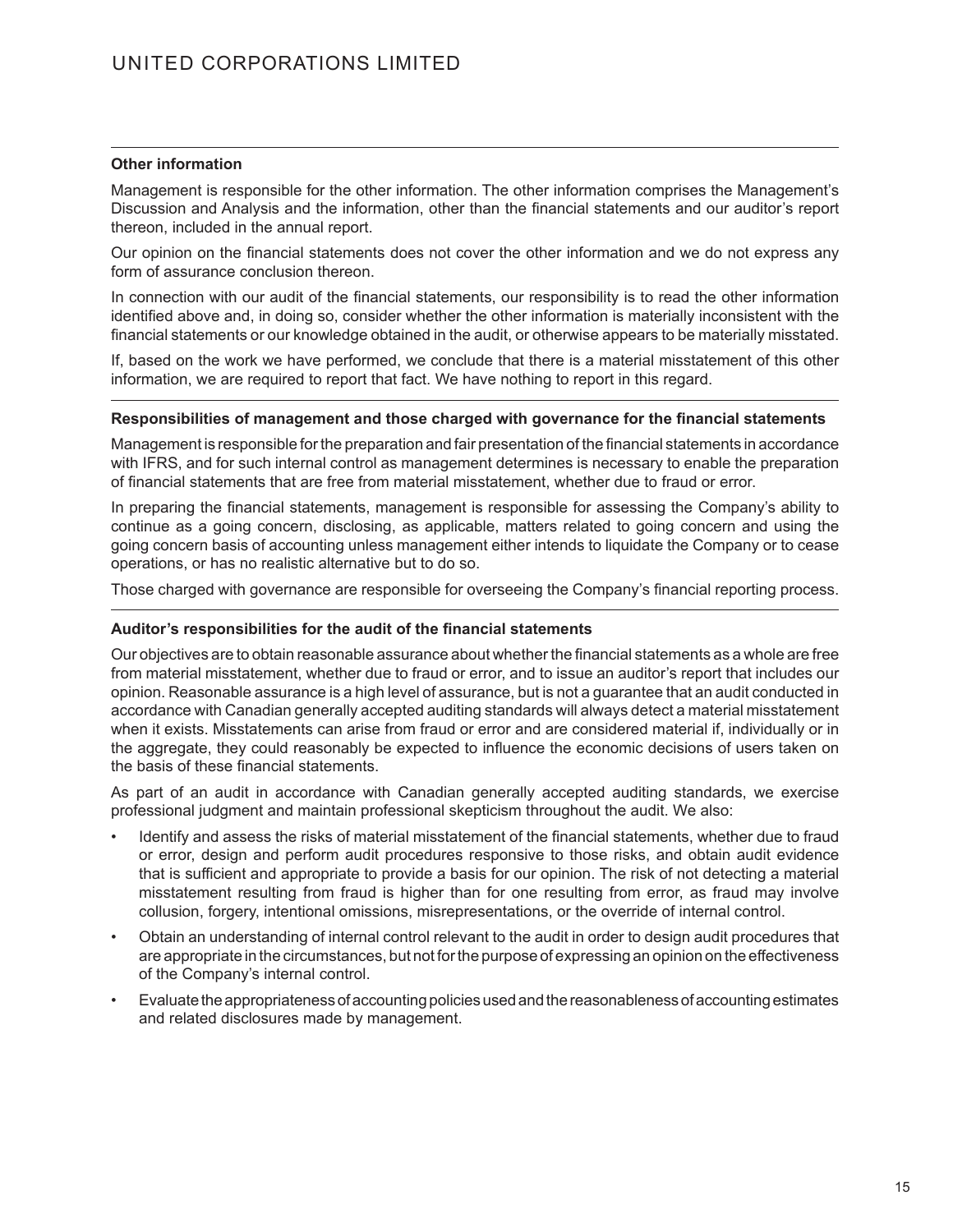### Other information

Management is responsible for the other information. The other information comprises the Management's Discussion and Analysis and the information, other than the financial statements and our auditor's report thereon, included in the annual report.

Our opinion on the financial statements does not cover the other information and we do not express any form of assurance conclusion thereon.

In connection with our audit of the financial statements, our responsibility is to read the other information identified above and, in doing so, consider whether the other information is materially inconsistent with the financial statements or our knowledge obtained in the audit, or otherwise appears to be materially misstated.

If, based on the work we have performed, we conclude that there is a material misstatement of this other information, we are required to report that fact. We have nothing to report in this regard.

### Responsibilities of management and those charged with governance for the financial statements

Management is responsible for the preparation and fair presentation of the financial statements in accordance with IFRS, and for such internal control as management determines is necessary to enable the preparation of financial statements that are free from material misstatement, whether due to fraud or error.

In preparing the financial statements, management is responsible for assessing the Company's ability to continue as a going concern, disclosing, as applicable, matters related to going concern and using the going concern basis of accounting unless management either intends to liquidate the Company or to cease operations, or has no realistic alternative but to do so.

Those charged with governance are responsible for overseeing the Company's financial reporting process.

### Auditor's responsibilities for the audit of the financial statements

Our objectives are to obtain reasonable assurance about whether the financial statements as a whole are free from material misstatement, whether due to fraud or error, and to issue an auditor's report that includes our opinion. Reasonable assurance is a high level of assurance, but is not a guarantee that an audit conducted in accordance with Canadian generally accepted auditing standards will always detect a material misstatement when it exists. Misstatements can arise from fraud or error and are considered material if, individually or in the aggregate, they could reasonably be expected to influence the economic decisions of users taken on the basis of these financial statements.

As part of an audit in accordance with Canadian generally accepted auditing standards, we exercise professional judgment and maintain professional skepticism throughout the audit. We also:

- Identify and assess the risks of material misstatement of the financial statements, whether due to fraud or error, design and perform audit procedures responsive to those risks, and obtain audit evidence that is sufficient and appropriate to provide a basis for our opinion. The risk of not detecting a material misstatement resulting from fraud is higher than for one resulting from error, as fraud may involve collusion, forgery, intentional omissions, misrepresentations, or the override of internal control.
- Obtain an understanding of internal control relevant to the audit in order to design audit procedures that are appropriate in the circumstances, but not for the purpose of expressing an opinion on the effectiveness of the Company's internal control.
- Evaluate the appropriateness of accounting policies used and the reasonableness of accounting estimates and related disclosures made by management.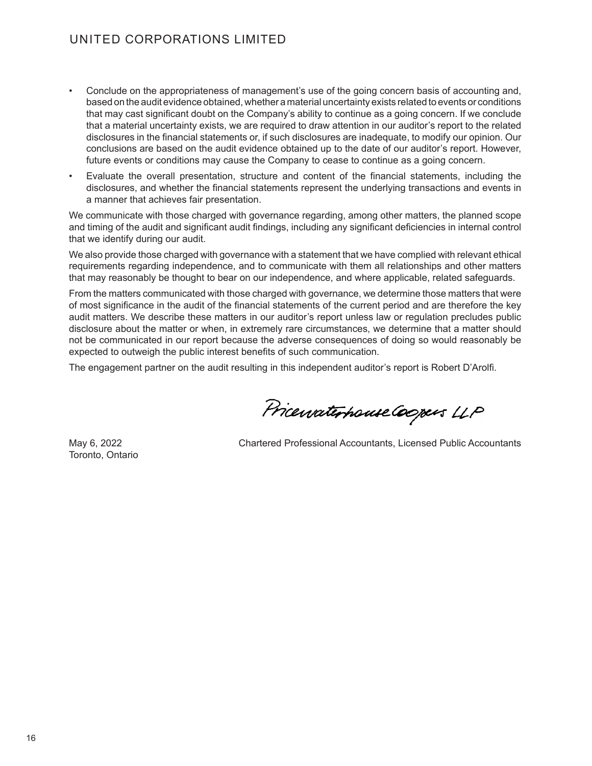- Conclude on the appropriateness of management's use of the going concern basis of accounting and, based on the audit evidence obtained, whether a material uncertainty exists related to events or conditions that may cast significant doubt on the Company's ability to continue as a going concern. If we conclude that a material uncertainty exists, we are required to draw attention in our auditor's report to the related disclosures in the financial statements or, if such disclosures are inadequate, to modify our opinion. Our conclusions are based on the audit evidence obtained up to the date of our auditor's report. However, future events or conditions may cause the Company to cease to continue as a going concern.
- Evaluate the overall presentation, structure and content of the financial statements, including the disclosures, and whether the financial statements represent the underlying transactions and events in a manner that achieves fair presentation.

We communicate with those charged with governance regarding, among other matters, the planned scope and timing of the audit and significant audit findings, including any significant deficiencies in internal control that we identify during our audit.

We also provide those charged with governance with a statement that we have complied with relevant ethical requirements regarding independence, and to communicate with them all relationships and other matters that may reasonably be thought to bear on our independence, and where applicable, related safeguards.

From the matters communicated with those charged with governance, we determine those matters that were of most significance in the audit of the financial statements of the current period and are therefore the key audit matters. We describe these matters in our auditor's report unless law or regulation precludes public disclosure about the matter or when, in extremely rare circumstances, we determine that a matter should not be communicated in our report because the adverse consequences of doing so would reasonably be expected to outweigh the public interest benefits of such communication.

The engagement partner on the audit resulting in this independent auditor's report is Robert D'Arolfi.

PricewaterhouseCoopers LLP

May 6, 2022
Toronto, Ontario

Chartered Professional Accountants, Licensed Public Accountants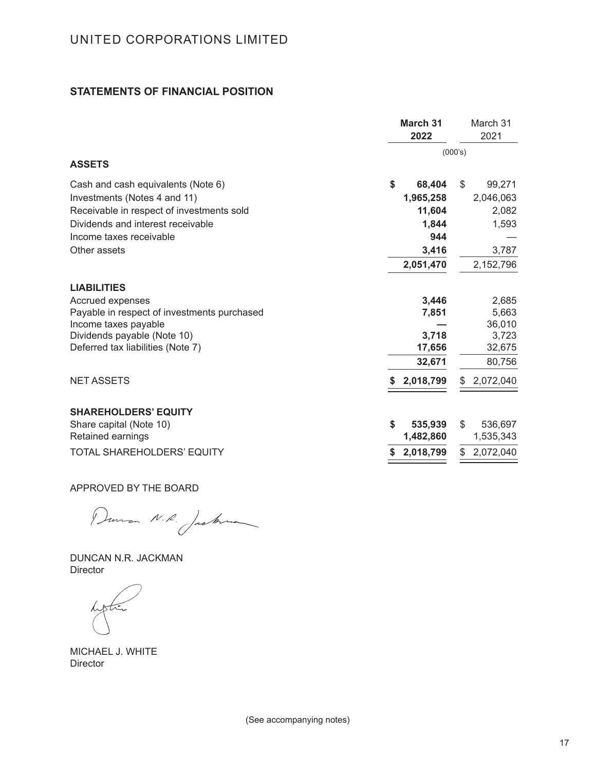UNITED CORPORATIONS LIMITED

## STATEMENTS OF FINANCIAL POSITION

| | March 31 2022 | March 31 2021 |
|---|---|---|
| | (000's) | |
| **ASSETS** | | |
| Cash and cash equivalents (Note 6) | **$ 68,404** | $ 99,271 |
| Investments (Notes 4 and 11) | **1,965,258** | 2,046,063 |
| Receivable in respect of investments sold | **11,604** | 2,082 |
| Dividends and interest receivable | **1,844** | 1,593 |
| Income taxes receivable | **944** | — |
| Other assets | **3,416** | 3,787 |
| | **2,051,470** | 2,152,796 |
| **LIABILITIES** | | |
| Accrued expenses | **3,446** | 2,685 |
| Payable in respect of investments purchased | **7,851** | 5,663 |
| Income taxes payable | **—** | 36,010 |
| Dividends payable (Note 10) | **3,718** | 3,723 |
| Deferred tax liabilities (Note 7) | **17,656** | 32,675 |
| | **32,671** | 80,756 |
| NET ASSETS | **$ 2,018,799** | $ 2,072,040 |
| **SHAREHOLDERS' EQUITY** | | |
| Share capital (Note 10) | **$ 535,939** | $ 536,697 |
| Retained earnings | **1,482,860** | 1,535,343 |
| TOTAL SHAREHOLDERS' EQUITY | **$ 2,018,799** | $ 2,072,040 |

APPROVED BY THE BOARD

DUNCAN N.R. JACKMAN
Director

MICHAEL J. WHITE
Director

(See accompanying notes)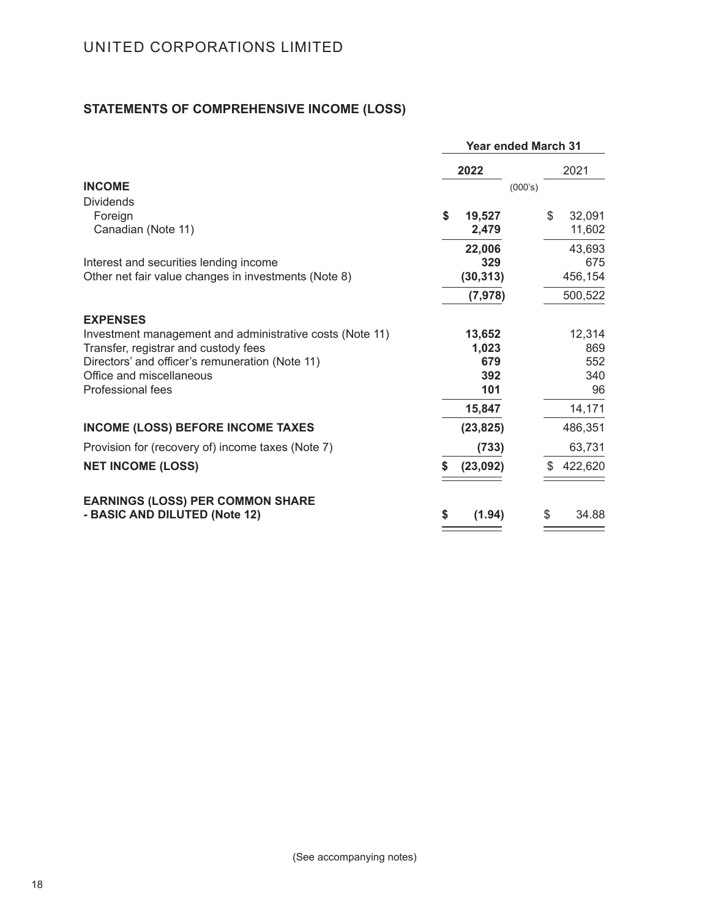UNITED CORPORATIONS LIMITED

## STATEMENTS OF COMPREHENSIVE INCOME (LOSS)

| | Year ended March 31 | |
|---|---|---|
| | **2022** | 2021 |
| | (000's) | |
| **INCOME** | | |
| Dividends | | |
| Foreign | **$ 19,527** | $ 32,091 |
| Canadian (Note 11) | **2,479** | 11,602 |
| | **22,006** | 43,693 |
| Interest and securities lending income | **329** | 675 |
| Other net fair value changes in investments (Note 8) | **(30,313)** | 456,154 |
| | **(7,978)** | 500,522 |
| **EXPENSES** | | |
| Investment management and administrative costs (Note 11) | **13,652** | 12,314 |
| Transfer, registrar and custody fees | **1,023** | 869 |
| Directors' and officer's remuneration (Note 11) | **679** | 552 |
| Office and miscellaneous | **392** | 340 |
| Professional fees | **101** | 96 |
| | **15,847** | 14,171 |
| **INCOME (LOSS) BEFORE INCOME TAXES** | **(23,825)** | 486,351 |
| Provision for (recovery of) income taxes (Note 7) | **(733)** | 63,731 |
| **NET INCOME (LOSS)** | **$ (23,092)** | $ 422,620 |
| **EARNINGS (LOSS) PER COMMON SHARE - BASIC AND DILUTED (Note 12)** | **$ (1.94)** | $ 34.88 |

(See accompanying notes)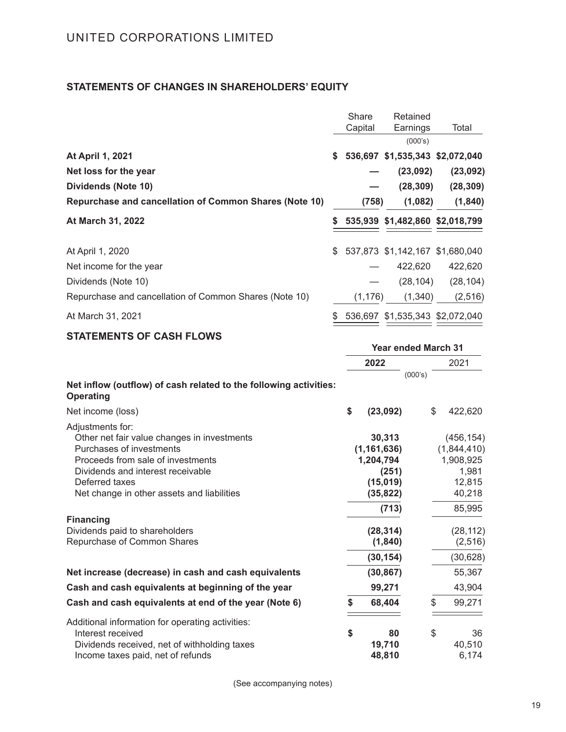## STATEMENTS OF CHANGES IN SHAREHOLDERS' EQUITY

| | Share Capital | Retained Earnings | Total |
|---|---|---|---|
| | | (000's) | |
| **At April 1, 2021** | **$ 536,697** | **$1,535,343** | **$2,072,040** |
| **Net loss for the year** | **—** | **(23,092)** | **(23,092)** |
| **Dividends (Note 10)** | **—** | **(28,309)** | **(28,309)** |
| **Repurchase and cancellation of Common Shares (Note 10)** | **(758)** | **(1,082)** | **(1,840)** |
| **At March 31, 2022** | **$ 535,939** | **$1,482,860** | **$2,018,799** |
| At April 1, 2020 | $ 537,873 | $1,142,167 | $1,680,040 |
| Net income for the year | — | 422,620 | 422,620 |
| Dividends (Note 10) | — | (28,104) | (28,104) |
| Repurchase and cancellation of Common Shares (Note 10) | (1,176) | (1,340) | (2,516) |
| At March 31, 2021 | $ 536,697 | $1,535,343 | $2,072,040 |

## STATEMENTS OF CASH FLOWS

| | Year ended March 31 | |
|---|---|---|
| | **2022** | 2021 |
| | (000's) | |
| **Net inflow (outflow) of cash related to the following activities:** | | |
| **Operating** | | |
| Net income (loss) | **$ (23,092)** | $ 422,620 |
| Adjustments for: | | |
| Other net fair value changes in investments | **30,313** | (456,154) |
| Purchases of investments | **(1,161,636)** | (1,844,410) |
| Proceeds from sale of investments | **1,204,794** | 1,908,925 |
| Dividends and interest receivable | **(251)** | 1,981 |
| Deferred taxes | **(15,019)** | 12,815 |
| Net change in other assets and liabilities | **(35,822)** | 40,218 |
| | **(713)** | 85,995 |
| **Financing** | | |
| Dividends paid to shareholders | **(28,314)** | (28,112) |
| Repurchase of Common Shares | **(1,840)** | (2,516) |
| | **(30,154)** | (30,628) |
| **Net increase (decrease) in cash and cash equivalents** | **(30,867)** | 55,367 |
| **Cash and cash equivalents at beginning of the year** | **99,271** | 43,904 |
| **Cash and cash equivalents at end of the year (Note 6)** | **$ 68,404** | $ 99,271 |
| Additional information for operating activities: | | |
| Interest received | **$ 80** | $ 36 |
| Dividends received, net of withholding taxes | **19,710** | 40,510 |
| Income taxes paid, net of refunds | **48,810** | 6,174 |

(See accompanying notes)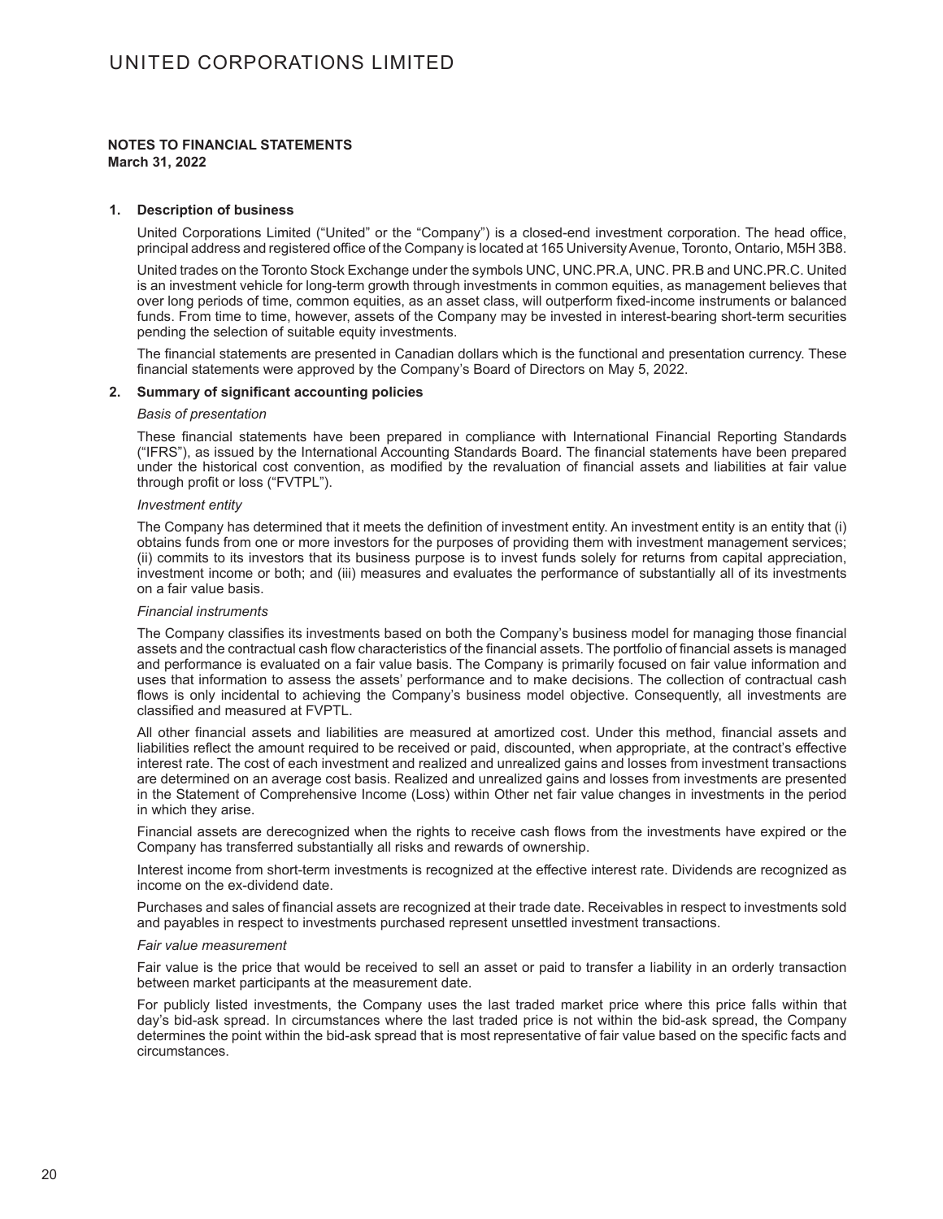**NOTES TO FINANCIAL STATEMENTS**
**March 31, 2022**

## 1. Description of business

United Corporations Limited ("United" or the "Company") is a closed-end investment corporation. The head office, principal address and registered office of the Company is located at 165 University Avenue, Toronto, Ontario, M5H 3B8.

United trades on the Toronto Stock Exchange under the symbols UNC, UNC.PR.A, UNC. PR.B and UNC.PR.C. United is an investment vehicle for long-term growth through investments in common equities, as management believes that over long periods of time, common equities, as an asset class, will outperform fixed-income instruments or balanced funds. From time to time, however, assets of the Company may be invested in interest-bearing short-term securities pending the selection of suitable equity investments.

The financial statements are presented in Canadian dollars which is the functional and presentation currency. These financial statements were approved by the Company's Board of Directors on May 5, 2022.

## 2. Summary of significant accounting policies

*Basis of presentation*

These financial statements have been prepared in compliance with International Financial Reporting Standards ("IFRS"), as issued by the International Accounting Standards Board. The financial statements have been prepared under the historical cost convention, as modified by the revaluation of financial assets and liabilities at fair value through profit or loss ("FVTPL").

*Investment entity*

The Company has determined that it meets the definition of investment entity. An investment entity is an entity that (i) obtains funds from one or more investors for the purposes of providing them with investment management services; (ii) commits to its investors that its business purpose is to invest funds solely for returns from capital appreciation, investment income or both; and (iii) measures and evaluates the performance of substantially all of its investments on a fair value basis.

*Financial instruments*

The Company classifies its investments based on both the Company's business model for managing those financial assets and the contractual cash flow characteristics of the financial assets. The portfolio of financial assets is managed and performance is evaluated on a fair value basis. The Company is primarily focused on fair value information and uses that information to assess the assets' performance and to make decisions. The collection of contractual cash flows is only incidental to achieving the Company's business model objective. Consequently, all investments are classified and measured at FVPTL.

All other financial assets and liabilities are measured at amortized cost. Under this method, financial assets and liabilities reflect the amount required to be received or paid, discounted, when appropriate, at the contract's effective interest rate. The cost of each investment and realized and unrealized gains and losses from investment transactions are determined on an average cost basis. Realized and unrealized gains and losses from investments are presented in the Statement of Comprehensive Income (Loss) within Other net fair value changes in investments in the period in which they arise.

Financial assets are derecognized when the rights to receive cash flows from the investments have expired or the Company has transferred substantially all risks and rewards of ownership.

Interest income from short-term investments is recognized at the effective interest rate. Dividends are recognized as income on the ex-dividend date.

Purchases and sales of financial assets are recognized at their trade date. Receivables in respect to investments sold and payables in respect to investments purchased represent unsettled investment transactions.

*Fair value measurement*

Fair value is the price that would be received to sell an asset or paid to transfer a liability in an orderly transaction between market participants at the measurement date.

For publicly listed investments, the Company uses the last traded market price where this price falls within that day's bid-ask spread. In circumstances where the last traded price is not within the bid-ask spread, the Company determines the point within the bid-ask spread that is most representative of fair value based on the specific facts and circumstances.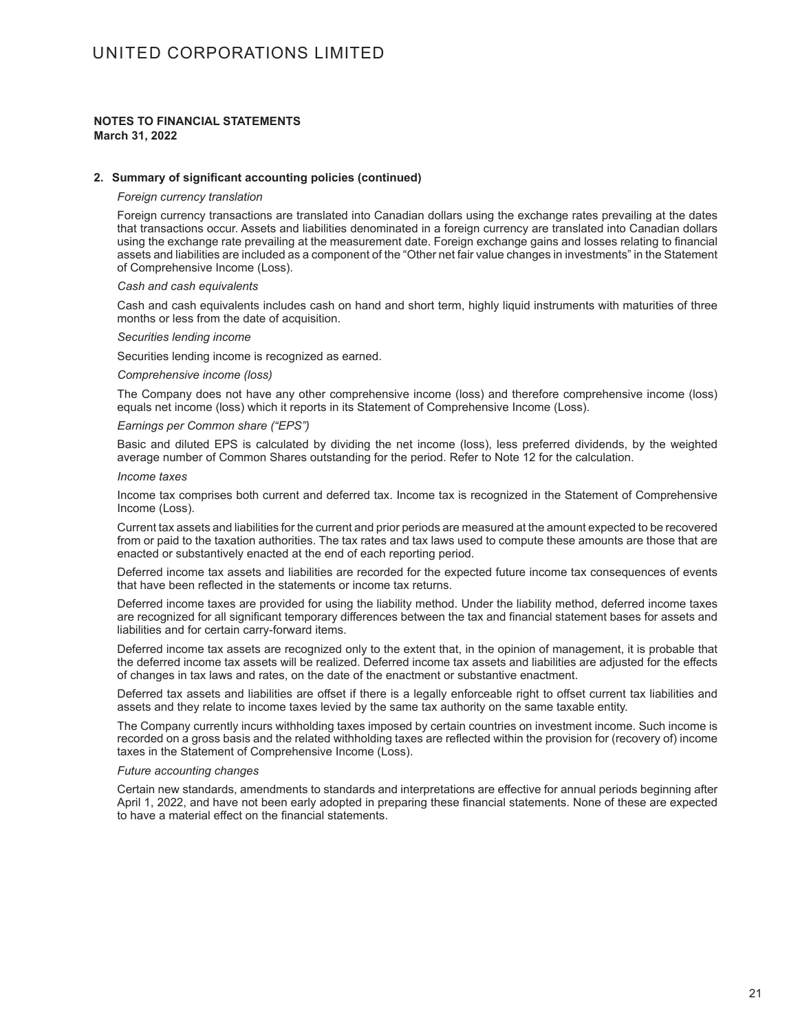**NOTES TO FINANCIAL STATEMENTS**
**March 31, 2022**

**2. Summary of significant accounting policies (continued)**

*Foreign currency translation*

Foreign currency transactions are translated into Canadian dollars using the exchange rates prevailing at the dates that transactions occur. Assets and liabilities denominated in a foreign currency are translated into Canadian dollars using the exchange rate prevailing at the measurement date. Foreign exchange gains and losses relating to financial assets and liabilities are included as a component of the "Other net fair value changes in investments" in the Statement of Comprehensive Income (Loss).

*Cash and cash equivalents*

Cash and cash equivalents includes cash on hand and short term, highly liquid instruments with maturities of three months or less from the date of acquisition.

*Securities lending income*

Securities lending income is recognized as earned.

*Comprehensive income (loss)*

The Company does not have any other comprehensive income (loss) and therefore comprehensive income (loss) equals net income (loss) which it reports in its Statement of Comprehensive Income (Loss).

*Earnings per Common share ("EPS")*

Basic and diluted EPS is calculated by dividing the net income (loss), less preferred dividends, by the weighted average number of Common Shares outstanding for the period. Refer to Note 12 for the calculation.

*Income taxes*

Income tax comprises both current and deferred tax. Income tax is recognized in the Statement of Comprehensive Income (Loss).

Current tax assets and liabilities for the current and prior periods are measured at the amount expected to be recovered from or paid to the taxation authorities. The tax rates and tax laws used to compute these amounts are those that are enacted or substantively enacted at the end of each reporting period.

Deferred income tax assets and liabilities are recorded for the expected future income tax consequences of events that have been reflected in the statements or income tax returns.

Deferred income taxes are provided for using the liability method. Under the liability method, deferred income taxes are recognized for all significant temporary differences between the tax and financial statement bases for assets and liabilities and for certain carry-forward items.

Deferred income tax assets are recognized only to the extent that, in the opinion of management, it is probable that the deferred income tax assets will be realized. Deferred income tax assets and liabilities are adjusted for the effects of changes in tax laws and rates, on the date of the enactment or substantive enactment.

Deferred tax assets and liabilities are offset if there is a legally enforceable right to offset current tax liabilities and assets and they relate to income taxes levied by the same tax authority on the same taxable entity.

The Company currently incurs withholding taxes imposed by certain countries on investment income. Such income is recorded on a gross basis and the related withholding taxes are reflected within the provision for (recovery of) income taxes in the Statement of Comprehensive Income (Loss).

*Future accounting changes*

Certain new standards, amendments to standards and interpretations are effective for annual periods beginning after April 1, 2022, and have not been early adopted in preparing these financial statements. None of these are expected to have a material effect on the financial statements.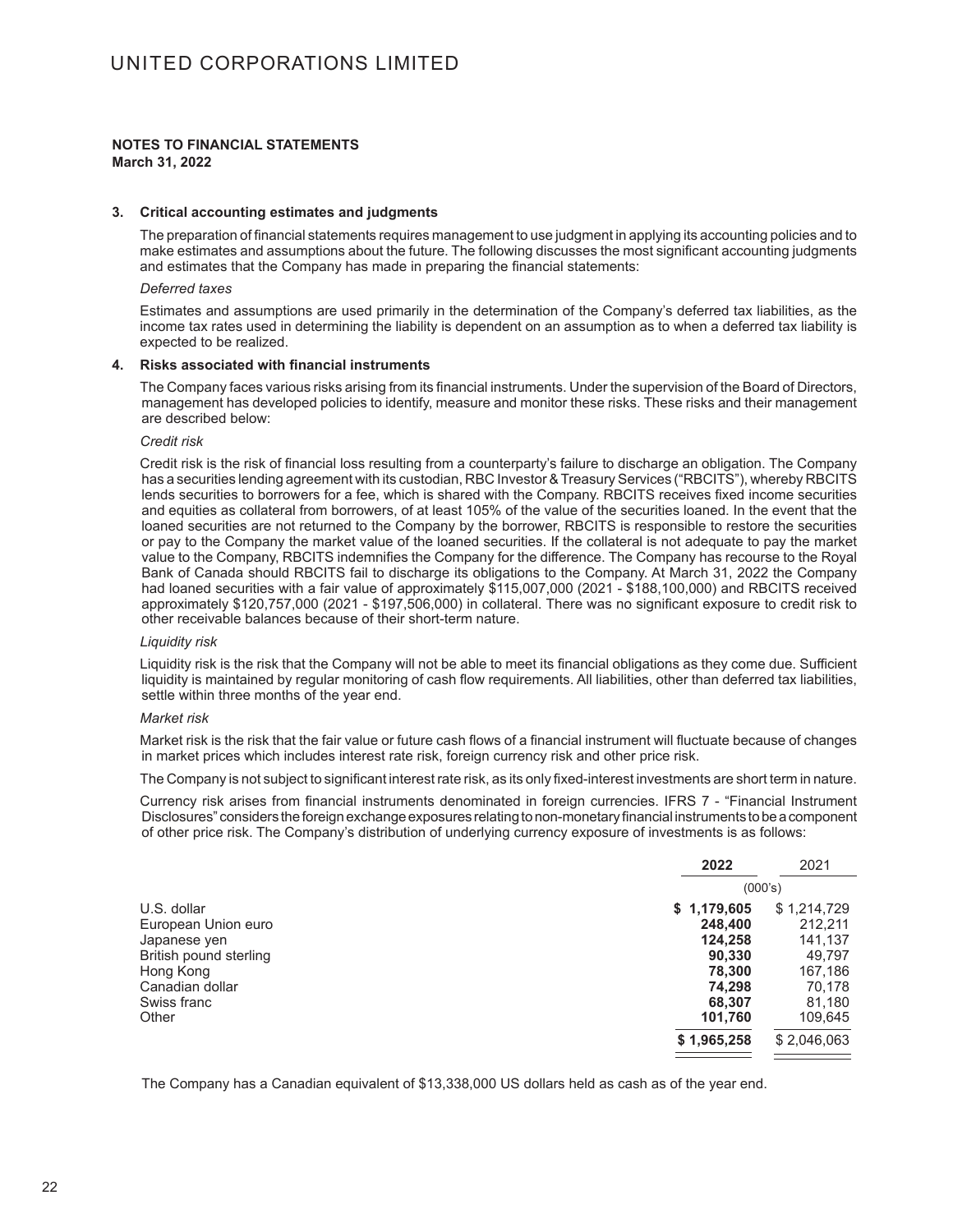# UNITED CORPORATIONS LIMITED

**NOTES TO FINANCIAL STATEMENTS**
**March 31, 2022**

### 3. Critical accounting estimates and judgments

The preparation of financial statements requires management to use judgment in applying its accounting policies and to make estimates and assumptions about the future. The following discusses the most significant accounting judgments and estimates that the Company has made in preparing the financial statements:

*Deferred taxes*

Estimates and assumptions are used primarily in the determination of the Company's deferred tax liabilities, as the income tax rates used in determining the liability is dependent on an assumption as to when a deferred tax liability is expected to be realized.

### 4. Risks associated with financial instruments

The Company faces various risks arising from its financial instruments. Under the supervision of the Board of Directors, management has developed policies to identify, measure and monitor these risks. These risks and their management are described below:

*Credit risk*

Credit risk is the risk of financial loss resulting from a counterparty's failure to discharge an obligation. The Company has a securities lending agreement with its custodian, RBC Investor & Treasury Services ("RBCITS"), whereby RBCITS lends securities to borrowers for a fee, which is shared with the Company. RBCITS receives fixed income securities and equities as collateral from borrowers, of at least 105% of the value of the securities loaned. In the event that the loaned securities are not returned to the Company by the borrower, RBCITS is responsible to restore the securities or pay to the Company the market value of the loaned securities. If the collateral is not adequate to pay the market value to the Company, RBCITS indemnifies the Company for the difference. The Company has recourse to the Royal Bank of Canada should RBCITS fail to discharge its obligations to the Company. At March 31, 2022 the Company had loaned securities with a fair value of approximately $115,007,000 (2021 - $188,100,000) and RBCITS received approximately $120,757,000 (2021 - $197,506,000) in collateral. There was no significant exposure to credit risk to other receivable balances because of their short-term nature.

*Liquidity risk*

Liquidity risk is the risk that the Company will not be able to meet its financial obligations as they come due. Sufficient liquidity is maintained by regular monitoring of cash flow requirements. All liabilities, other than deferred tax liabilities, settle within three months of the year end.

*Market risk*

Market risk is the risk that the fair value or future cash flows of a financial instrument will fluctuate because of changes in market prices which includes interest rate risk, foreign currency risk and other price risk.

The Company is not subject to significant interest rate risk, as its only fixed-interest investments are short term in nature.

Currency risk arises from financial instruments denominated in foreign currencies. IFRS 7 - "Financial Instrument Disclosures" considers the foreign exchange exposures relating to non-monetary financial instruments to be a component of other price risk. The Company's distribution of underlying currency exposure of investments is as follows:

| | **2022** | 2021 |
|---|---|---|
| | (000's) | |
| U.S. dollar | **$ 1,179,605** | $ 1,214,729 |
| European Union euro | **248,400** | 212,211 |
| Japanese yen | **124,258** | 141,137 |
| British pound sterling | **90,330** | 49,797 |
| Hong Kong | **78,300** | 167,186 |
| Canadian dollar | **74,298** | 70,178 |
| Swiss franc | **68,307** | 81,180 |
| Other | **101,760** | 109,645 |
| | **$ 1,965,258** | $ 2,046,063 |

The Company has a Canadian equivalent of $13,338,000 US dollars held as cash as of the year end.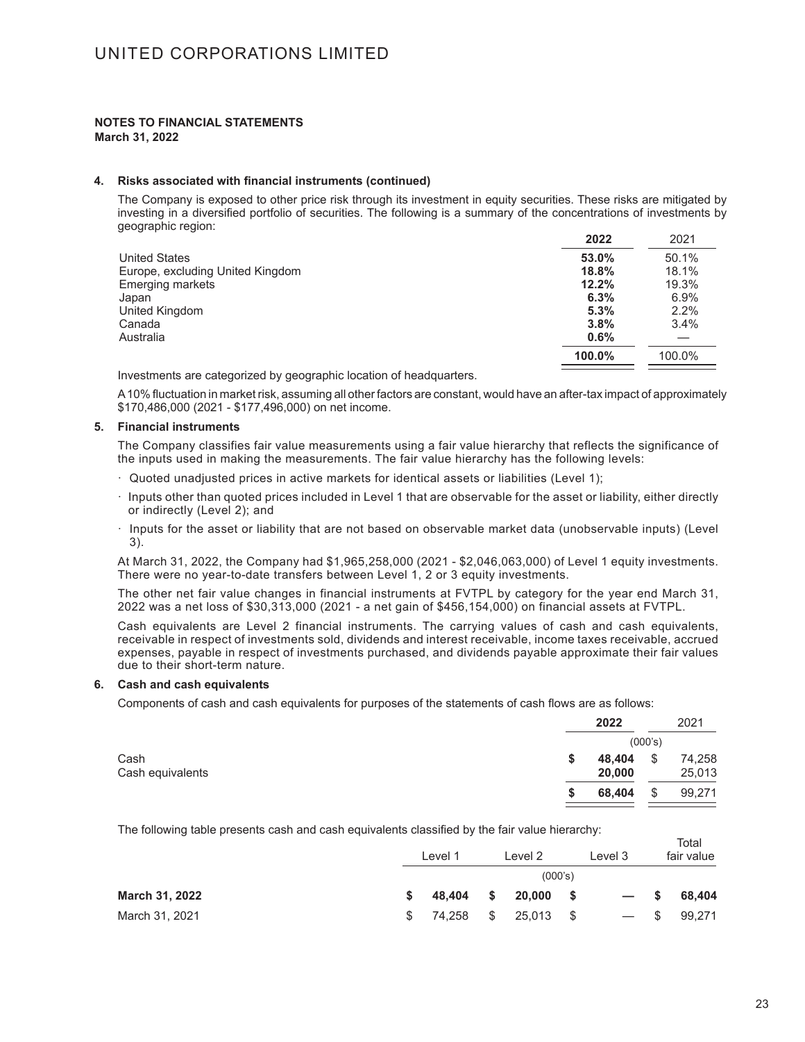# UNITED CORPORATIONS LIMITED

**NOTES TO FINANCIAL STATEMENTS**
**March 31, 2022**

**4. Risks associated with financial instruments (continued)**

The Company is exposed to other price risk through its investment in equity securities. These risks are mitigated by investing in a diversified portfolio of securities. The following is a summary of the concentrations of investments by geographic region:

| | **2022** | 2021 |
|---|---|---|
| United States | **53.0%** | 50.1% |
| Europe, excluding United Kingdom | **18.8%** | 18.1% |
| Emerging markets | **12.2%** | 19.3% |
| Japan | **6.3%** | 6.9% |
| United Kingdom | **5.3%** | 2.2% |
| Canada | **3.8%** | 3.4% |
| Australia | **0.6%** | — |
| | **100.0%** | 100.0% |

Investments are categorized by geographic location of headquarters.

A 10% fluctuation in market risk, assuming all other factors are constant, would have an after-tax impact of approximately \$170,486,000 (2021 - \$177,496,000) on net income.

**5. Financial instruments**

The Company classifies fair value measurements using a fair value hierarchy that reflects the significance of the inputs used in making the measurements. The fair value hierarchy has the following levels:

- Quoted unadjusted prices in active markets for identical assets or liabilities (Level 1);
- Inputs other than quoted prices included in Level 1 that are observable for the asset or liability, either directly or indirectly (Level 2); and
- Inputs for the asset or liability that are not based on observable market data (unobservable inputs) (Level 3).

At March 31, 2022, the Company had \$1,965,258,000 (2021 - \$2,046,063,000) of Level 1 equity investments. There were no year-to-date transfers between Level 1, 2 or 3 equity investments.

The other net fair value changes in financial instruments at FVTPL by category for the year end March 31, 2022 was a net loss of \$30,313,000 (2021 - a net gain of \$456,154,000) on financial assets at FVTPL.

Cash equivalents are Level 2 financial instruments. The carrying values of cash and cash equivalents, receivable in respect of investments sold, dividends and interest receivable, income taxes receivable, accrued expenses, payable in respect of investments purchased, and dividends payable approximate their fair values due to their short-term nature.

**6. Cash and cash equivalents**

Components of cash and cash equivalents for purposes of the statements of cash flows are as follows:

| | **2022** | 2021 |
|---|---|---|
| | (000's) | |
| Cash | **\$ 48,404** | \$ 74,258 |
| Cash equivalents | **20,000** | 25,013 |
| | **\$ 68,404** | \$ 99,271 |

The following table presents cash and cash equivalents classified by the fair value hierarchy:

| | Level 1 | Level 2 | Level 3 | Total fair value |
|---|---|---|---|---|
| | | (000's) | | |
| **March 31, 2022** | **\$ 48,404** | **\$ 20,000** | **\$ —** | **\$ 68,404** |
| March 31, 2021 | \$ 74,258 | \$ 25,013 | \$ — | \$ 99,271 |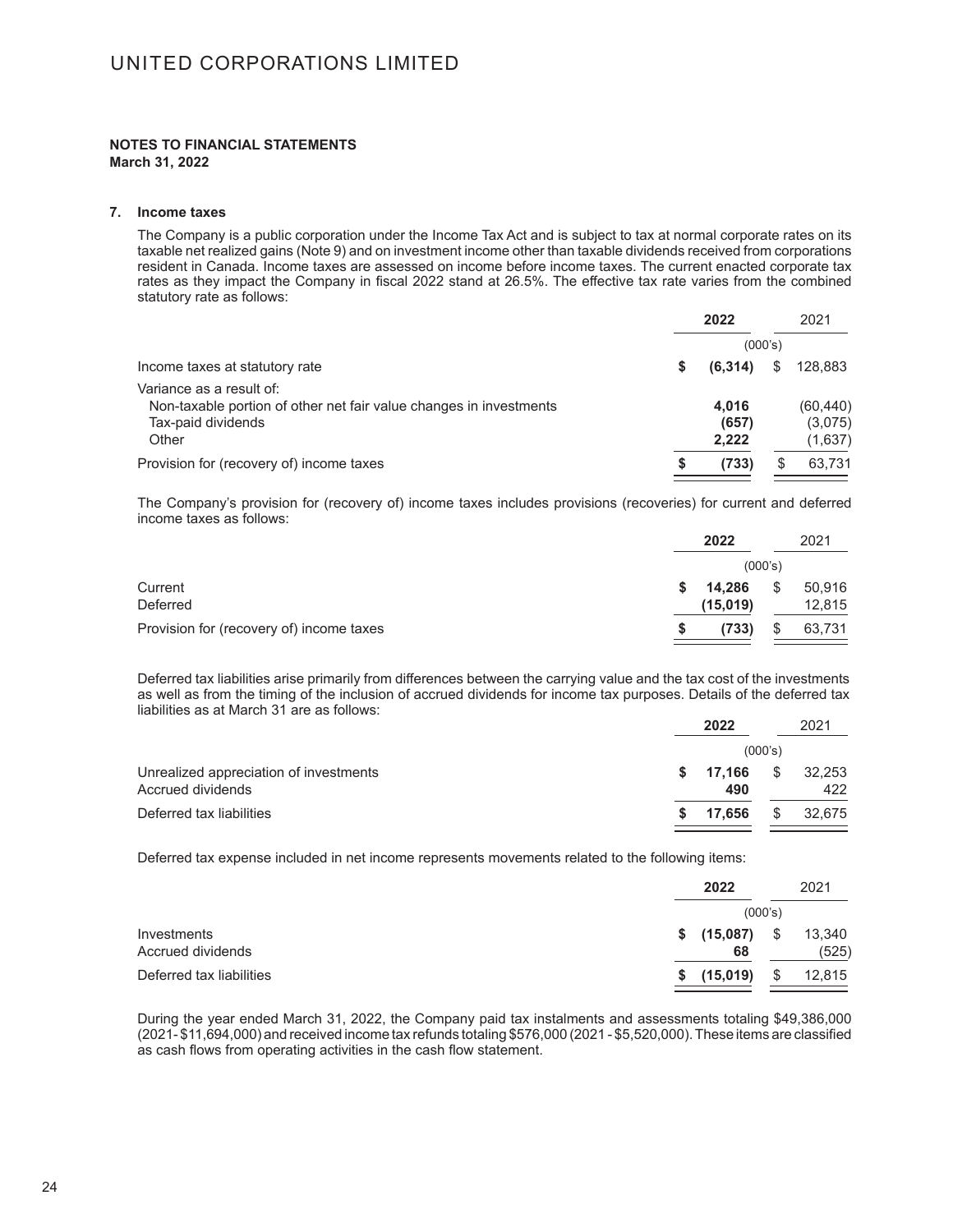**NOTES TO FINANCIAL STATEMENTS**
**March 31, 2022**

### 7. Income taxes

The Company is a public corporation under the Income Tax Act and is subject to tax at normal corporate rates on its taxable net realized gains (Note 9) and on investment income other than taxable dividends received from corporations resident in Canada. Income taxes are assessed on income before income taxes. The current enacted corporate tax rates as they impact the Company in fiscal 2022 stand at 26.5%. The effective tax rate varies from the combined statutory rate as follows:

| | **2022** | 2021 |
|---|---|---|
| | (000's) | |
| Income taxes at statutory rate | **$ (6,314)** | $ 128,883 |
| Variance as a result of: | | |
| Non-taxable portion of other net fair value changes in investments | **4,016** | (60,440) |
| Tax-paid dividends | **(657)** | (3,075) |
| Other | **2,222** | (1,637) |
| Provision for (recovery of) income taxes | **$ (733)** | $ 63,731 |

The Company's provision for (recovery of) income taxes includes provisions (recoveries) for current and deferred income taxes as follows:

| | **2022** | 2021 |
|---|---|---|
| | (000's) | |
| Current | **$ 14,286** | $ 50,916 |
| Deferred | **(15,019)** | 12,815 |
| Provision for (recovery of) income taxes | **$ (733)** | $ 63,731 |

Deferred tax liabilities arise primarily from differences between the carrying value and the tax cost of the investments as well as from the timing of the inclusion of accrued dividends for income tax purposes. Details of the deferred tax liabilities as at March 31 are as follows:

| | **2022** | 2021 |
|---|---|---|
| | (000's) | |
| Unrealized appreciation of investments | **$ 17,166** | $ 32,253 |
| Accrued dividends | **490** | 422 |
| Deferred tax liabilities | **$ 17,656** | $ 32,675 |

Deferred tax expense included in net income represents movements related to the following items:

| | **2022** | 2021 |
|---|---|---|
| | (000's) | |
| Investments | **$ (15,087)** | $ 13,340 |
| Accrued dividends | **68** | (525) |
| Deferred tax liabilities | **$ (15,019)** | $ 12,815 |

During the year ended March 31, 2022, the Company paid tax instalments and assessments totaling $49,386,000 (2021 - $11,694,000) and received income tax refunds totaling $576,000 (2021 - $5,520,000). These items are classified as cash flows from operating activities in the cash flow statement.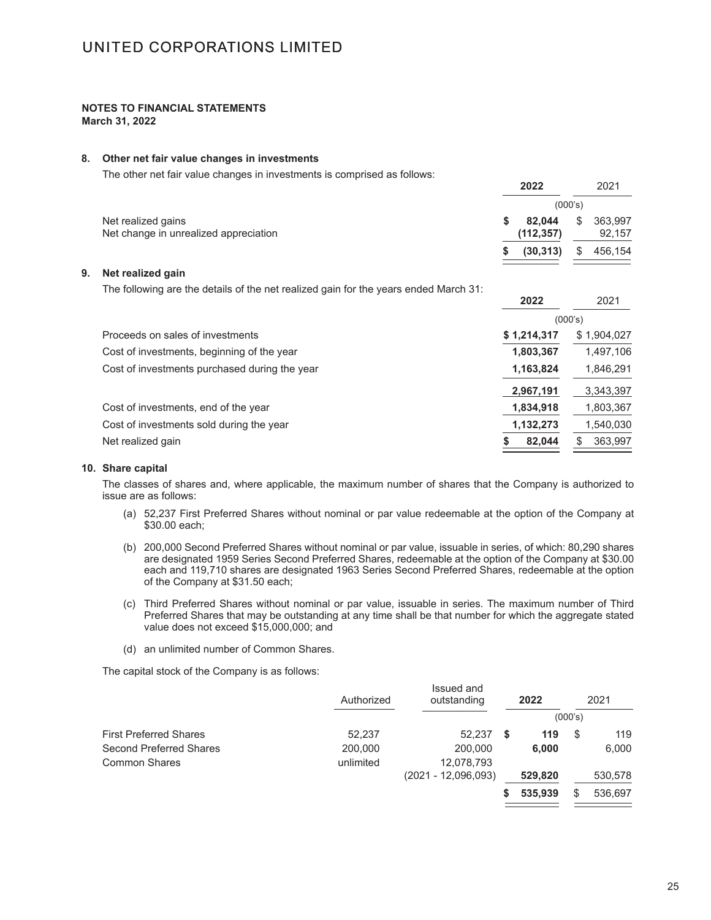UNITED CORPORATIONS LIMITED

**NOTES TO FINANCIAL STATEMENTS**
**March 31, 2022**

## 8. Other net fair value changes in investments

The other net fair value changes in investments is comprised as follows:

| | **2022** | 2021 |
|---|---|---|
| | (000's) | |
| Net realized gains | **$ 82,044** | $ 363,997 |
| Net change in unrealized appreciation | **(112,357)** | 92,157 |
| | **$ (30,313)** | $ 456,154 |

## 9. Net realized gain

The following are the details of the net realized gain for the years ended March 31:

| | **2022** | 2021 |
|---|---|---|
| | (000's) | |
| Proceeds on sales of investments | **$ 1,214,317** | $ 1,904,027 |
| Cost of investments, beginning of the year | **1,803,367** | 1,497,106 |
| Cost of investments purchased during the year | **1,163,824** | 1,846,291 |
| | **2,967,191** | 3,343,397 |
| Cost of investments, end of the year | **1,834,918** | 1,803,367 |
| Cost of investments sold during the year | **1,132,273** | 1,540,030 |
| Net realized gain | **$ 82,044** | $ 363,997 |

## 10. Share capital

The classes of shares and, where applicable, the maximum number of shares that the Company is authorized to issue are as follows:

(a) 52,237 First Preferred Shares without nominal or par value redeemable at the option of the Company at $30.00 each;

(b) 200,000 Second Preferred Shares without nominal or par value, issuable in series, of which: 80,290 shares are designated 1959 Series Second Preferred Shares, redeemable at the option of the Company at $30.00 each and 119,710 shares are designated 1963 Series Second Preferred Shares, redeemable at the option of the Company at $31.50 each;

(c) Third Preferred Shares without nominal or par value, issuable in series. The maximum number of Third Preferred Shares that may be outstanding at any time shall be that number for which the aggregate stated value does not exceed $15,000,000; and

(d) an unlimited number of Common Shares.

The capital stock of the Company is as follows:

| | Authorized | Issued and outstanding | **2022** | 2021 |
|---|---|---|---|---|
| | | | (000's) | |
| First Preferred Shares | 52,237 | 52,237 | **$ 119** | $ 119 |
| Second Preferred Shares | 200,000 | 200,000 | **6,000** | 6,000 |
| Common Shares | unlimited | 12,078,793 (2021 - 12,096,093) | **529,820** | 530,578 |
| | | | **$ 535,939** | $ 536,697 |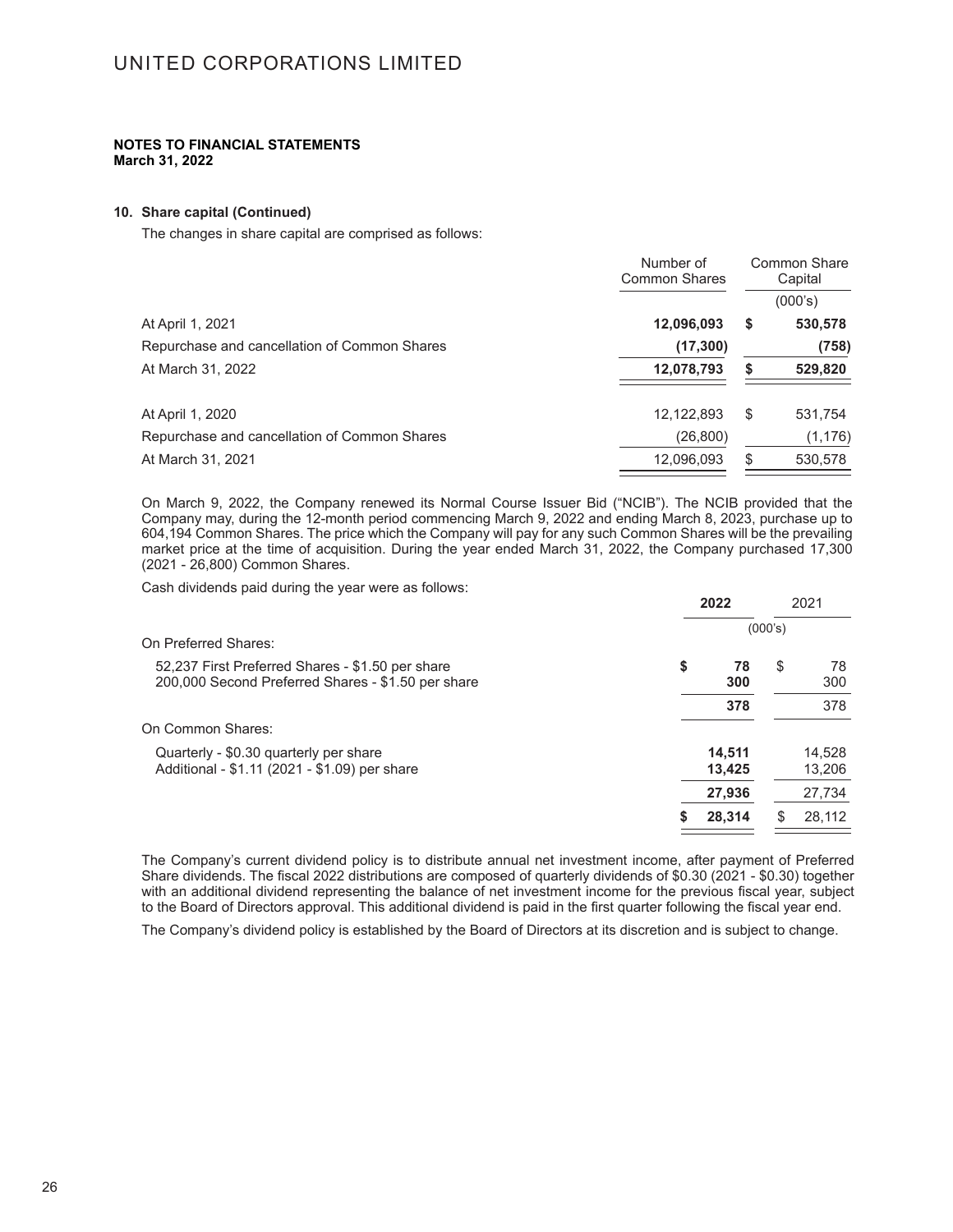UNITED CORPORATIONS LIMITED

**NOTES TO FINANCIAL STATEMENTS**
**March 31, 2022**

**10. Share capital (Continued)**

The changes in share capital are comprised as follows:

| | Number of Common Shares | Common Share Capital |
|---|---|---|
| | | (000's) |
| At April 1, 2021 | **12,096,093** | **$ 530,578** |
| Repurchase and cancellation of Common Shares | **(17,300)** | **(758)** |
| At March 31, 2022 | **12,078,793** | **$ 529,820** |
| | | |
| At April 1, 2020 | 12,122,893 | $ 531,754 |
| Repurchase and cancellation of Common Shares | (26,800) | (1,176) |
| At March 31, 2021 | 12,096,093 | $ 530,578 |

On March 9, 2022, the Company renewed its Normal Course Issuer Bid ("NCIB"). The NCIB provided that the Company may, during the 12-month period commencing March 9, 2022 and ending March 8, 2023, purchase up to 604,194 Common Shares. The price which the Company will pay for any such Common Shares will be the prevailing market price at the time of acquisition. During the year ended March 31, 2022, the Company purchased 17,300 (2021 - 26,800) Common Shares.

Cash dividends paid during the year were as follows:

| | 2022 | 2021 |
|---|---|---|
| | (000's) | |
| On Preferred Shares: | | |
| 52,237 First Preferred Shares - $1.50 per share | **$ 78** | $ 78 |
| 200,000 Second Preferred Shares - $1.50 per share | **300** | 300 |
| | **378** | 378 |
| On Common Shares: | | |
| Quarterly - $0.30 quarterly per share | **14,511** | 14,528 |
| Additional - $1.11 (2021 - $1.09) per share | **13,425** | 13,206 |
| | **27,936** | 27,734 |
| | **$ 28,314** | $ 28,112 |

The Company's current dividend policy is to distribute annual net investment income, after payment of Preferred Share dividends. The fiscal 2022 distributions are composed of quarterly dividends of $0.30 (2021 - $0.30) together with an additional dividend representing the balance of net investment income for the previous fiscal year, subject to the Board of Directors approval. This additional dividend is paid in the first quarter following the fiscal year end.

The Company's dividend policy is established by the Board of Directors at its discretion and is subject to change.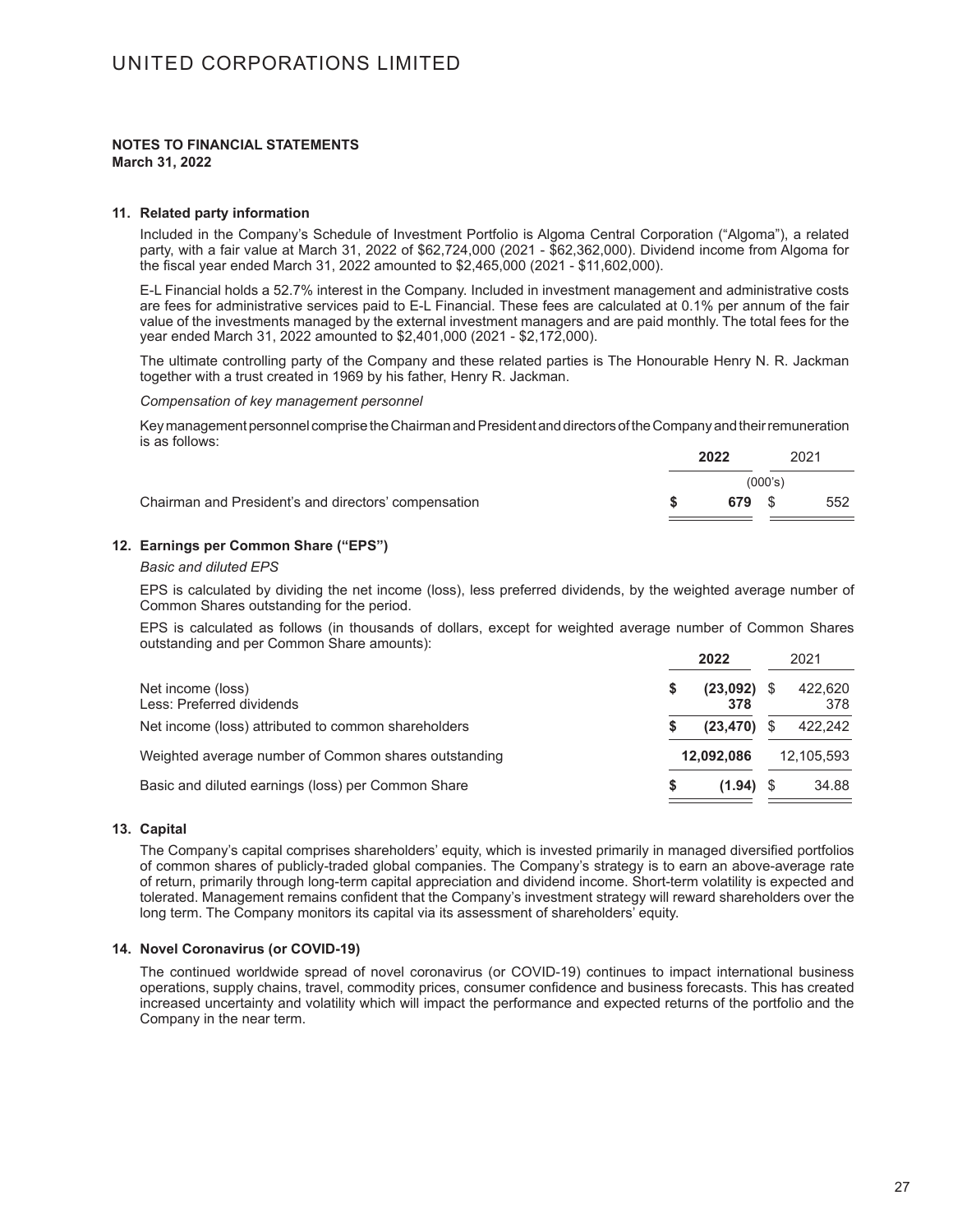## NOTES TO FINANCIAL STATEMENTS

**March 31, 2022**

### 11. Related party information

Included in the Company's Schedule of Investment Portfolio is Algoma Central Corporation ("Algoma"), a related party, with a fair value at March 31, 2022 of $62,724,000 (2021 - $62,362,000). Dividend income from Algoma for the fiscal year ended March 31, 2022 amounted to $2,465,000 (2021 - $11,602,000).

E-L Financial holds a 52.7% interest in the Company. Included in investment management and administrative costs are fees for administrative services paid to E-L Financial. These fees are calculated at 0.1% per annum of the fair value of the investments managed by the external investment managers and are paid monthly. The total fees for the year ended March 31, 2022 amounted to $2,401,000 (2021 - $2,172,000).

The ultimate controlling party of the Company and these related parties is The Honourable Henry N. R. Jackman together with a trust created in 1969 by his father, Henry R. Jackman.

*Compensation of key management personnel*

Key management personnel comprise the Chairman and President and directors of the Company and their remuneration is as follows:

| | **2022** | 2021 |
|---|---|---|
| | (000's) | |
| Chairman and President's and directors' compensation | **$ 679** | $ 552 |

### 12. Earnings per Common Share ("EPS")

*Basic and diluted EPS*

EPS is calculated by dividing the net income (loss), less preferred dividends, by the weighted average number of Common Shares outstanding for the period.

EPS is calculated as follows (in thousands of dollars, except for weighted average number of Common Shares outstanding and per Common Share amounts):

| | **2022** | 2021 |
|---|---|---|
| Net income (loss) | **$ (23,092)** | $ 422,620 |
| Less: Preferred dividends | **378** | 378 |
| Net income (loss) attributed to common shareholders | **$ (23,470)** | $ 422,242 |
| Weighted average number of Common shares outstanding | **12,092,086** | 12,105,593 |
| Basic and diluted earnings (loss) per Common Share | **$ (1.94)** | $ 34.88 |

### 13. Capital

The Company's capital comprises shareholders' equity, which is invested primarily in managed diversified portfolios of common shares of publicly-traded global companies. The Company's strategy is to earn an above-average rate of return, primarily through long-term capital appreciation and dividend income. Short-term volatility is expected and tolerated. Management remains confident that the Company's investment strategy will reward shareholders over the long term. The Company monitors its capital via its assessment of shareholders' equity.

### 14. Novel Coronavirus (or COVID-19)

The continued worldwide spread of novel coronavirus (or COVID-19) continues to impact international business operations, supply chains, travel, commodity prices, consumer confidence and business forecasts. This has created increased uncertainty and volatility which will impact the performance and expected returns of the portfolio and the Company in the near term.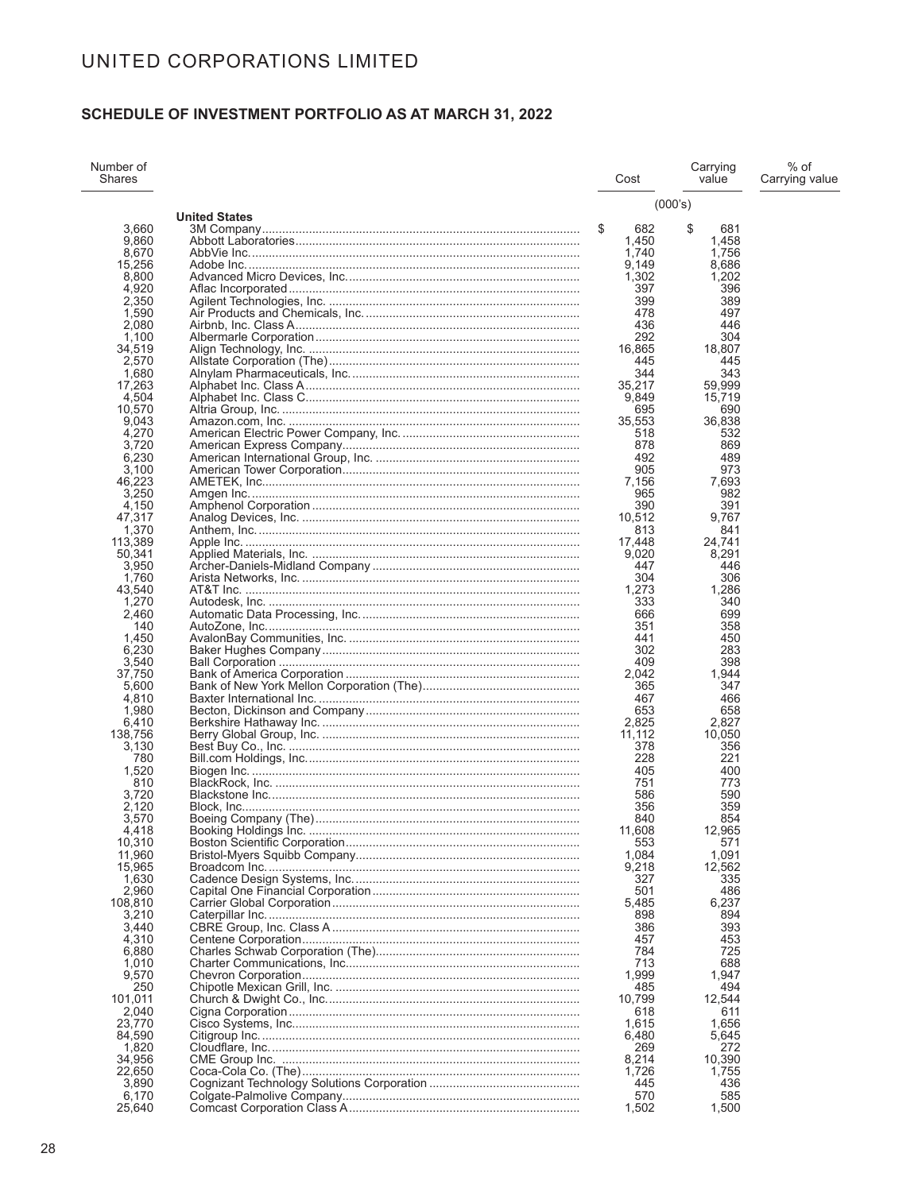# UNITED CORPORATIONS LIMITED

## SCHEDULE OF INVESTMENT PORTFOLIO AS AT MARCH 31, 2022

| Number of Shares | | Cost | Carrying value | % of Carrying value |
|---|---|---|---|---|
| | | (000's) | | |
| | **United States** | | | |
| 3,660 | 3M Company | $ 682 | $ 681 | |
| 9,860 | Abbott Laboratories | 1,450 | 1,458 | |
| 8,670 | AbbVie Inc. | 1,740 | 1,756 | |
| 15,256 | Adobe Inc. | 9,149 | 8,686 | |
| 8,800 | Advanced Micro Devices, Inc. | 1,302 | 1,202 | |
| 4,920 | Aflac Incorporated | 397 | 396 | |
| 2,350 | Agilent Technologies, Inc. | 399 | 389 | |
| 1,590 | Air Products and Chemicals, Inc. | 478 | 497 | |
| 2,080 | Airbnb, Inc. Class A | 436 | 446 | |
| 1,100 | Albermarle Corporation | 292 | 304 | |
| 34,519 | Align Technology, Inc. | 16,865 | 18,807 | |
| 2,570 | Allstate Corporation (The) | 445 | 445 | |
| 1,680 | Alnylam Pharmaceuticals, Inc. | 344 | 343 | |
| 17,263 | Alphabet Inc. Class A | 35,217 | 59,999 | |
| 4,504 | Alphabet Inc. Class C | 9,849 | 15,719 | |
| 10,570 | Altria Group, Inc. | 695 | 690 | |
| 9,043 | Amazon.com, Inc. | 35,553 | 36,838 | |
| 4,270 | American Electric Power Company, Inc. | 518 | 532 | |
| 3,720 | American Express Company | 878 | 869 | |
| 6,230 | American International Group, Inc. | 492 | 489 | |
| 3,100 | American Tower Corporation | 905 | 973 | |
| 46,223 | AMETEK, Inc. | 7,156 | 7,693 | |
| 3,250 | Amgen Inc. | 965 | 982 | |
| 4,150 | Amphenol Corporation | 390 | 391 | |
| 47,317 | Analog Devices, Inc. | 10,512 | 9,767 | |
| 1,370 | Anthem, Inc. | 813 | 841 | |
| 113,389 | Apple Inc. | 17,448 | 24,741 | |
| 50,341 | Applied Materials, Inc. | 9,020 | 8,291 | |
| 3,950 | Archer-Daniels-Midland Company | 447 | 446 | |
| 1,760 | Arista Networks, Inc. | 304 | 306 | |
| 43,540 | AT&T Inc. | 1,273 | 1,286 | |
| 1,270 | Autodesk, Inc. | 333 | 340 | |
| 2,460 | Automatic Data Processing, Inc. | 666 | 699 | |
| 140 | AutoZone, Inc. | 351 | 358 | |
| 1,450 | AvalonBay Communities, Inc. | 441 | 450 | |
| 6,230 | Baker Hughes Company | 302 | 283 | |
| 3,540 | Ball Corporation | 409 | 398 | |
| 37,750 | Bank of America Corporation | 2,042 | 1,944 | |
| 5,600 | Bank of New York Mellon Corporation (The) | 365 | 347 | |
| 4,810 | Baxter International Inc. | 467 | 466 | |
| 1,980 | Becton, Dickinson and Company | 653 | 658 | |
| 6,410 | Berkshire Hathaway Inc. | 2,825 | 2,827 | |
| 138,756 | Berry Global Group, Inc. | 11,112 | 10,050 | |
| 3,130 | Best Buy Co., Inc. | 378 | 356 | |
| 780 | Bill.com Holdings, Inc. | 228 | 221 | |
| 1,520 | Biogen Inc. | 405 | 400 | |
| 810 | BlackRock, Inc. | 751 | 773 | |
| 3,720 | Blackstone Inc. | 586 | 590 | |
| 2,120 | Block, Inc. | 356 | 359 | |
| 3,570 | Boeing Company (The) | 840 | 854 | |
| 4,418 | Booking Holdings Inc. | 11,608 | 12,965 | |
| 10,310 | Boston Scientific Corporation | 553 | 571 | |
| 11,960 | Bristol-Myers Squibb Company | 1,084 | 1,091 | |
| 15,965 | Broadcom Inc. | 9,218 | 12,562 | |
| 1,630 | Cadence Design Systems, Inc. | 327 | 335 | |
| 2,960 | Capital One Financial Corporation | 501 | 486 | |
| 108,810 | Carrier Global Corporation | 5,485 | 6,237 | |
| 3,210 | Caterpillar Inc. | 898 | 894 | |
| 3,440 | CBRE Group, Inc. Class A | 386 | 393 | |
| 4,310 | Centene Corporation | 457 | 453 | |
| 6,880 | Charles Schwab Corporation (The) | 784 | 725 | |
| 1,010 | Charter Communications, Inc. | 713 | 688 | |
| 9,570 | Chevron Corporation | 1,999 | 1,947 | |
| 250 | Chipotle Mexican Grill, Inc. | 485 | 494 | |
| 101,011 | Church & Dwight Co., Inc. | 10,799 | 12,544 | |
| 2,040 | Cigna Corporation | 618 | 611 | |
| 23,770 | Cisco Systems, Inc. | 1,615 | 1,656 | |
| 84,590 | Citigroup Inc. | 6,480 | 5,645 | |
| 1,820 | Cloudflare, Inc. | 269 | 272 | |
| 34,956 | CME Group Inc. | 8,214 | 10,390 | |
| 22,650 | Coca-Cola Co. (The) | 1,726 | 1,755 | |
| 3,890 | Cognizant Technology Solutions Corporation | 445 | 436 | |
| 6,170 | Colgate-Palmolive Company | 570 | 585 | |
| 25,640 | Comcast Corporation Class A | 1,502 | 1,500 | |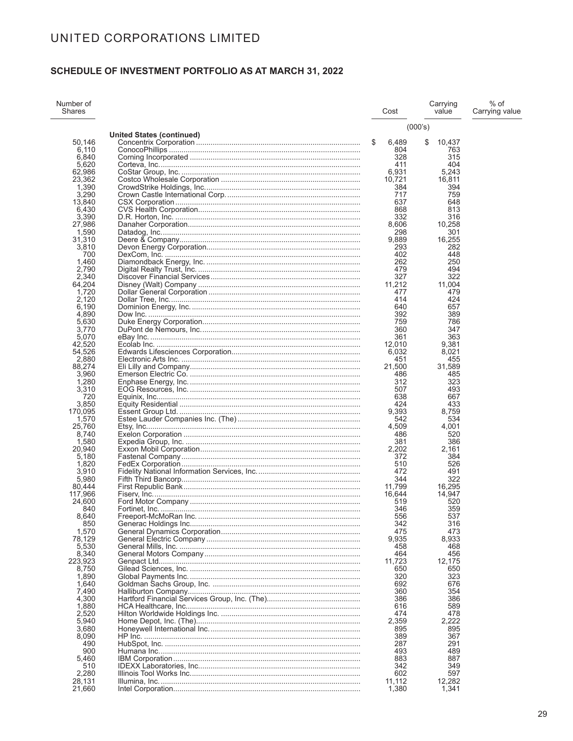# UNITED CORPORATIONS LIMITED

## SCHEDULE OF INVESTMENT PORTFOLIO AS AT MARCH 31, 2022

| Number of Shares | | Cost | Carrying value | % of Carrying value |
|---|---|---|---|---|
| | | (000's) | | |
| | **United States (continued)** | | | |
| 50,146 | Concentrix Corporation | $ 6,489 | $ 10,437 | |
| 6,110 | ConocoPhillips | 804 | 763 | |
| 6,840 | Corning Incorporated | 328 | 315 | |
| 5,620 | Corteva, Inc. | 411 | 404 | |
| 62,986 | CoStar Group, Inc. | 6,931 | 5,243 | |
| 23,362 | Costco Wholesale Corporation | 10,721 | 16,811 | |
| 1,390 | CrowdStrike Holdings, Inc. | 384 | 394 | |
| 3,290 | Crown Castle International Corp. | 717 | 759 | |
| 13,840 | CSX Corporation | 637 | 648 | |
| 6,430 | CVS Health Corporation | 868 | 813 | |
| 3,390 | D.R. Horton, Inc. | 332 | 316 | |
| 27,986 | Danaher Corporation | 8,606 | 10,258 | |
| 1,590 | Datadog, Inc. | 298 | 301 | |
| 31,310 | Deere & Company | 9,889 | 16,255 | |
| 3,810 | Devon Energy Corporation | 293 | 282 | |
| 700 | DexCom, Inc. | 402 | 448 | |
| 1,460 | Diamondback Energy, Inc. | 262 | 250 | |
| 2,790 | Digital Realty Trust, Inc. | 479 | 494 | |
| 2,340 | Discover Financial Services | 327 | 322 | |
| 64,204 | Disney (Walt) Company | 11,212 | 11,004 | |
| 1,720 | Dollar General Corporation | 477 | 479 | |
| 2,120 | Dollar Tree, Inc. | 414 | 424 | |
| 6,190 | Dominion Energy, Inc. | 640 | 657 | |
| 4,890 | Dow Inc. | 392 | 389 | |
| 5,630 | Duke Energy Corporation | 759 | 786 | |
| 3,770 | DuPont de Nemours, Inc. | 360 | 347 | |
| 5,070 | eBay Inc. | 361 | 363 | |
| 42,520 | Ecolab Inc. | 12,010 | 9,381 | |
| 54,526 | Edwards Lifesciences Corporation | 6,032 | 8,021 | |
| 2,880 | Electronic Arts Inc. | 451 | 455 | |
| 88,274 | Eli Lilly and Company | 21,500 | 31,589 | |
| 3,960 | Emerson Electric Co. | 486 | 485 | |
| 1,280 | Enphase Energy, Inc. | 312 | 323 | |
| 3,310 | EOG Resources, Inc. | 507 | 493 | |
| 720 | Equinix, Inc. | 638 | 667 | |
| 3,850 | Equity Residential | 424 | 433 | |
| 170,095 | Essent Group Ltd. | 9,393 | 8,759 | |
| 1,570 | Estee Lauder Companies Inc. (The) | 542 | 534 | |
| 25,760 | Etsy, Inc. | 4,509 | 4,001 | |
| 8,740 | Exelon Corporation | 486 | 520 | |
| 1,580 | Expedia Group, Inc. | 381 | 386 | |
| 20,940 | Exxon Mobil Corporation | 2,202 | 2,161 | |
| 5,180 | Fastenal Company | 372 | 384 | |
| 1,820 | FedEx Corporation | 510 | 526 | |
| 3,910 | Fidelity National Information Services, Inc. | 472 | 491 | |
| 5,980 | Fifth Third Bancorp | 344 | 322 | |
| 80,444 | First Republic Bank | 11,799 | 16,295 | |
| 117,966 | Fiserv, Inc. | 16,644 | 14,947 | |
| 24,600 | Ford Motor Company | 519 | 520 | |
| 840 | Fortinet, Inc. | 346 | 359 | |
| 8,640 | Freeport-McMoRan Inc. | 556 | 537 | |
| 850 | Generac Holdings Inc. | 342 | 316 | |
| 1,570 | General Dynamics Corporation | 475 | 473 | |
| 78,129 | General Electric Company | 9,935 | 8,933 | |
| 5,530 | General Mills, Inc. | 458 | 468 | |
| 8,340 | General Motors Company | 464 | 456 | |
| 223,923 | Genpact Ltd. | 11,723 | 12,175 | |
| 8,750 | Gilead Sciences, Inc. | 650 | 650 | |
| 1,890 | Global Payments Inc. | 320 | 323 | |
| 1,640 | Goldman Sachs Group, Inc. | 692 | 676 | |
| 7,490 | Halliburton Company | 360 | 354 | |
| 4,300 | Hartford Financial Services Group, Inc. (The) | 386 | 386 | |
| 1,880 | HCA Healthcare, Inc. | 616 | 589 | |
| 2,520 | Hilton Worldwide Holdings Inc. | 474 | 478 | |
| 5,940 | Home Depot, Inc. (The) | 2,359 | 2,222 | |
| 3,680 | Honeywell International Inc. | 895 | 895 | |
| 8,090 | HP Inc. | 389 | 367 | |
| 490 | HubSpot, Inc. | 287 | 291 | |
| 900 | Humana Inc. | 493 | 489 | |
| 5,460 | IBM Corporation | 883 | 887 | |
| 510 | IDEXX Laboratories, Inc. | 342 | 349 | |
| 2,280 | Illinois Tool Works Inc. | 602 | 597 | |
| 28,131 | Illumina, Inc. | 11,112 | 12,282 | |
| 21,660 | Intel Corporation | 1,380 | 1,341 | |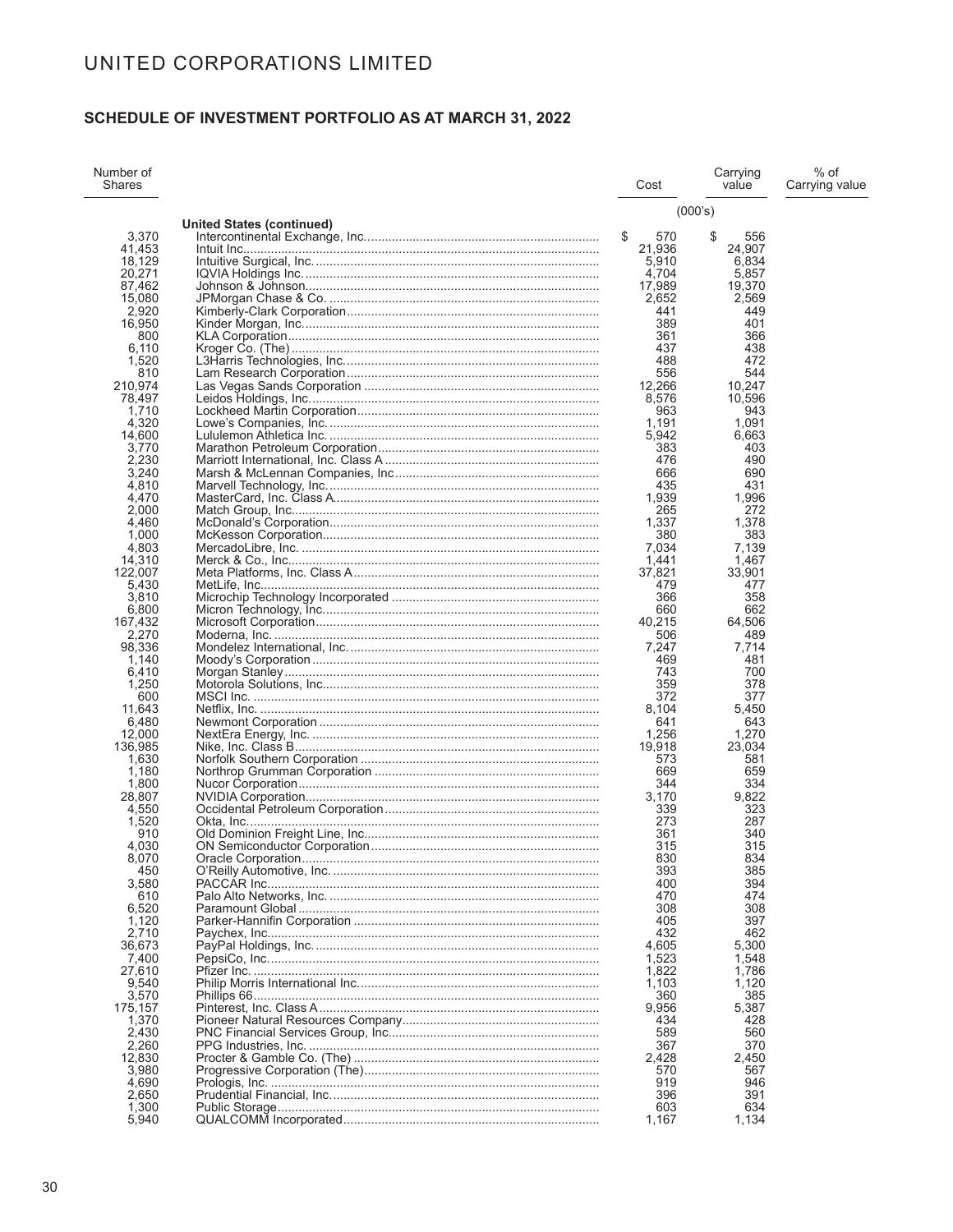# UNITED CORPORATIONS LIMITED

## SCHEDULE OF INVESTMENT PORTFOLIO AS AT MARCH 31, 2022

| Number of Shares | | Cost | Carrying value | % of Carrying value |
|---|---|---|---|---|
| | | (000's) | | |
| | **United States (continued)** | | | |
| 3,370 | Intercontinental Exchange, Inc. | $ 570 | $ 556 | |
| 41,453 | Intuit Inc. | 21,936 | 24,907 | |
| 18,129 | Intuitive Surgical, Inc. | 5,910 | 6,834 | |
| 20,271 | IQVIA Holdings Inc. | 4,704 | 5,857 | |
| 87,462 | Johnson & Johnson | 17,989 | 19,370 | |
| 15,080 | JPMorgan Chase & Co. | 2,652 | 2,569 | |
| 2,920 | Kimberly-Clark Corporation | 441 | 449 | |
| 16,950 | Kinder Morgan, Inc. | 389 | 401 | |
| 800 | KLA Corporation | 361 | 366 | |
| 6,110 | Kroger Co. (The) | 437 | 438 | |
| 1,520 | L3Harris Technologies, Inc. | 488 | 472 | |
| 810 | Lam Research Corporation | 556 | 544 | |
| 210,974 | Las Vegas Sands Corporation | 12,266 | 10,247 | |
| 78,497 | Leidos Holdings, Inc. | 8,576 | 10,596 | |
| 1,710 | Lockheed Martin Corporation | 963 | 943 | |
| 4,320 | Lowe's Companies, Inc. | 1,191 | 1,091 | |
| 14,600 | Lululemon Athletica Inc. | 5,942 | 6,663 | |
| 3,770 | Marathon Petroleum Corporation | 383 | 403 | |
| 2,230 | Marriott International, Inc. Class A | 476 | 490 | |
| 3,240 | Marsh & McLennan Companies, Inc | 666 | 690 | |
| 4,810 | Marvell Technology, Inc. | 435 | 431 | |
| 4,470 | MasterCard, Inc. Class A | 1,939 | 1,996 | |
| 2,000 | Match Group, Inc. | 265 | 272 | |
| 4,460 | McDonald's Corporation | 1,337 | 1,378 | |
| 1,000 | McKesson Corporation | 380 | 383 | |
| 4,803 | MercadoLibre, Inc. | 7,034 | 7,139 | |
| 14,310 | Merck & Co., Inc. | 1,441 | 1,467 | |
| 122,007 | Meta Platforms, Inc. Class A | 37,821 | 33,901 | |
| 5,430 | MetLife, Inc. | 479 | 477 | |
| 3,810 | Microchip Technology Incorporated | 366 | 358 | |
| 6,800 | Micron Technology, Inc. | 660 | 662 | |
| 167,432 | Microsoft Corporation | 40,215 | 64,506 | |
| 2,270 | Moderna, Inc. | 506 | 489 | |
| 98,336 | Mondelez International, Inc. | 7,247 | 7,714 | |
| 1,140 | Moody's Corporation | 469 | 481 | |
| 6,410 | Morgan Stanley | 743 | 700 | |
| 1,250 | Motorola Solutions, Inc. | 359 | 378 | |
| 600 | MSCI Inc. | 372 | 377 | |
| 11,643 | Netflix, Inc. | 8,104 | 5,450 | |
| 6,480 | Newmont Corporation | 641 | 643 | |
| 12,000 | NextEra Energy, Inc. | 1,256 | 1,270 | |
| 136,985 | Nike, Inc. Class B | 19,918 | 23,034 | |
| 1,630 | Norfolk Southern Corporation | 573 | 581 | |
| 1,180 | Northrop Grumman Corporation | 669 | 659 | |
| 1,800 | Nucor Corporation | 344 | 334 | |
| 28,807 | NVIDIA Corporation | 3,170 | 9,822 | |
| 4,550 | Occidental Petroleum Corporation | 339 | 323 | |
| 1,520 | Okta, Inc. | 273 | 287 | |
| 910 | Old Dominion Freight Line, Inc. | 361 | 340 | |
| 4,030 | ON Semiconductor Corporation | 315 | 315 | |
| 8,070 | Oracle Corporation | 830 | 834 | |
| 450 | O'Reilly Automotive, Inc. | 393 | 385 | |
| 3,580 | PACCAR Inc. | 400 | 394 | |
| 610 | Palo Alto Networks, Inc. | 470 | 474 | |
| 6,520 | Paramount Global | 308 | 308 | |
| 1,120 | Parker-Hannifin Corporation | 405 | 397 | |
| 2,710 | Paychex, Inc. | 432 | 462 | |
| 36,673 | PayPal Holdings, Inc. | 4,605 | 5,300 | |
| 7,400 | PepsiCo, Inc. | 1,523 | 1,548 | |
| 27,610 | Pfizer Inc. | 1,822 | 1,786 | |
| 9,540 | Philip Morris International Inc. | 1,103 | 1,120 | |
| 3,570 | Phillips 66 | 360 | 385 | |
| 175,157 | Pinterest, Inc. Class A | 9,956 | 5,387 | |
| 1,370 | Pioneer Natural Resources Company | 434 | 428 | |
| 2,430 | PNC Financial Services Group, Inc. | 589 | 560 | |
| 2,260 | PPG Industries, Inc. | 367 | 370 | |
| 12,830 | Procter & Gamble Co. (The) | 2,428 | 2,450 | |
| 3,980 | Progressive Corporation (The) | 570 | 567 | |
| 4,690 | Prologis, Inc. | 919 | 946 | |
| 2,650 | Prudential Financial, Inc. | 396 | 391 | |
| 1,300 | Public Storage | 603 | 634 | |
| 5,940 | QUALCOMM Incorporated | 1,167 | 1,134 | |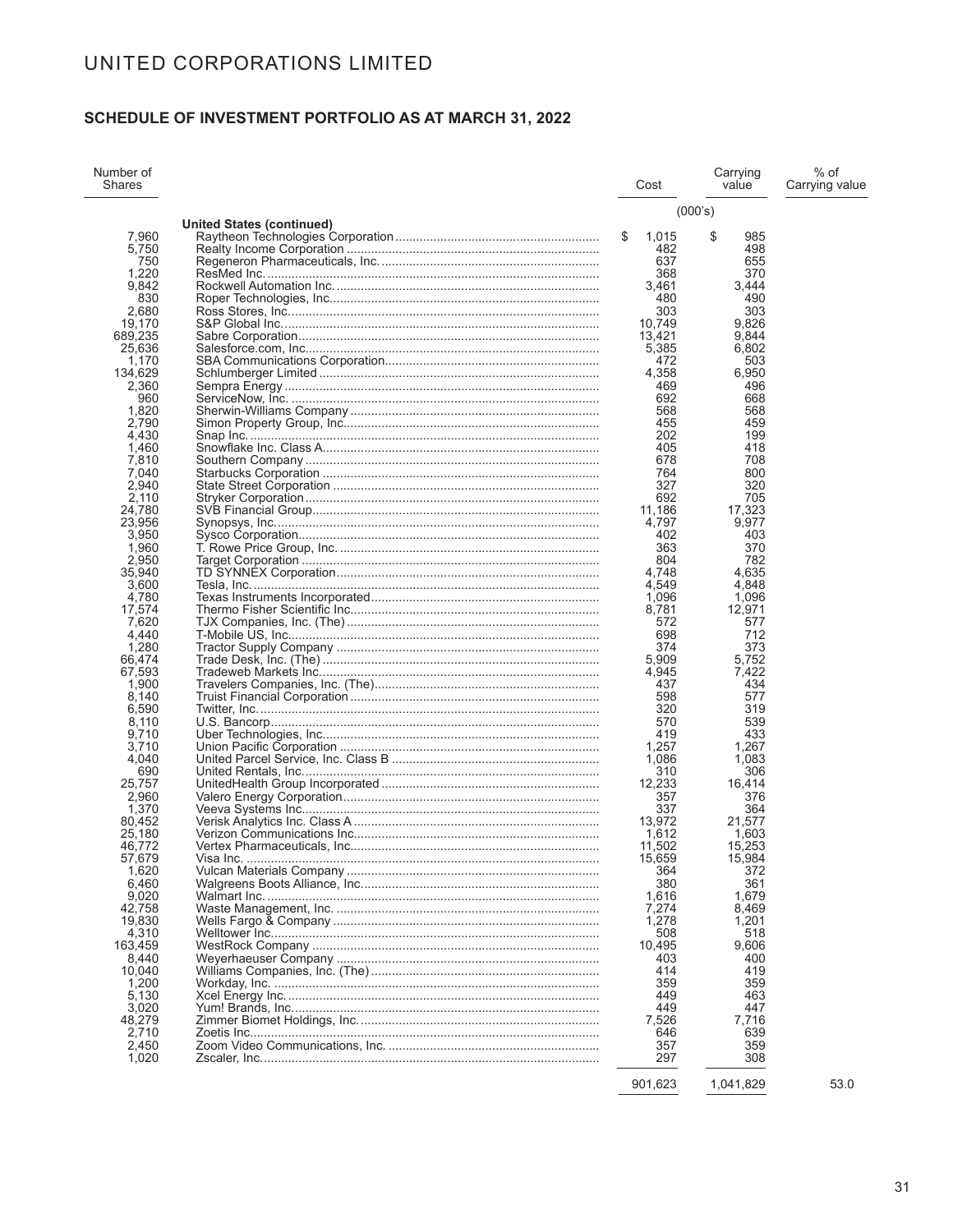# UNITED CORPORATIONS LIMITED

## SCHEDULE OF INVESTMENT PORTFOLIO AS AT MARCH 31, 2022

| Number of Shares | | Cost | Carrying value | % of Carrying value |
|---|---|---|---|---|
| | | (000's) | | |
| | **United States (continued)** | | | |
| 7,960 | Raytheon Technologies Corporation | $ 1,015 | $ 985 | |
| 5,750 | Realty Income Corporation | 482 | 498 | |
| 750 | Regeneron Pharmaceuticals, Inc. | 637 | 655 | |
| 1,220 | ResMed Inc. | 368 | 370 | |
| 9,842 | Rockwell Automation Inc. | 3,461 | 3,444 | |
| 830 | Roper Technologies, Inc. | 480 | 490 | |
| 2,680 | Ross Stores, Inc. | 303 | 303 | |
| 19,170 | S&P Global Inc. | 10,749 | 9,826 | |
| 689,235 | Sabre Corporation | 13,421 | 9,844 | |
| 25,636 | Salesforce.com, Inc. | 5,385 | 6,802 | |
| 1,170 | SBA Communications Corporation | 472 | 503 | |
| 134,629 | Schlumberger Limited | 4,358 | 6,950 | |
| 2,360 | Sempra Energy | 469 | 496 | |
| 960 | ServiceNow, Inc. | 692 | 668 | |
| 1,820 | Sherwin-Williams Company | 568 | 568 | |
| 2,790 | Simon Property Group, Inc. | 455 | 459 | |
| 4,430 | Snap Inc. | 202 | 199 | |
| 1,460 | Snowflake Inc. Class A | 405 | 418 | |
| 7,810 | Southern Company | 678 | 708 | |
| 7,040 | Starbucks Corporation | 764 | 800 | |
| 2,940 | State Street Corporation | 327 | 320 | |
| 2,110 | Stryker Corporation | 692 | 705 | |
| 24,780 | SVB Financial Group | 11,186 | 17,323 | |
| 23,956 | Synopsys, Inc. | 4,797 | 9,977 | |
| 3,950 | Sysco Corporation | 402 | 403 | |
| 1,960 | T. Rowe Price Group, Inc. | 363 | 370 | |
| 2,950 | Target Corporation | 804 | 782 | |
| 35,940 | TD SYNNEX Corporation | 4,748 | 4,635 | |
| 3,600 | Tesla, Inc. | 4,549 | 4,848 | |
| 4,780 | Texas Instruments Incorporated | 1,096 | 1,096 | |
| 17,574 | Thermo Fisher Scientific Inc. | 8,781 | 12,971 | |
| 7,620 | TJX Companies, Inc. (The) | 572 | 577 | |
| 4,440 | T-Mobile US, Inc. | 698 | 712 | |
| 1,280 | Tractor Supply Company | 374 | 373 | |
| 66,474 | Trade Desk, Inc. (The) | 5,909 | 5,752 | |
| 67,593 | Tradeweb Markets Inc. | 4,945 | 7,422 | |
| 1,900 | Travelers Companies, Inc. (The) | 437 | 434 | |
| 8,140 | Truist Financial Corporation | 598 | 577 | |
| 6,590 | Twitter, Inc. | 320 | 319 | |
| 8,110 | U.S. Bancorp | 570 | 539 | |
| 9,710 | Uber Technologies, Inc. | 419 | 433 | |
| 3,710 | Union Pacific Corporation | 1,257 | 1,267 | |
| 4,040 | United Parcel Service, Inc. Class B | 1,086 | 1,083 | |
| 690 | United Rentals, Inc. | 310 | 306 | |
| 25,757 | UnitedHealth Group Incorporated | 12,233 | 16,414 | |
| 2,960 | Valero Energy Corporation | 357 | 376 | |
| 1,370 | Veeva Systems Inc. | 337 | 364 | |
| 80,452 | Verisk Analytics Inc. Class A | 13,972 | 21,577 | |
| 25,180 | Verizon Communications Inc. | 1,612 | 1,603 | |
| 46,772 | Vertex Pharmaceuticals, Inc. | 11,502 | 15,253 | |
| 57,679 | Visa Inc. | 15,659 | 15,984 | |
| 1,620 | Vulcan Materials Company | 364 | 372 | |
| 6,460 | Walgreens Boots Alliance, Inc. | 380 | 361 | |
| 9,020 | Walmart Inc. | 1,616 | 1,679 | |
| 42,758 | Waste Management, Inc. | 7,274 | 8,469 | |
| 19,830 | Wells Fargo & Company | 1,278 | 1,201 | |
| 4,310 | Welltower Inc. | 508 | 518 | |
| 163,459 | WestRock Company | 10,495 | 9,606 | |
| 8,440 | Weyerhaeuser Company | 403 | 400 | |
| 10,040 | Williams Companies, Inc. (The) | 414 | 419 | |
| 1,200 | Workday, Inc. | 359 | 359 | |
| 5,130 | Xcel Energy Inc. | 449 | 463 | |
| 3,020 | Yum! Brands, Inc. | 449 | 447 | |
| 48,279 | Zimmer Biomet Holdings, Inc. | 7,526 | 7,716 | |
| 2,710 | Zoetis Inc. | 646 | 639 | |
| 2,450 | Zoom Video Communications, Inc. | 357 | 359 | |
| 1,020 | Zscaler, Inc. | 297 | 308 | |
| | | 901,623 | 1,041,829 | 53.0 |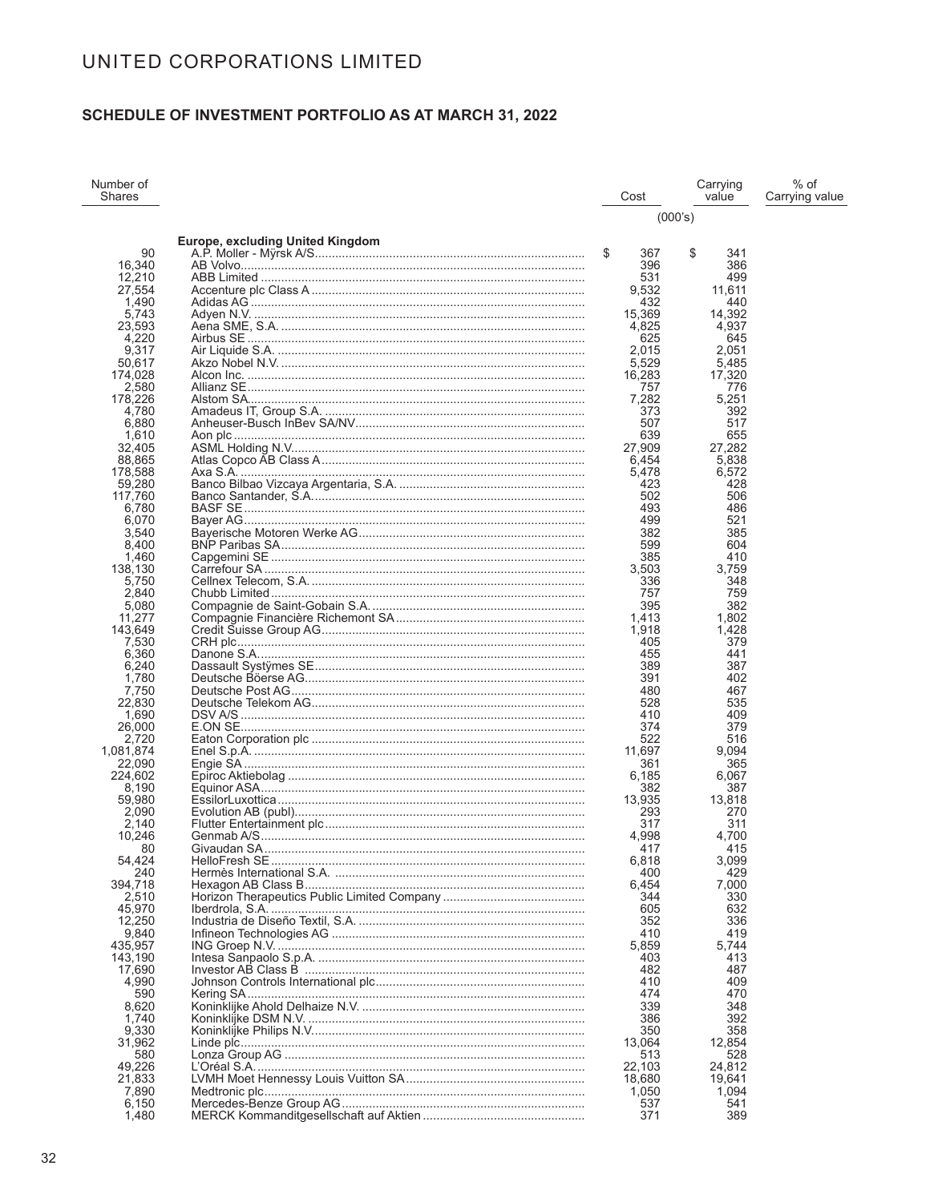# UNITED CORPORATIONS LIMITED

## SCHEDULE OF INVESTMENT PORTFOLIO AS AT MARCH 31, 2022

| Number of Shares | | Cost | Carrying value | % of Carrying value |
|---|---|---|---|---|
| | | (000's) | | |
| | **Europe, excluding United Kingdom** | | | |
| 90 | A.P. Moller - Mÿrsk A/S | $ 367 | $ 341 | |
| 16,340 | AB Volvo | 396 | 386 | |
| 12,210 | ABB Limited | 531 | 499 | |
| 27,554 | Accenture plc Class A | 9,532 | 11,611 | |
| 1,490 | Adidas AG | 432 | 440 | |
| 5,743 | Adyen N.V. | 15,369 | 14,392 | |
| 23,593 | Aena SME, S.A. | 4,825 | 4,937 | |
| 4,220 | Airbus SE | 625 | 645 | |
| 9,317 | Air Liquide S.A. | 2,015 | 2,051 | |
| 50,617 | Akzo Nobel N.V. | 5,529 | 5,485 | |
| 174,028 | Alcon Inc. | 16,283 | 17,320 | |
| 2,580 | Allianz SE | 757 | 776 | |
| 178,226 | Alstom SA | 7,282 | 5,251 | |
| 4,780 | Amadeus IT, Group S.A. | 373 | 392 | |
| 6,880 | Anheuser-Busch InBev SA/NV | 507 | 517 | |
| 1,610 | Aon plc | 639 | 655 | |
| 32,405 | ASML Holding N.V. | 27,909 | 27,282 | |
| 88,865 | Atlas Copco AB Class A | 6,454 | 5,838 | |
| 178,588 | Axa S.A. | 5,478 | 6,572 | |
| 59,280 | Banco Bilbao Vizcaya Argentaria, S.A. | 423 | 428 | |
| 117,760 | Banco Santander, S.A. | 502 | 506 | |
| 6,780 | BASF SE | 493 | 486 | |
| 6,070 | Bayer AG | 499 | 521 | |
| 3,540 | Bayerische Motoren Werke AG | 382 | 385 | |
| 8,400 | BNP Paribas SA | 599 | 604 | |
| 1,460 | Capgemini SE | 385 | 410 | |
| 138,130 | Carrefour SA | 3,503 | 3,759 | |
| 5,750 | Cellnex Telecom, S.A. | 336 | 348 | |
| 2,840 | Chubb Limited | 757 | 759 | |
| 5,080 | Compagnie de Saint-Gobain S.A. | 395 | 382 | |
| 11,277 | Compagnie Financière Richemont SA | 1,413 | 1,802 | |
| 143,649 | Credit Suisse Group AG | 1,918 | 1,428 | |
| 7,530 | CRH plc | 405 | 379 | |
| 6,360 | Danone S.A. | 455 | 441 | |
| 6,240 | Dassault Systÿmes SE | 389 | 387 | |
| 1,780 | Deutsche Böerse AG | 391 | 402 | |
| 7,750 | Deutsche Post AG | 480 | 467 | |
| 22,830 | Deutsche Telekom AG | 528 | 535 | |
| 1,690 | DSV A/S | 410 | 409 | |
| 26,000 | E.ON SE | 374 | 379 | |
| 2,720 | Eaton Corporation plc | 522 | 516 | |
| 1,081,874 | Enel S.p.A. | 11,697 | 9,094 | |
| 22,090 | Engie SA | 361 | 365 | |
| 224,602 | Epiroc Aktiebolag | 6,185 | 6,067 | |
| 8,190 | Equinor ASA | 382 | 387 | |
| 59,980 | EssilorLuxottica | 13,935 | 13,818 | |
| 2,090 | Evolution AB (publ) | 293 | 270 | |
| 2,140 | Flutter Entertainment plc | 317 | 311 | |
| 10,246 | Genmab A/S | 4,998 | 4,700 | |
| 80 | Givaudan SA | 417 | 415 | |
| 54,424 | HelloFresh SE | 6,818 | 3,099 | |
| 240 | Hermès International S.A. | 400 | 429 | |
| 394,718 | Hexagon AB Class B | 6,454 | 7,000 | |
| 2,510 | Horizon Therapeutics Public Limited Company | 344 | 330 | |
| 45,970 | Iberdrola, S.A. | 605 | 632 | |
| 12,250 | Industria de Diseño Textil, S.A. | 352 | 336 | |
| 9,840 | Infineon Technologies AG | 410 | 419 | |
| 435,957 | ING Groep N.V. | 5,859 | 5,744 | |
| 143,190 | Intesa Sanpaolo S.p.A. | 403 | 413 | |
| 17,690 | Investor AB Class B | 482 | 487 | |
| 4,990 | Johnson Controls International plc | 410 | 409 | |
| 590 | Kering SA | 474 | 470 | |
| 8,620 | Koninklijke Ahold Delhaize N.V. | 339 | 348 | |
| 1,740 | Koninklijke DSM N.V. | 386 | 392 | |
| 9,330 | Koninklijke Philips N.V. | 350 | 358 | |
| 31,962 | Linde plc | 13,064 | 12,854 | |
| 580 | Lonza Group AG | 513 | 528 | |
| 49,226 | L'Oréal S.A. | 22,103 | 24,812 | |
| 21,833 | LVMH Moet Hennessy Louis Vuitton SA | 18,680 | 19,641 | |
| 7,890 | Medtronic plc | 1,050 | 1,094 | |
| 6,150 | Mercedes-Benze Group AG | 537 | 541 | |
| 1,480 | MERCK Kommanditgesellschaft auf Aktien | 371 | 389 | |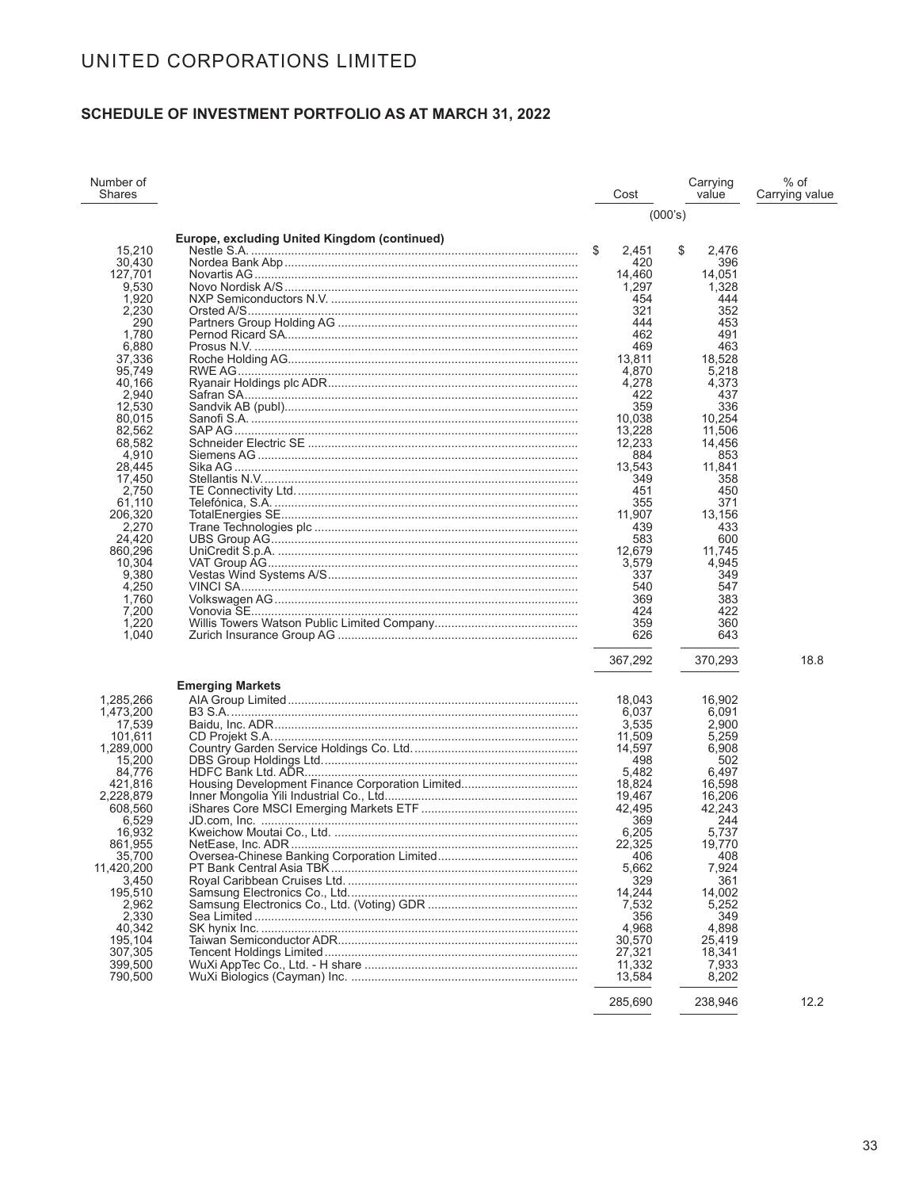# UNITED CORPORATIONS LIMITED

## SCHEDULE OF INVESTMENT PORTFOLIO AS AT MARCH 31, 2022

| Number of Shares | | Cost | Carrying value | % of Carrying value |
|---|---|---|---|---|
| | | (000's) | | |
| | **Europe, excluding United Kingdom (continued)** | | | |
| 15,210 | Nestle S.A. | $ 2,451 | $ 2,476 | |
| 30,430 | Nordea Bank Abp | 420 | 396 | |
| 127,701 | Novartis AG | 14,460 | 14,051 | |
| 9,530 | Novo Nordisk A/S | 1,297 | 1,328 | |
| 1,920 | NXP Semiconductors N.V. | 454 | 444 | |
| 2,230 | Orsted A/S | 321 | 352 | |
| 290 | Partners Group Holding AG | 444 | 453 | |
| 1,780 | Pernod Ricard SA | 462 | 491 | |
| 6,880 | Prosus N.V. | 469 | 463 | |
| 37,336 | Roche Holding AG | 13,811 | 18,528 | |
| 95,749 | RWE AG | 4,870 | 5,218 | |
| 40,166 | Ryanair Holdings plc ADR | 4,278 | 4,373 | |
| 2,940 | Safran SA | 422 | 437 | |
| 12,530 | Sandvik AB (publ) | 359 | 336 | |
| 80,015 | Sanofi S.A. | 10,038 | 10,254 | |
| 82,562 | SAP AG | 13,228 | 11,506 | |
| 68,582 | Schneider Electric SE | 12,233 | 14,456 | |
| 4,910 | Siemens AG | 884 | 853 | |
| 28,445 | Sika AG | 13,543 | 11,841 | |
| 17,450 | Stellantis N.V. | 349 | 358 | |
| 2,750 | TE Connectivity Ltd. | 451 | 450 | |
| 61,110 | Telefónica, S.A. | 355 | 371 | |
| 206,320 | TotalEnergies SE | 11,907 | 13,156 | |
| 2,270 | Trane Technologies plc | 439 | 433 | |
| 24,420 | UBS Group AG | 583 | 600 | |
| 860,296 | UniCredit S.p.A. | 12,679 | 11,745 | |
| 10,304 | VAT Group AG | 3,579 | 4,945 | |
| 9,380 | Vestas Wind Systems A/S | 337 | 349 | |
| 4,250 | VINCI SA | 540 | 547 | |
| 1,760 | Volkswagen AG | 369 | 383 | |
| 7,200 | Vonovia SE | 424 | 422 | |
| 1,220 | Willis Towers Watson Public Limited Company | 359 | 360 | |
| 1,040 | Zurich Insurance Group AG | 626 | 643 | |
| | | 367,292 | 370,293 | 18.8 |
| | **Emerging Markets** | | | |
| 1,285,266 | AIA Group Limited | 18,043 | 16,902 | |
| 1,473,200 | B3 S.A. | 6,037 | 6,091 | |
| 17,539 | Baidu, Inc. ADR | 3,535 | 2,900 | |
| 101,611 | CD Projekt S.A. | 11,509 | 5,259 | |
| 1,289,000 | Country Garden Service Holdings Co. Ltd. | 14,597 | 6,908 | |
| 15,200 | DBS Group Holdings Ltd. | 498 | 502 | |
| 84,776 | HDFC Bank Ltd. ADR | 5,482 | 6,497 | |
| 421,816 | Housing Development Finance Corporation Limited | 18,824 | 16,598 | |
| 2,228,879 | Inner Mongolia Yili Industrial Co., Ltd | 19,467 | 16,206 | |
| 608,560 | iShares Core MSCI Emerging Markets ETF | 42,495 | 42,243 | |
| 6,529 | JD.com, Inc. | 369 | 244 | |
| 16,932 | Kweichow Moutai Co., Ltd. | 6,205 | 5,737 | |
| 861,955 | NetEase, Inc. ADR | 22,325 | 19,770 | |
| 35,700 | Oversea-Chinese Banking Corporation Limited | 406 | 408 | |
| 11,420,200 | PT Bank Central Asia TBK | 5,662 | 7,924 | |
| 3,450 | Royal Caribbean Cruises Ltd. | 329 | 361 | |
| 195,510 | Samsung Electronics Co., Ltd. | 14,244 | 14,002 | |
| 2,962 | Samsung Electronics Co., Ltd. (Voting) GDR | 7,532 | 5,252 | |
| 2,330 | Sea Limited | 356 | 349 | |
| 40,342 | SK hynix Inc. | 4,968 | 4,898 | |
| 195,104 | Taiwan Semiconductor ADR | 30,570 | 25,419 | |
| 307,305 | Tencent Holdings Limited | 27,321 | 18,341 | |
| 399,500 | WuXi AppTec Co., Ltd. - H share | 11,332 | 7,933 | |
| 790,500 | WuXi Biologics (Cayman) Inc. | 13,584 | 8,202 | |
| | | 285,690 | 238,946 | 12.2 |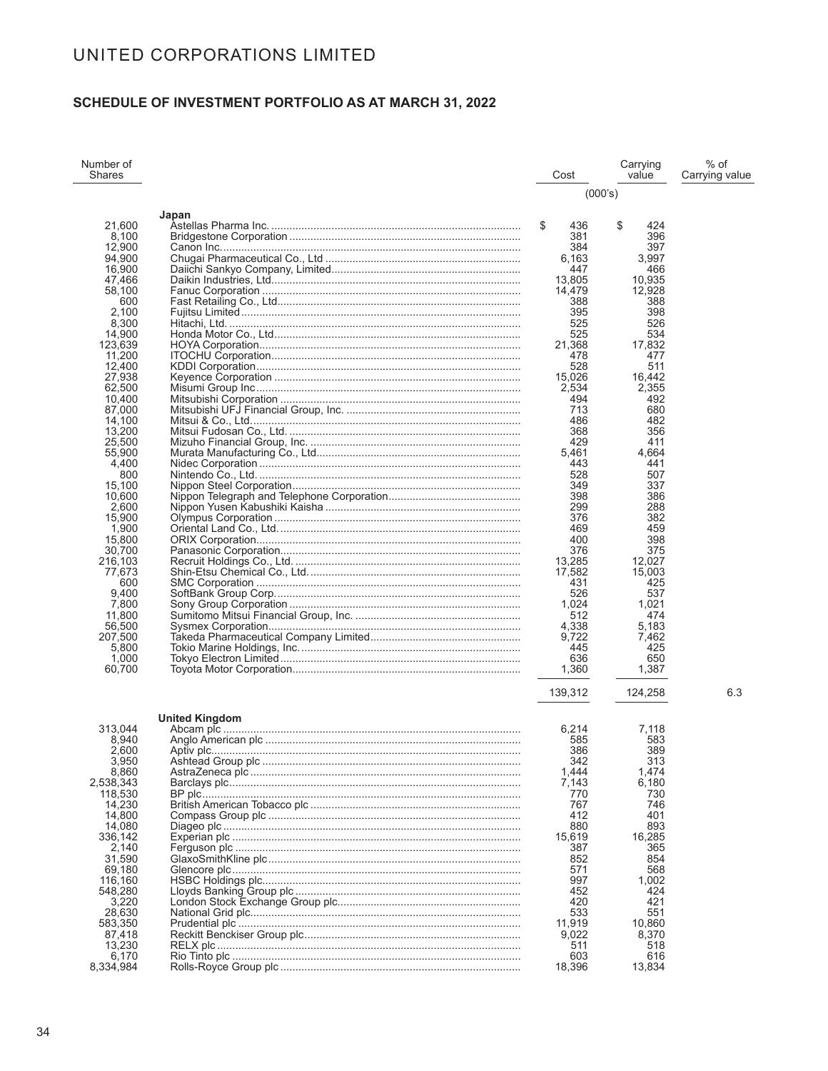## SCHEDULE OF INVESTMENT PORTFOLIO AS AT MARCH 31, 2022

| Number of Shares | | Cost | Carrying value | % of Carrying value |
|---|---|---|---|---|
| | | (000's) | | |
| | **Japan** | | | |
| 21,600 | Astellas Pharma Inc. | $ 436 | $ 424 | |
| 8,100 | Bridgestone Corporation | 381 | 396 | |
| 12,900 | Canon Inc. | 384 | 397 | |
| 94,900 | Chugai Pharmaceutical Co., Ltd | 6,163 | 3,997 | |
| 16,900 | Daiichi Sankyo Company, Limited | 447 | 466 | |
| 47,466 | Daikin Industries, Ltd. | 13,805 | 10,935 | |
| 58,100 | Fanuc Corporation | 14,479 | 12,928 | |
| 600 | Fast Retailing Co., Ltd. | 388 | 388 | |
| 2,100 | Fujitsu Limited | 395 | 398 | |
| 8,300 | Hitachi, Ltd. | 525 | 526 | |
| 14,900 | Honda Motor Co., Ltd | 525 | 534 | |
| 123,639 | HOYA Corporation | 21,368 | 17,832 | |
| 11,200 | ITOCHU Corporation | 478 | 477 | |
| 12,400 | KDDI Corporation | 528 | 511 | |
| 27,938 | Keyence Corporation | 15,026 | 16,442 | |
| 62,500 | Misumi Group Inc | 2,534 | 2,355 | |
| 10,400 | Mitsubishi Corporation | 494 | 492 | |
| 87,000 | Mitsubishi UFJ Financial Group, Inc. | 713 | 680 | |
| 14,100 | Mitsui & Co., Ltd. | 486 | 482 | |
| 13,200 | Mitsui Fudosan Co., Ltd. | 368 | 356 | |
| 25,500 | Mizuho Financial Group, Inc. | 429 | 411 | |
| 55,900 | Murata Manufacturing Co., Ltd. | 5,461 | 4,664 | |
| 4,400 | Nidec Corporation | 443 | 441 | |
| 800 | Nintendo Co., Ltd. | 528 | 507 | |
| 15,100 | Nippon Steel Corporation | 349 | 337 | |
| 10,600 | Nippon Telegraph and Telephone Corporation | 398 | 386 | |
| 2,600 | Nippon Yusen Kabushiki Kaisha | 299 | 288 | |
| 15,900 | Olympus Corporation | 376 | 382 | |
| 1,900 | Oriental Land Co., Ltd. | 469 | 459 | |
| 15,800 | ORIX Corporation | 400 | 398 | |
| 30,700 | Panasonic Corporation | 376 | 375 | |
| 216,103 | Recruit Holdings Co., Ltd. | 13,285 | 12,027 | |
| 77,673 | Shin-Etsu Chemical Co., Ltd. | 17,582 | 15,003 | |
| 600 | SMC Corporation | 431 | 425 | |
| 9,400 | SoftBank Group Corp. | 526 | 537 | |
| 7,800 | Sony Group Corporation | 1,024 | 1,021 | |
| 11,800 | Sumitomo Mitsui Financial Group, Inc. | 512 | 474 | |
| 56,500 | Sysmex Corporation | 4,338 | 5,183 | |
| 207,500 | Takeda Pharmaceutical Company Limited | 9,722 | 7,462 | |
| 5,800 | Tokio Marine Holdings, Inc. | 445 | 425 | |
| 1,000 | Tokyo Electron Limited | 636 | 650 | |
| 60,700 | Toyota Motor Corporation | 1,360 | 1,387 | |
| | | 139,312 | 124,258 | 6.3 |
| | **United Kingdom** | | | |
| 313,044 | Abcam plc | 6,214 | 7,118 | |
| 8,940 | Anglo American plc | 585 | 583 | |
| 2,600 | Aptiv plc | 386 | 389 | |
| 3,950 | Ashtead Group plc | 342 | 313 | |
| 8,860 | AstraZeneca plc | 1,444 | 1,474 | |
| 2,538,343 | Barclays plc | 7,143 | 6,180 | |
| 118,530 | BP plc | 770 | 730 | |
| 14,230 | British American Tobacco plc | 767 | 746 | |
| 14,800 | Compass Group plc | 412 | 401 | |
| 14,080 | Diageo plc | 880 | 893 | |
| 336,142 | Experian plc | 15,619 | 16,285 | |
| 2,140 | Ferguson plc | 387 | 365 | |
| 31,590 | GlaxoSmithKline plc | 852 | 854 | |
| 69,180 | Glencore plc | 571 | 568 | |
| 116,160 | HSBC Holdings plc | 997 | 1,002 | |
| 548,280 | Lloyds Banking Group plc | 452 | 424 | |
| 3,220 | London Stock Exchange Group plc | 420 | 421 | |
| 28,630 | National Grid plc | 533 | 551 | |
| 583,350 | Prudential plc | 11,919 | 10,860 | |
| 87,418 | Reckitt Benckiser Group plc | 9,022 | 8,370 | |
| 13,230 | RELX plc | 511 | 518 | |
| 6,170 | Rio Tinto plc | 603 | 616 | |
| 8,334,984 | Rolls-Royce Group plc | 18,396 | 13,834 | |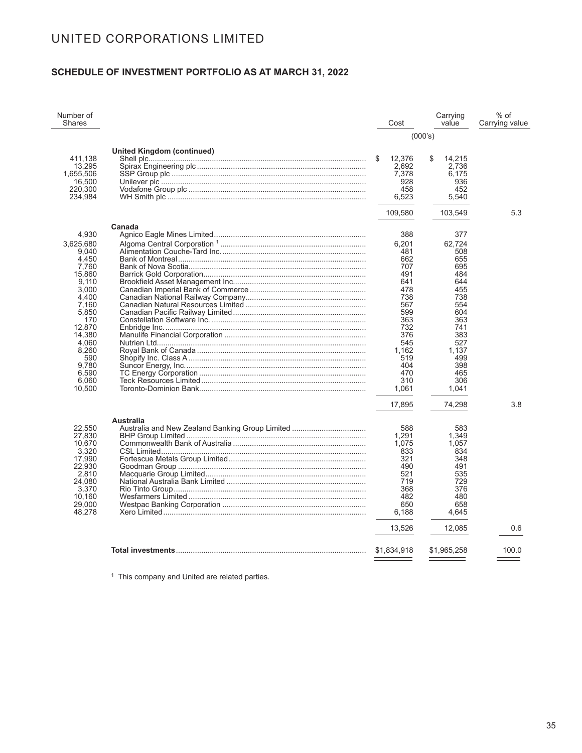# UNITED CORPORATIONS LIMITED

## SCHEDULE OF INVESTMENT PORTFOLIO AS AT MARCH 31, 2022

| Number of Shares | | Cost | Carrying value | % of Carrying value |
|---|---|---|---|---|
| | | (000's) | | |
| | **United Kingdom (continued)** | | | |
| 411,138 | Shell plc | $ 12,376 | $ 14,215 | |
| 13,295 | Spirax Engineering plc | 2,692 | 2,736 | |
| 1,655,506 | SSP Group plc | 7,378 | 6,175 | |
| 16,500 | Unilever plc | 928 | 936 | |
| 220,300 | Vodafone Group plc | 458 | 452 | |
| 234,984 | WH Smith plc | 6,523 | 5,540 | |
| | | 109,580 | 103,549 | 5.3 |
| | **Canada** | | | |
| 4,930 | Agnico Eagle Mines Limited | 388 | 377 | |
| 3,625,680 | Algoma Central Corporation [1] | 6,201 | 62,724 | |
| 9,040 | Alimentation Couche-Tard Inc. | 481 | 508 | |
| 4,450 | Bank of Montreal | 662 | 655 | |
| 7,760 | Bank of Nova Scotia | 707 | 695 | |
| 15,860 | Barrick Gold Corporation | 491 | 484 | |
| 9,110 | Brookfield Asset Management Inc. | 641 | 644 | |
| 3,000 | Canadian Imperial Bank of Commerce | 478 | 455 | |
| 4,400 | Canadian National Railway Company | 738 | 738 | |
| 7,160 | Canadian Natural Resources Limited | 567 | 554 | |
| 5,850 | Canadian Pacific Railway Limited | 599 | 604 | |
| 170 | Constellation Software Inc. | 363 | 363 | |
| 12,870 | Enbridge Inc. | 732 | 741 | |
| 14,380 | Manulife Financial Corporation | 376 | 383 | |
| 4,060 | Nutrien Ltd. | 545 | 527 | |
| 8,260 | Royal Bank of Canada | 1,162 | 1,137 | |
| 590 | Shopify Inc. Class A | 519 | 499 | |
| 9,780 | Suncor Energy, Inc. | 404 | 398 | |
| 6,590 | TC Energy Corporation | 470 | 465 | |
| 6,060 | Teck Resources Limited | 310 | 306 | |
| 10,500 | Toronto-Dominion Bank | 1,061 | 1,041 | |
| | | 17,895 | 74,298 | 3.8 |
| | **Australia** | | | |
| 22,550 | Australia and New Zealand Banking Group Limited | 588 | 583 | |
| 27,830 | BHP Group Limited | 1,291 | 1,349 | |
| 10,670 | Commonwealth Bank of Australia | 1,075 | 1,057 | |
| 3,320 | CSL Limited | 833 | 834 | |
| 17,990 | Fortescue Metals Group Limited | 321 | 348 | |
| 22,930 | Goodman Group | 490 | 491 | |
| 2,810 | Macquarie Group Limited | 521 | 535 | |
| 24,080 | National Australia Bank Limited | 719 | 729 | |
| 3,370 | Rio Tinto Group | 368 | 376 | |
| 10,160 | Wesfarmers Limited | 482 | 480 | |
| 29,000 | Westpac Banking Corporation | 650 | 658 | |
| 48,278 | Xero Limited | 6,188 | 4,645 | |
| | | 13,526 | 12,085 | 0.6 |
| | **Total investments** | $1,834,918 | $1,965,258 | 100.0 |

[1] This company and United are related parties.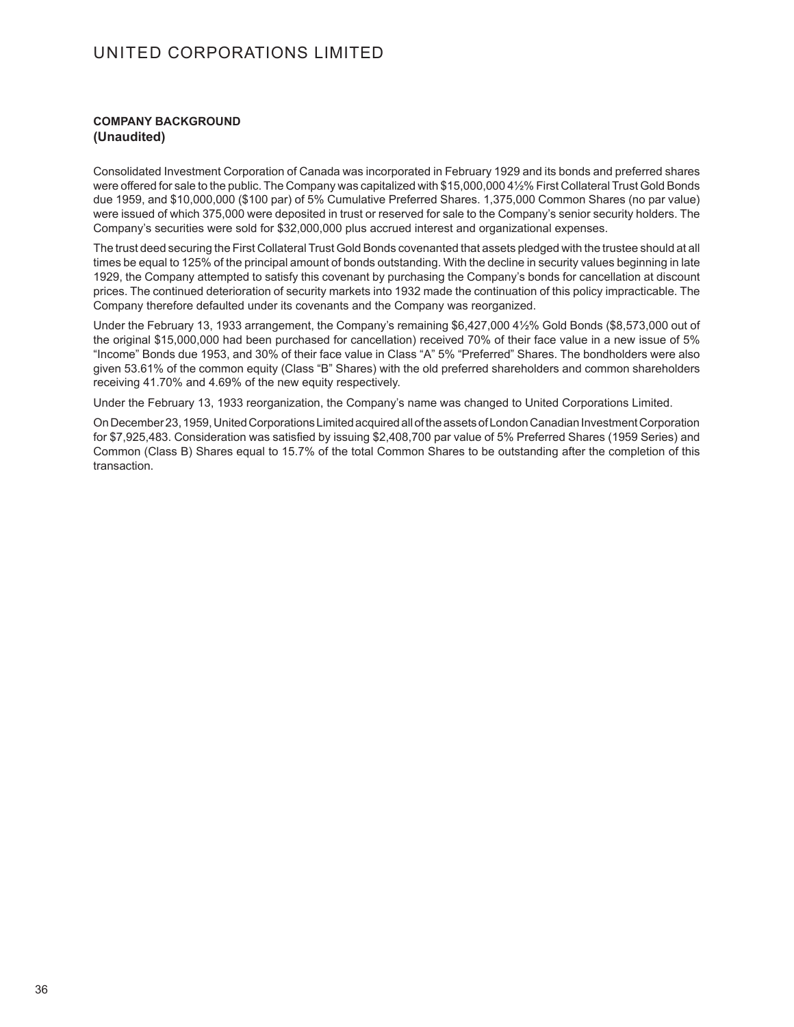## COMPANY BACKGROUND
### (Unaudited)

Consolidated Investment Corporation of Canada was incorporated in February 1929 and its bonds and preferred shares were offered for sale to the public. The Company was capitalized with $15,000,000 4½% First Collateral Trust Gold Bonds due 1959, and $10,000,000 ($100 par) of 5% Cumulative Preferred Shares. 1,375,000 Common Shares (no par value) were issued of which 375,000 were deposited in trust or reserved for sale to the Company's senior security holders. The Company's securities were sold for $32,000,000 plus accrued interest and organizational expenses.

The trust deed securing the First Collateral Trust Gold Bonds covenanted that assets pledged with the trustee should at all times be equal to 125% of the principal amount of bonds outstanding. With the decline in security values beginning in late 1929, the Company attempted to satisfy this covenant by purchasing the Company's bonds for cancellation at discount prices. The continued deterioration of security markets into 1932 made the continuation of this policy impracticable. The Company therefore defaulted under its covenants and the Company was reorganized.

Under the February 13, 1933 arrangement, the Company's remaining $6,427,000 4½% Gold Bonds ($8,573,000 out of the original $15,000,000 had been purchased for cancellation) received 70% of their face value in a new issue of 5% "Income" Bonds due 1953, and 30% of their face value in Class "A" 5% "Preferred" Shares. The bondholders were also given 53.61% of the common equity (Class "B" Shares) with the old preferred shareholders and common shareholders receiving 41.70% and 4.69% of the new equity respectively.

Under the February 13, 1933 reorganization, the Company's name was changed to United Corporations Limited.

On December 23, 1959, United Corporations Limited acquired all of the assets of London Canadian Investment Corporation for $7,925,483. Consideration was satisfied by issuing $2,408,700 par value of 5% Preferred Shares (1959 Series) and Common (Class B) Shares equal to 15.7% of the total Common Shares to be outstanding after the completion of this transaction.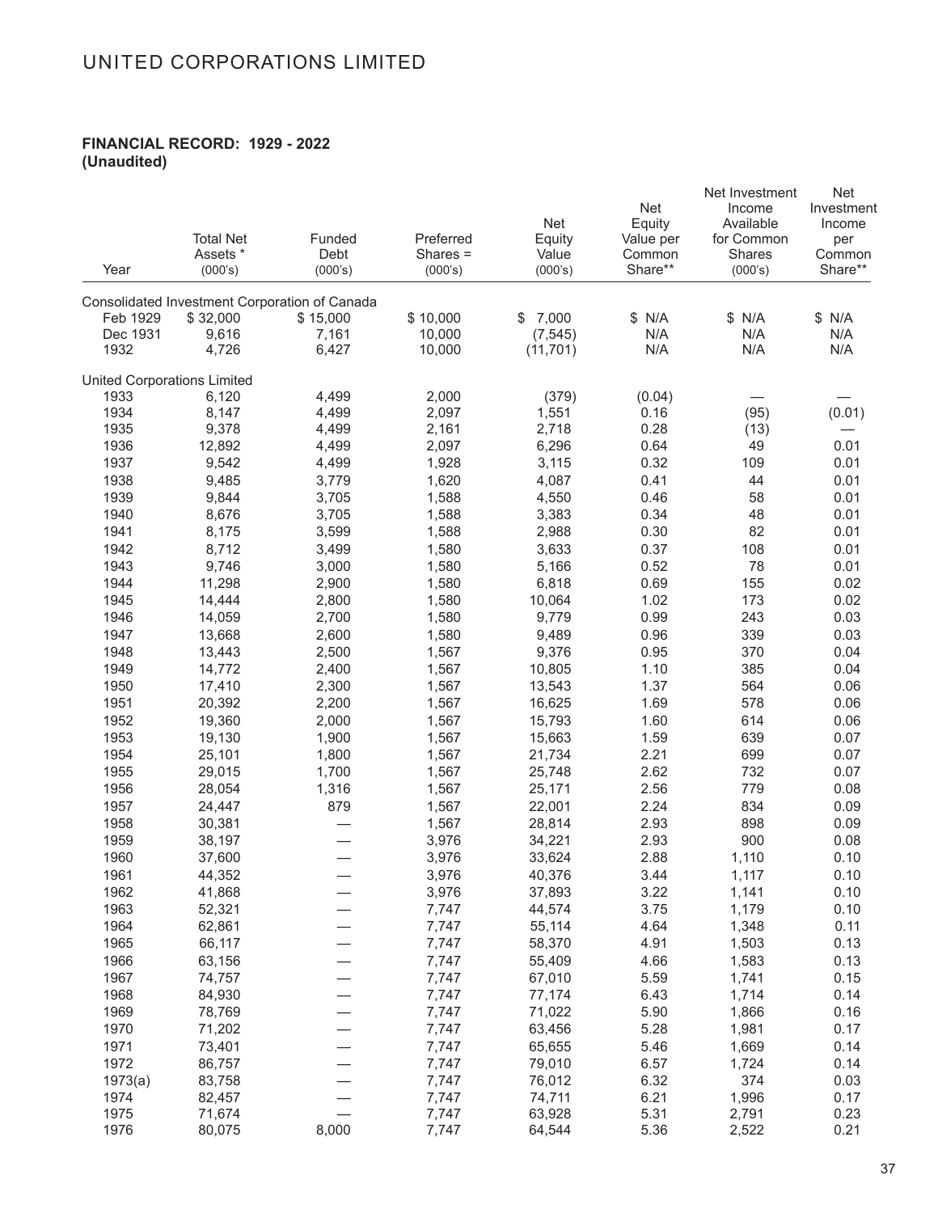## FINANCIAL RECORD: 1929 - 2022
**(Unaudited)**

| Year | Total Net Assets * (000's) | Funded Debt (000's) | Preferred Shares = (000's) | Net Equity Value (000's) | Net Equity Value per Common Share** | Net Investment Income Available for Common Shares (000's) | Net Investment Income per Common Share** |
|---|---|---|---|---|---|---|---|
| Consolidated Investment Corporation of Canada | | | | | | | |
| Feb 1929 | $ 32,000 | $ 15,000 | $ 10,000 | $ 7,000 | $ N/A | $ N/A | $ N/A |
| Dec 1931 | 9,616 | 7,161 | 10,000 | (7,545) | N/A | N/A | N/A |
| 1932 | 4,726 | 6,427 | 10,000 | (11,701) | N/A | N/A | N/A |
| United Corporations Limited | | | | | | | |
| 1933 | 6,120 | 4,499 | 2,000 | (379) | (0.04) | — | — |
| 1934 | 8,147 | 4,499 | 2,097 | 1,551 | 0.16 | (95) | (0.01) |
| 1935 | 9,378 | 4,499 | 2,161 | 2,718 | 0.28 | (13) | — |
| 1936 | 12,892 | 4,499 | 2,097 | 6,296 | 0.64 | 49 | 0.01 |
| 1937 | 9,542 | 4,499 | 1,928 | 3,115 | 0.32 | 109 | 0.01 |
| 1938 | 9,485 | 3,779 | 1,620 | 4,087 | 0.41 | 44 | 0.01 |
| 1939 | 9,844 | 3,705 | 1,588 | 4,550 | 0.46 | 58 | 0.01 |
| 1940 | 8,676 | 3,705 | 1,588 | 3,383 | 0.34 | 48 | 0.01 |
| 1941 | 8,175 | 3,599 | 1,588 | 2,988 | 0.30 | 82 | 0.01 |
| 1942 | 8,712 | 3,499 | 1,580 | 3,633 | 0.37 | 108 | 0.01 |
| 1943 | 9,746 | 3,000 | 1,580 | 5,166 | 0.52 | 78 | 0.01 |
| 1944 | 11,298 | 2,900 | 1,580 | 6,818 | 0.69 | 155 | 0.02 |
| 1945 | 14,444 | 2,800 | 1,580 | 10,064 | 1.02 | 173 | 0.02 |
| 1946 | 14,059 | 2,700 | 1,580 | 9,779 | 0.99 | 243 | 0.03 |
| 1947 | 13,668 | 2,600 | 1,580 | 9,489 | 0.96 | 339 | 0.03 |
| 1948 | 13,443 | 2,500 | 1,567 | 9,376 | 0.95 | 370 | 0.04 |
| 1949 | 14,772 | 2,400 | 1,567 | 10,805 | 1.10 | 385 | 0.04 |
| 1950 | 17,410 | 2,300 | 1,567 | 13,543 | 1.37 | 564 | 0.06 |
| 1951 | 20,392 | 2,200 | 1,567 | 16,625 | 1.69 | 578 | 0.06 |
| 1952 | 19,360 | 2,000 | 1,567 | 15,793 | 1.60 | 614 | 0.06 |
| 1953 | 19,130 | 1,900 | 1,567 | 15,663 | 1.59 | 639 | 0.07 |
| 1954 | 25,101 | 1,800 | 1,567 | 21,734 | 2.21 | 699 | 0.07 |
| 1955 | 29,015 | 1,700 | 1,567 | 25,748 | 2.62 | 732 | 0.07 |
| 1956 | 28,054 | 1,316 | 1,567 | 25,171 | 2.56 | 779 | 0.08 |
| 1957 | 24,447 | 879 | 1,567 | 22,001 | 2.24 | 834 | 0.09 |
| 1958 | 30,381 | — | 1,567 | 28,814 | 2.93 | 898 | 0.09 |
| 1959 | 38,197 | — | 3,976 | 34,221 | 2.93 | 900 | 0.08 |
| 1960 | 37,600 | — | 3,976 | 33,624 | 2.88 | 1,110 | 0.10 |
| 1961 | 44,352 | — | 3,976 | 40,376 | 3.44 | 1,117 | 0.10 |
| 1962 | 41,868 | — | 3,976 | 37,893 | 3.22 | 1,141 | 0.10 |
| 1963 | 52,321 | — | 7,747 | 44,574 | 3.75 | 1,179 | 0.10 |
| 1964 | 62,861 | — | 7,747 | 55,114 | 4.64 | 1,348 | 0.11 |
| 1965 | 66,117 | — | 7,747 | 58,370 | 4.91 | 1,503 | 0.13 |
| 1966 | 63,156 | — | 7,747 | 55,409 | 4.66 | 1,583 | 0.13 |
| 1967 | 74,757 | — | 7,747 | 67,010 | 5.59 | 1,741 | 0.15 |
| 1968 | 84,930 | — | 7,747 | 77,174 | 6.43 | 1,714 | 0.14 |
| 1969 | 78,769 | — | 7,747 | 71,022 | 5.90 | 1,866 | 0.16 |
| 1970 | 71,202 | — | 7,747 | 63,456 | 5.28 | 1,981 | 0.17 |
| 1971 | 73,401 | — | 7,747 | 65,655 | 5.46 | 1,669 | 0.14 |
| 1972 | 86,757 | — | 7,747 | 79,010 | 6.57 | 1,724 | 0.14 |
| 1973(a) | 83,758 | — | 7,747 | 76,012 | 6.32 | 374 | 0.03 |
| 1974 | 82,457 | — | 7,747 | 74,711 | 6.21 | 1,996 | 0.17 |
| 1975 | 71,674 | — | 7,747 | 63,928 | 5.31 | 2,791 | 0.23 |
| 1976 | 80,075 | 8,000 | 7,747 | 64,544 | 5.36 | 2,522 | 0.21 |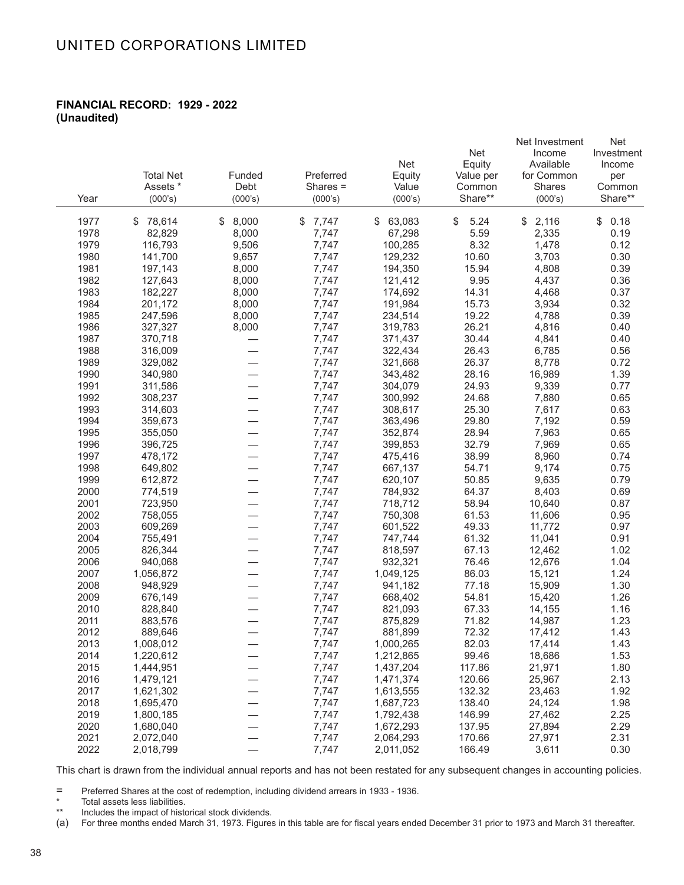# UNITED CORPORATIONS LIMITED

**FINANCIAL RECORD: 1929 - 2022**
**(Unaudited)**

| Year | Total Net Assets * (000's) | Funded Debt (000's) | Preferred Shares = (000's) | Net Equity Value (000's) | Net Equity Value per Common Share** | Net Investment Income Available for Common Shares (000's) | Net Investment Income per Common Share** |
|---|---|---|---|---|---|---|---|
| 1977 | $ 78,614 | $ 8,000 | $ 7,747 | $ 63,083 | $ 5.24 | $ 2,116 | $ 0.18 |
| 1978 | 82,829 | 8,000 | 7,747 | 67,298 | 5.59 | 2,335 | 0.19 |
| 1979 | 116,793 | 9,506 | 7,747 | 100,285 | 8.32 | 1,478 | 0.12 |
| 1980 | 141,700 | 9,657 | 7,747 | 129,232 | 10.60 | 3,703 | 0.30 |
| 1981 | 197,143 | 8,000 | 7,747 | 194,350 | 15.94 | 4,808 | 0.39 |
| 1982 | 127,643 | 8,000 | 7,747 | 121,412 | 9.95 | 4,437 | 0.36 |
| 1983 | 182,227 | 8,000 | 7,747 | 174,692 | 14.31 | 4,468 | 0.37 |
| 1984 | 201,172 | 8,000 | 7,747 | 191,984 | 15.73 | 3,934 | 0.32 |
| 1985 | 247,596 | 8,000 | 7,747 | 234,514 | 19.22 | 4,788 | 0.39 |
| 1986 | 327,327 | 8,000 | 7,747 | 319,783 | 26.21 | 4,816 | 0.40 |
| 1987 | 370,718 | — | 7,747 | 371,437 | 30.44 | 4,841 | 0.40 |
| 1988 | 316,009 | — | 7,747 | 322,434 | 26.43 | 6,785 | 0.56 |
| 1989 | 329,082 | — | 7,747 | 321,668 | 26.37 | 8,778 | 0.72 |
| 1990 | 340,980 | — | 7,747 | 343,482 | 28.16 | 16,989 | 1.39 |
| 1991 | 311,586 | — | 7,747 | 304,079 | 24.93 | 9,339 | 0.77 |
| 1992 | 308,237 | — | 7,747 | 300,992 | 24.68 | 7,880 | 0.65 |
| 1993 | 314,603 | — | 7,747 | 308,617 | 25.30 | 7,617 | 0.63 |
| 1994 | 359,673 | — | 7,747 | 363,496 | 29.80 | 7,192 | 0.59 |
| 1995 | 355,050 | — | 7,747 | 352,874 | 28.94 | 7,963 | 0.65 |
| 1996 | 396,725 | — | 7,747 | 399,853 | 32.79 | 7,969 | 0.65 |
| 1997 | 478,172 | — | 7,747 | 475,416 | 38.99 | 8,960 | 0.74 |
| 1998 | 649,802 | — | 7,747 | 667,137 | 54.71 | 9,174 | 0.75 |
| 1999 | 612,872 | — | 7,747 | 620,107 | 50.85 | 9,635 | 0.79 |
| 2000 | 774,519 | — | 7,747 | 784,932 | 64.37 | 8,403 | 0.69 |
| 2001 | 723,950 | — | 7,747 | 718,712 | 58.94 | 10,640 | 0.87 |
| 2002 | 758,055 | — | 7,747 | 750,308 | 61.53 | 11,606 | 0.95 |
| 2003 | 609,269 | — | 7,747 | 601,522 | 49.33 | 11,772 | 0.97 |
| 2004 | 755,491 | — | 7,747 | 747,744 | 61.32 | 11,041 | 0.91 |
| 2005 | 826,344 | — | 7,747 | 818,597 | 67.13 | 12,462 | 1.02 |
| 2006 | 940,068 | — | 7,747 | 932,321 | 76.46 | 12,676 | 1.04 |
| 2007 | 1,056,872 | — | 7,747 | 1,049,125 | 86.03 | 15,121 | 1.24 |
| 2008 | 948,929 | — | 7,747 | 941,182 | 77.18 | 15,909 | 1.30 |
| 2009 | 676,149 | — | 7,747 | 668,402 | 54.81 | 15,420 | 1.26 |
| 2010 | 828,840 | — | 7,747 | 821,093 | 67.33 | 14,155 | 1.16 |
| 2011 | 883,576 | — | 7,747 | 875,829 | 71.82 | 14,987 | 1.23 |
| 2012 | 889,646 | — | 7,747 | 881,899 | 72.32 | 17,412 | 1.43 |
| 2013 | 1,008,012 | — | 7,747 | 1,000,265 | 82.03 | 17,414 | 1.43 |
| 2014 | 1,220,612 | — | 7,747 | 1,212,865 | 99.46 | 18,686 | 1.53 |
| 2015 | 1,444,951 | — | 7,747 | 1,437,204 | 117.86 | 21,971 | 1.80 |
| 2016 | 1,479,121 | — | 7,747 | 1,471,374 | 120.66 | 25,967 | 2.13 |
| 2017 | 1,621,302 | — | 7,747 | 1,613,555 | 132.32 | 23,463 | 1.92 |
| 2018 | 1,695,470 | — | 7,747 | 1,687,723 | 138.40 | 24,124 | 1.98 |
| 2019 | 1,800,185 | — | 7,747 | 1,792,438 | 146.99 | 27,462 | 2.25 |
| 2020 | 1,680,040 | — | 7,747 | 1,672,293 | 137.95 | 27,894 | 2.29 |
| 2021 | 2,072,040 | — | 7,747 | 2,064,293 | 170.66 | 27,971 | 2.31 |
| 2022 | 2,018,799 | — | 7,747 | 2,011,052 | 166.49 | 3,611 | 0.30 |

This chart is drawn from the individual annual reports and has not been restated for any subsequent changes in accounting policies.

= Preferred Shares at the cost of redemption, including dividend arrears in 1933 - 1936.

\* Total assets less liabilities.

** Includes the impact of historical stock dividends.

(a) For three months ended March 31, 1973. Figures in this table are for fiscal years ended December 31 prior to 1973 and March 31 thereafter.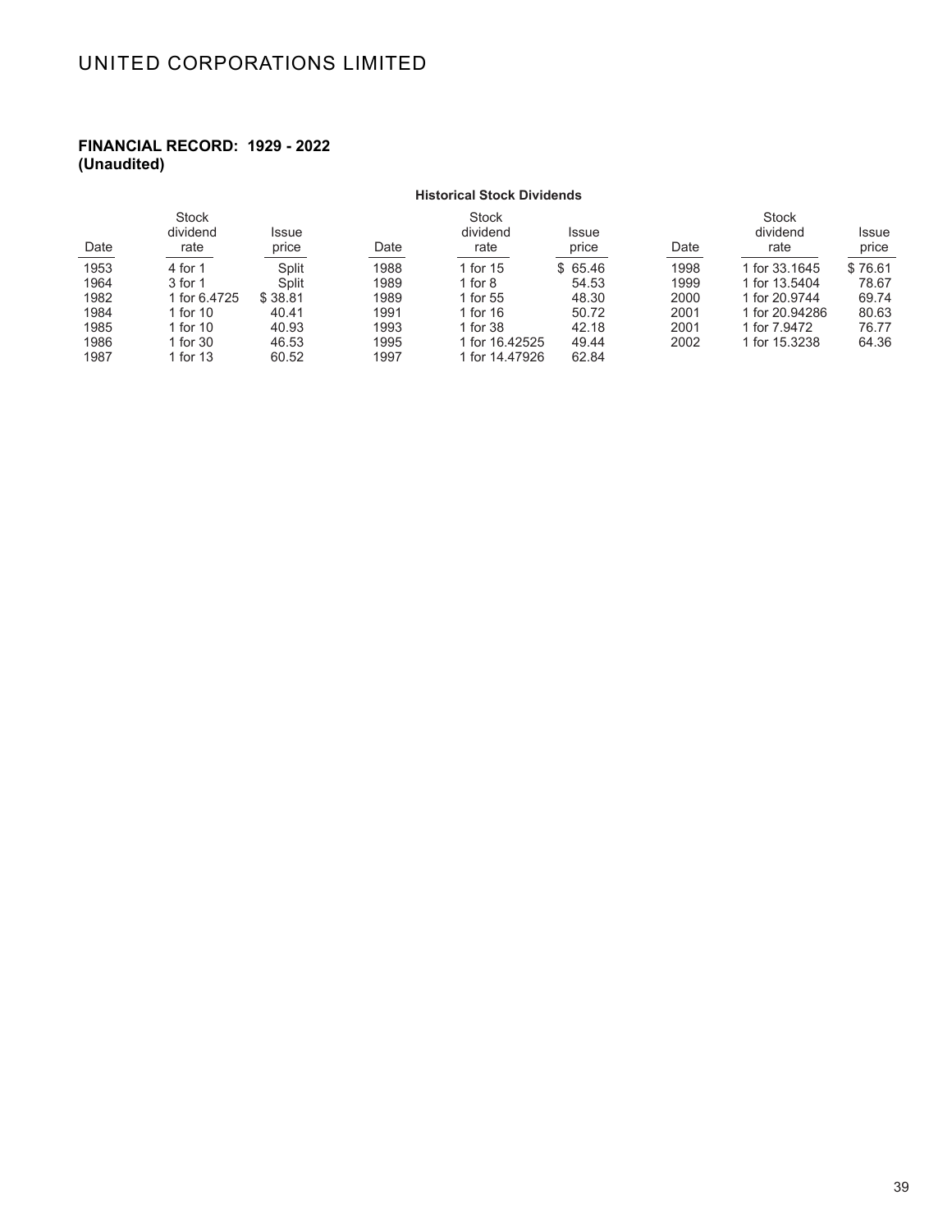## FINANCIAL RECORD: 1929 - 2022
**(Unaudited)**

**Historical Stock Dividends**

| Date | Stock dividend rate | Issue price | Date | Stock dividend rate | Issue price | Date | Stock dividend rate | Issue price |
|---|---|---|---|---|---|---|---|---|
| 1953 | 4 for 1 | Split | 1988 | 1 for 15 | $ 65.46 | 1998 | 1 for 33.1645 | $ 76.61 |
| 1964 | 3 for 1 | Split | 1989 | 1 for 8 | 54.53 | 1999 | 1 for 13.5404 | 78.67 |
| 1982 | 1 for 6.4725 | $ 38.81 | 1989 | 1 for 55 | 48.30 | 2000 | 1 for 20.9744 | 69.74 |
| 1984 | 1 for 10 | 40.41 | 1991 | 1 for 16 | 50.72 | 2001 | 1 for 20.94286 | 80.63 |
| 1985 | 1 for 10 | 40.93 | 1993 | 1 for 38 | 42.18 | 2001 | 1 for 7.9472 | 76.77 |
| 1986 | 1 for 30 | 46.53 | 1995 | 1 for 16.42525 | 49.44 | 2002 | 1 for 15.3238 | 64.36 |
| 1987 | 1 for 13 | 60.52 | 1997 | 1 for 14.47926 | 62.84 | | | |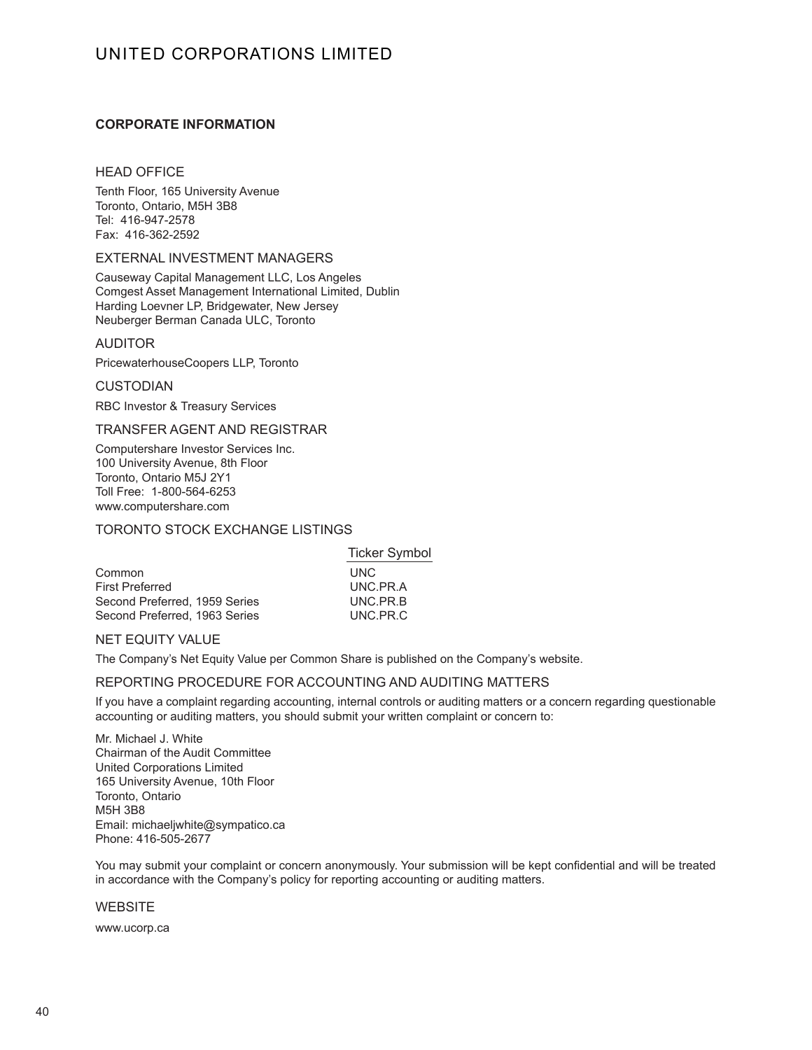## CORPORATE INFORMATION

### HEAD OFFICE

Tenth Floor, 165 University Avenue
Toronto, Ontario, M5H 3B8
Tel: 416-947-2578
Fax: 416-362-2592

### EXTERNAL INVESTMENT MANAGERS

Causeway Capital Management LLC, Los Angeles
Comgest Asset Management International Limited, Dublin
Harding Loevner LP, Bridgewater, New Jersey
Neuberger Berman Canada ULC, Toronto

### AUDITOR

PricewaterhouseCoopers LLP, Toronto

### CUSTODIAN

RBC Investor & Treasury Services

### TRANSFER AGENT AND REGISTRAR

Computershare Investor Services Inc.
100 University Avenue, 8th Floor
Toronto, Ontario M5J 2Y1
Toll Free: 1-800-564-6253
www.computershare.com

### TORONTO STOCK EXCHANGE LISTINGS

| | Ticker Symbol |
|---|---|
| Common | UNC |
| First Preferred | UNC.PR.A |
| Second Preferred, 1959 Series | UNC.PR.B |
| Second Preferred, 1963 Series | UNC.PR.C |

### NET EQUITY VALUE

The Company's Net Equity Value per Common Share is published on the Company's website.

### REPORTING PROCEDURE FOR ACCOUNTING AND AUDITING MATTERS

If you have a complaint regarding accounting, internal controls or auditing matters or a concern regarding questionable accounting or auditing matters, you should submit your written complaint or concern to:

Mr. Michael J. White
Chairman of the Audit Committee
United Corporations Limited
165 University Avenue, 10th Floor
Toronto, Ontario
M5H 3B8
Email: michaeljwhite@sympatico.ca
Phone: 416-505-2677

You may submit your complaint or concern anonymously. Your submission will be kept confidential and will be treated in accordance with the Company's policy for reporting accounting or auditing matters.

### WEBSITE

www.ucorp.ca